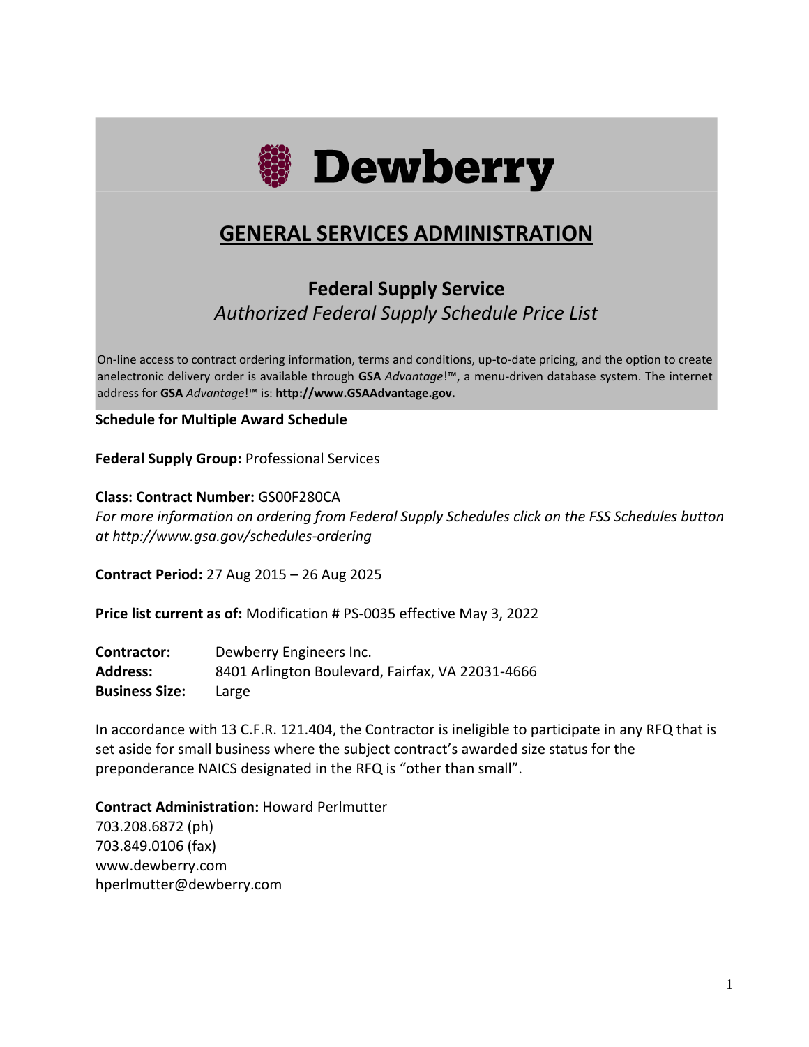# Dewberry

## GENERAL SERVICES ADMINISTRATION

### Federal Supply Service

*Authorized Federal Supply Schedule Price List*

On-line access to contract ordering information, terms and conditions, up-to-date pricing, and the option to create anelectronic delivery order is available through **GSA** *Advantage*!™, a menu-driven database system. The internet address for **GSA** *Advantage*!™ is: **http://www.GSAAdvantage.gov.**

**Schedule for Multiple Award Schedule**

**Federal Supply Group:** Professional Services

**Class: Contract Number:** GS00F280CA

*For more information on ordering from Federal Supply Schedules click on the FSS Schedules button at http://www.gsa.gov/schedules-ordering*

**Contract Period:** 27 Aug 2015 – 26 Aug 2025

**Price list current as of:** Modification # PS-0035 effective May 3, 2022

**Contractor:** Dewberry Engineers Inc.
**Address:** 8401 Arlington Boulevard, Fairfax, VA 22031-4666
**Business Size:** Large

In accordance with 13 C.F.R. 121.404, the Contractor is ineligible to participate in any RFQ that is set aside for small business where the subject contract's awarded size status for the preponderance NAICS designated in the RFQ is "other than small".

**Contract Administration:** Howard Perlmutter
703.208.6872 (ph)
703.849.0106 (fax)
www.dewberry.com
hperlmutter@dewberry.com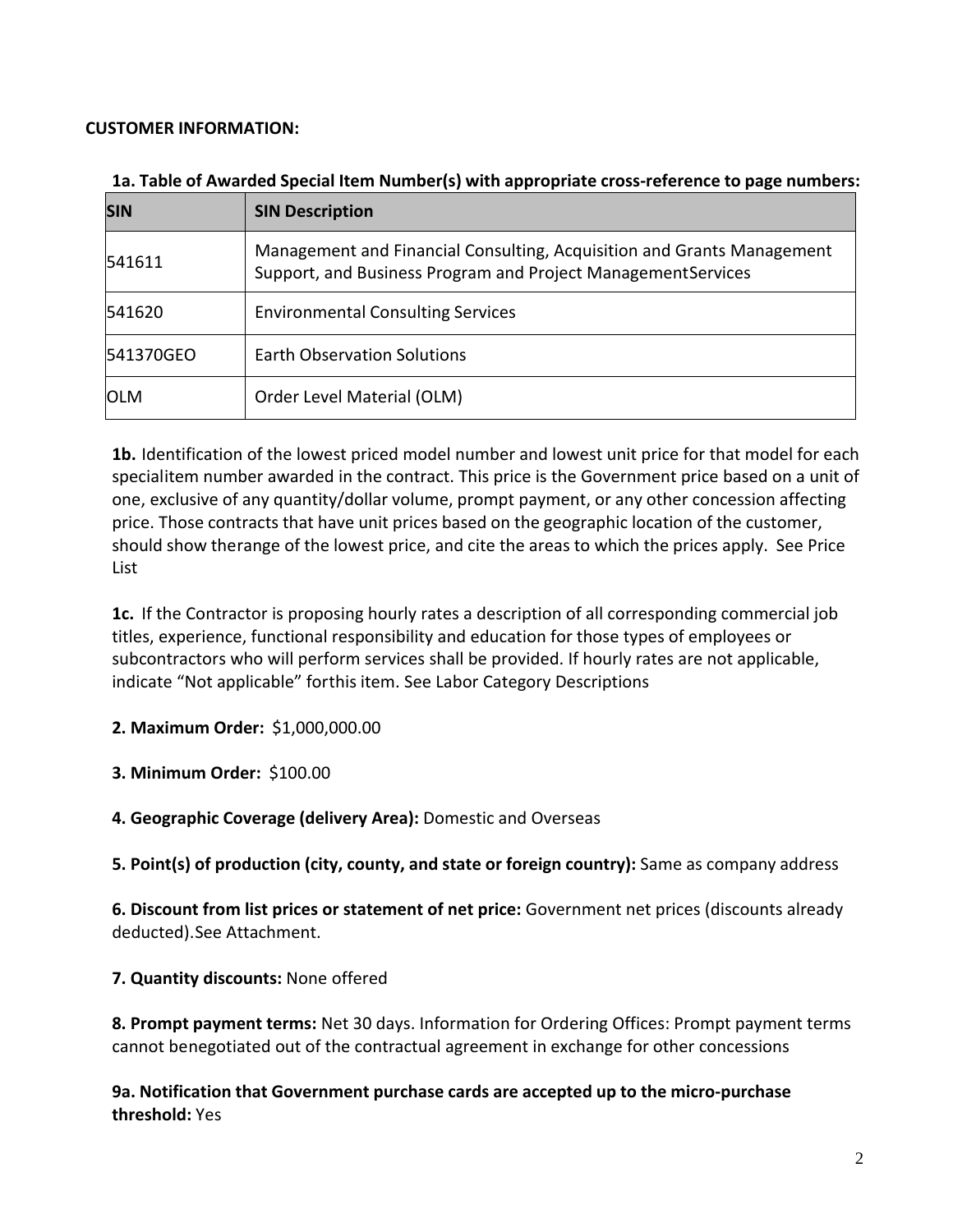**CUSTOMER INFORMATION:**

**1a. Table of Awarded Special Item Number(s) with appropriate cross-reference to page numbers:**

| SIN | SIN Description |
|---|---|
| 541611 | Management and Financial Consulting, Acquisition and Grants Management Support, and Business Program and Project ManagementServices |
| 541620 | Environmental Consulting Services |
| 541370GEO | Earth Observation Solutions |
| OLM | Order Level Material (OLM) |

**1b.** Identification of the lowest priced model number and lowest unit price for that model for each specialitem number awarded in the contract. This price is the Government price based on a unit of one, exclusive of any quantity/dollar volume, prompt payment, or any other concession affecting price. Those contracts that have unit prices based on the geographic location of the customer, should show therange of the lowest price, and cite the areas to which the prices apply. See Price List

**1c.** If the Contractor is proposing hourly rates a description of all corresponding commercial job titles, experience, functional responsibility and education for those types of employees or subcontractors who will perform services shall be provided. If hourly rates are not applicable, indicate "Not applicable" forthis item. See Labor Category Descriptions

**2. Maximum Order:** $1,000,000.00

**3. Minimum Order:** $100.00

**4. Geographic Coverage (delivery Area):** Domestic and Overseas

**5. Point(s) of production (city, county, and state or foreign country):** Same as company address

**6. Discount from list prices or statement of net price:** Government net prices (discounts already deducted).See Attachment.

**7. Quantity discounts:** None offered

**8. Prompt payment terms:** Net 30 days. Information for Ordering Offices: Prompt payment terms cannot benegotiated out of the contractual agreement in exchange for other concessions

**9a. Notification that Government purchase cards are accepted up to the micro-purchase threshold:** Yes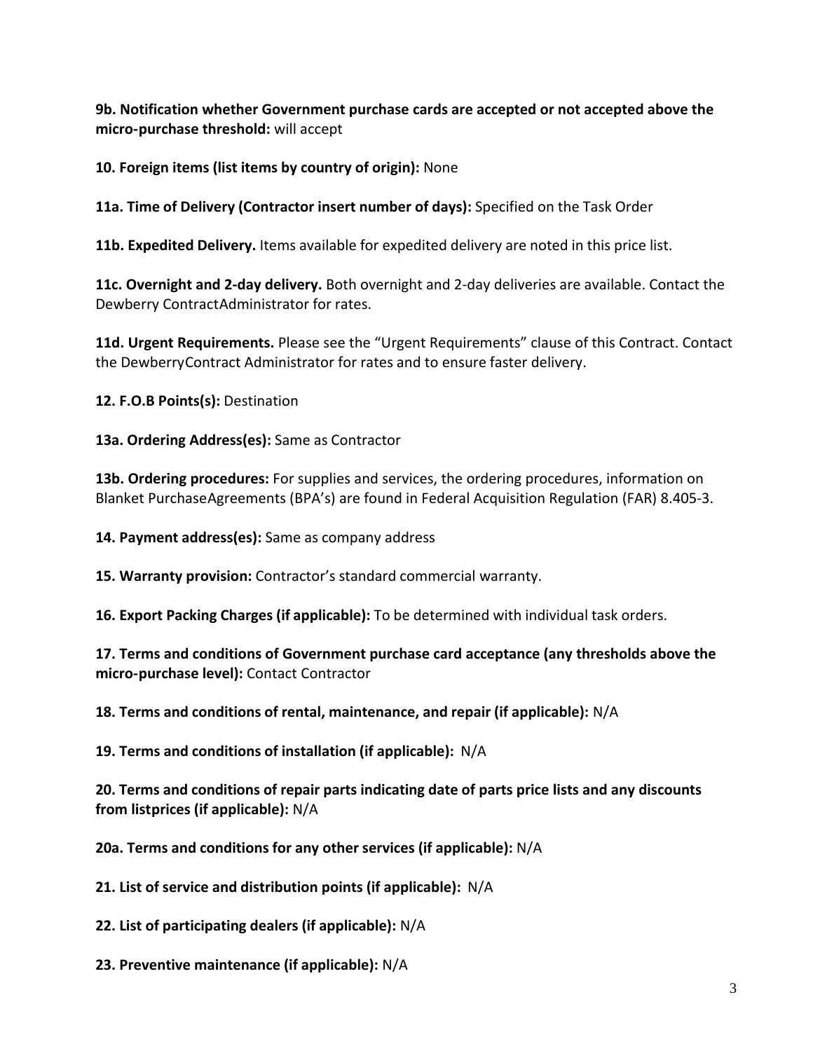**9b. Notification whether Government purchase cards are accepted or not accepted above the micro-purchase threshold:** will accept

**10. Foreign items (list items by country of origin):** None

**11a. Time of Delivery (Contractor insert number of days):** Specified on the Task Order

**11b. Expedited Delivery.** Items available for expedited delivery are noted in this price list.

**11c. Overnight and 2-day delivery.** Both overnight and 2-day deliveries are available. Contact the Dewberry ContractAdministrator for rates.

**11d. Urgent Requirements.** Please see the "Urgent Requirements" clause of this Contract. Contact the DewberryContract Administrator for rates and to ensure faster delivery.

**12. F.O.B Points(s):** Destination

**13a. Ordering Address(es):** Same as Contractor

**13b. Ordering procedures:** For supplies and services, the ordering procedures, information on Blanket PurchaseAgreements (BPA's) are found in Federal Acquisition Regulation (FAR) 8.405-3.

**14. Payment address(es):** Same as company address

**15. Warranty provision:** Contractor's standard commercial warranty.

**16. Export Packing Charges (if applicable):** To be determined with individual task orders.

**17. Terms and conditions of Government purchase card acceptance (any thresholds above the micro-purchase level):** Contact Contractor

**18. Terms and conditions of rental, maintenance, and repair (if applicable):** N/A

**19. Terms and conditions of installation (if applicable):** N/A

**20. Terms and conditions of repair parts indicating date of parts price lists and any discounts from listprices (if applicable):** N/A

**20a. Terms and conditions for any other services (if applicable):** N/A

**21. List of service and distribution points (if applicable):** N/A

**22. List of participating dealers (if applicable):** N/A

**23. Preventive maintenance (if applicable):** N/A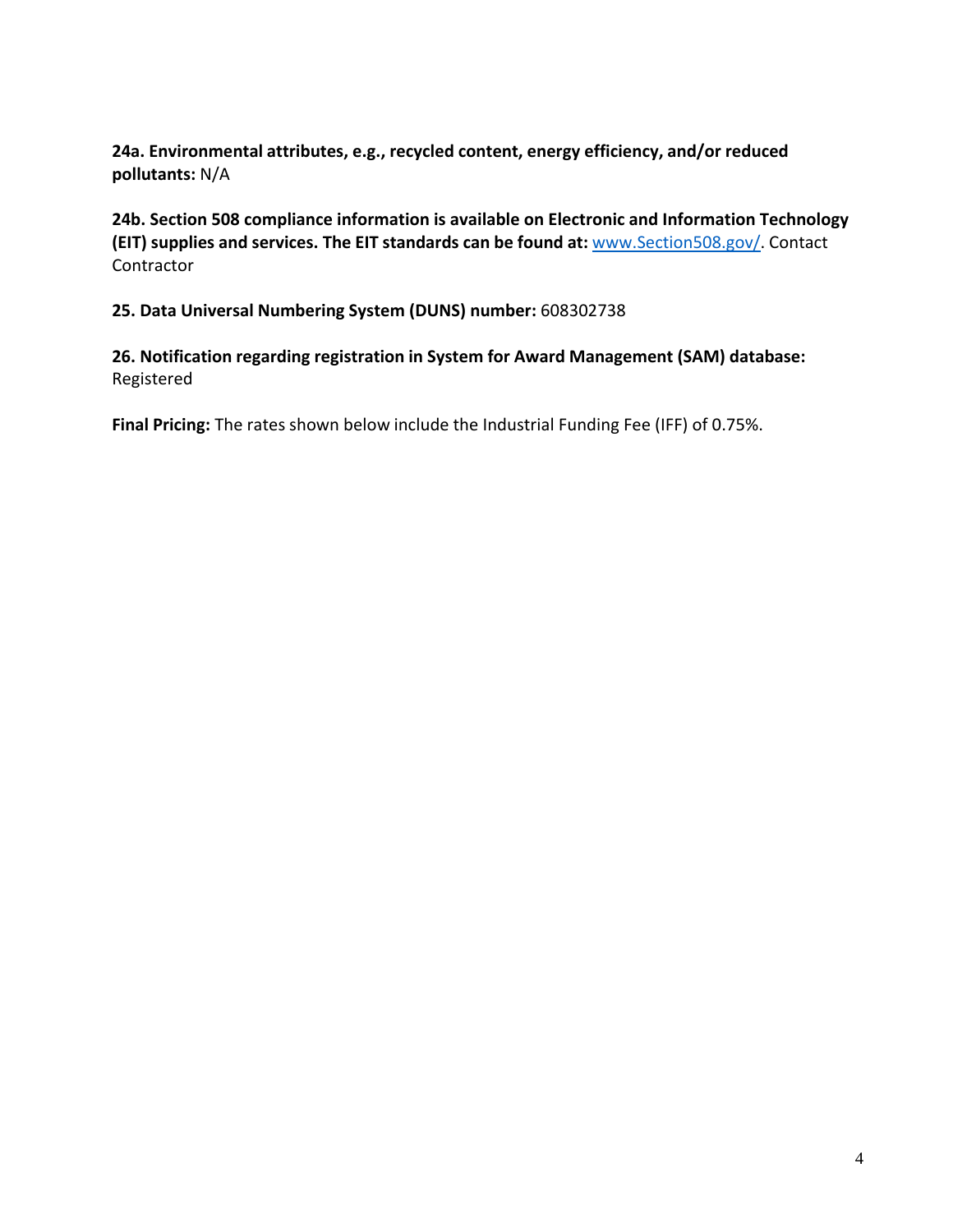**24a. Environmental attributes, e.g., recycled content, energy efficiency, and/or reduced pollutants:** N/A

**24b. Section 508 compliance information is available on Electronic and Information Technology (EIT) supplies and services. The EIT standards can be found at:** www.Section508.gov/. Contact Contractor

**25. Data Universal Numbering System (DUNS) number:** 608302738

**26. Notification regarding registration in System for Award Management (SAM) database:** Registered

**Final Pricing:** The rates shown below include the Industrial Funding Fee (IFF) of 0.75%.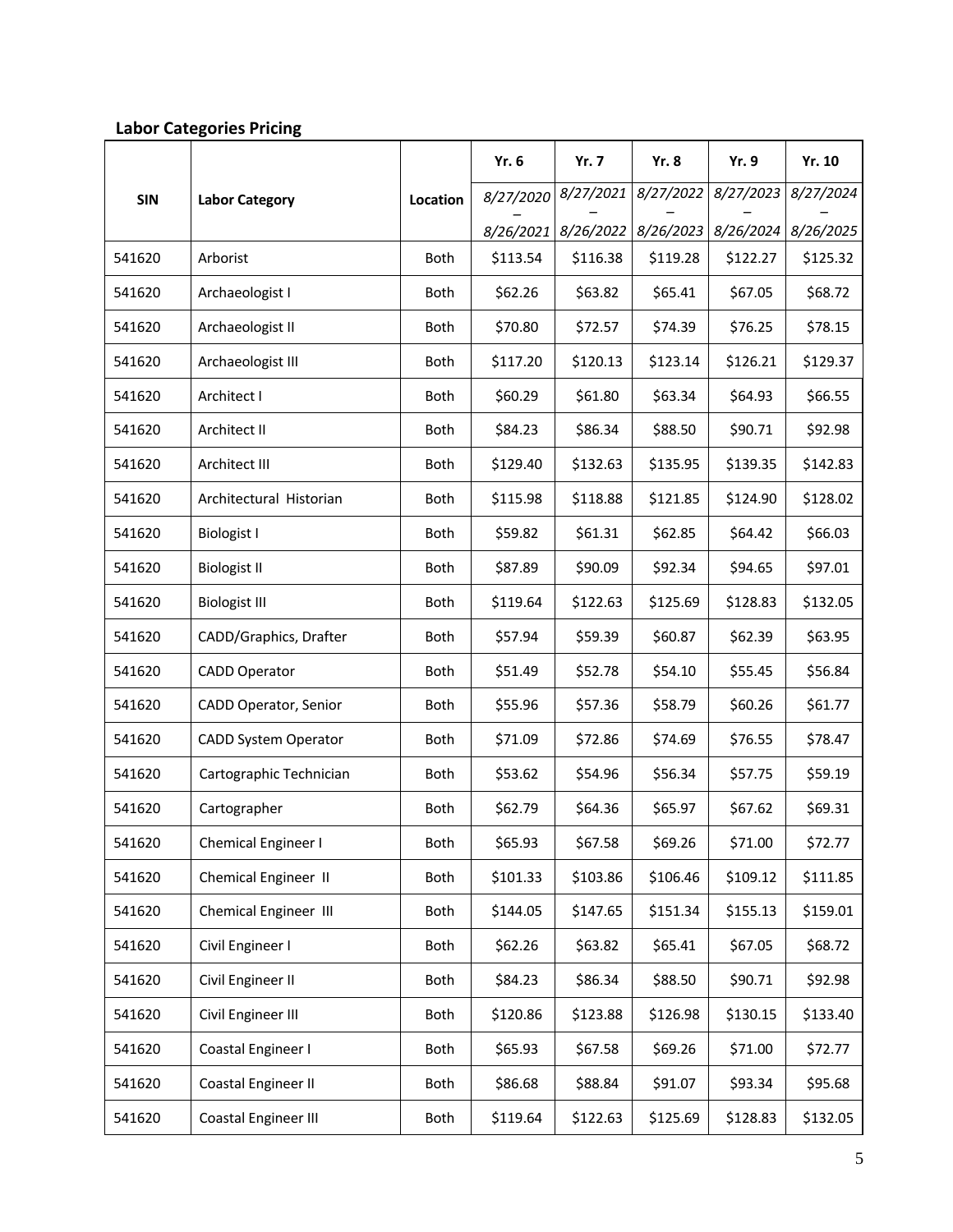**Labor Categories Pricing**

| SIN | Labor Category | Location | Yr. 6 | Yr. 7 | Yr. 8 | Yr. 9 | Yr. 10 |
|---|---|---|---|---|---|---|---|
| | | | *8/27/2020 – 8/26/2021* | *8/27/2021 – 8/26/2022* | *8/27/2022 – 8/26/2023* | *8/27/2023 – 8/26/2024* | *8/27/2024 – 8/26/2025* |
| 541620 | Arborist | Both | $113.54 | $116.38 | $119.28 | $122.27 | $125.32 |
| 541620 | Archaeologist I | Both | $62.26 | $63.82 | $65.41 | $67.05 | $68.72 |
| 541620 | Archaeologist II | Both | $70.80 | $72.57 | $74.39 | $76.25 | $78.15 |
| 541620 | Archaeologist III | Both | $117.20 | $120.13 | $123.14 | $126.21 | $129.37 |
| 541620 | Architect I | Both | $60.29 | $61.80 | $63.34 | $64.93 | $66.55 |
| 541620 | Architect II | Both | $84.23 | $86.34 | $88.50 | $90.71 | $92.98 |
| 541620 | Architect III | Both | $129.40 | $132.63 | $135.95 | $139.35 | $142.83 |
| 541620 | Architectural Historian | Both | $115.98 | $118.88 | $121.85 | $124.90 | $128.02 |
| 541620 | Biologist I | Both | $59.82 | $61.31 | $62.85 | $64.42 | $66.03 |
| 541620 | Biologist II | Both | $87.89 | $90.09 | $92.34 | $94.65 | $97.01 |
| 541620 | Biologist III | Both | $119.64 | $122.63 | $125.69 | $128.83 | $132.05 |
| 541620 | CADD/Graphics, Drafter | Both | $57.94 | $59.39 | $60.87 | $62.39 | $63.95 |
| 541620 | CADD Operator | Both | $51.49 | $52.78 | $54.10 | $55.45 | $56.84 |
| 541620 | CADD Operator, Senior | Both | $55.96 | $57.36 | $58.79 | $60.26 | $61.77 |
| 541620 | CADD System Operator | Both | $71.09 | $72.86 | $74.69 | $76.55 | $78.47 |
| 541620 | Cartographic Technician | Both | $53.62 | $54.96 | $56.34 | $57.75 | $59.19 |
| 541620 | Cartographer | Both | $62.79 | $64.36 | $65.97 | $67.62 | $69.31 |
| 541620 | Chemical Engineer I | Both | $65.93 | $67.58 | $69.26 | $71.00 | $72.77 |
| 541620 | Chemical Engineer II | Both | $101.33 | $103.86 | $106.46 | $109.12 | $111.85 |
| 541620 | Chemical Engineer III | Both | $144.05 | $147.65 | $151.34 | $155.13 | $159.01 |
| 541620 | Civil Engineer I | Both | $62.26 | $63.82 | $65.41 | $67.05 | $68.72 |
| 541620 | Civil Engineer II | Both | $84.23 | $86.34 | $88.50 | $90.71 | $92.98 |
| 541620 | Civil Engineer III | Both | $120.86 | $123.88 | $126.98 | $130.15 | $133.40 |
| 541620 | Coastal Engineer I | Both | $65.93 | $67.58 | $69.26 | $71.00 | $72.77 |
| 541620 | Coastal Engineer II | Both | $86.68 | $88.84 | $91.07 | $93.34 | $95.68 |
| 541620 | Coastal Engineer III | Both | $119.64 | $122.63 | $125.69 | $128.83 | $132.05 |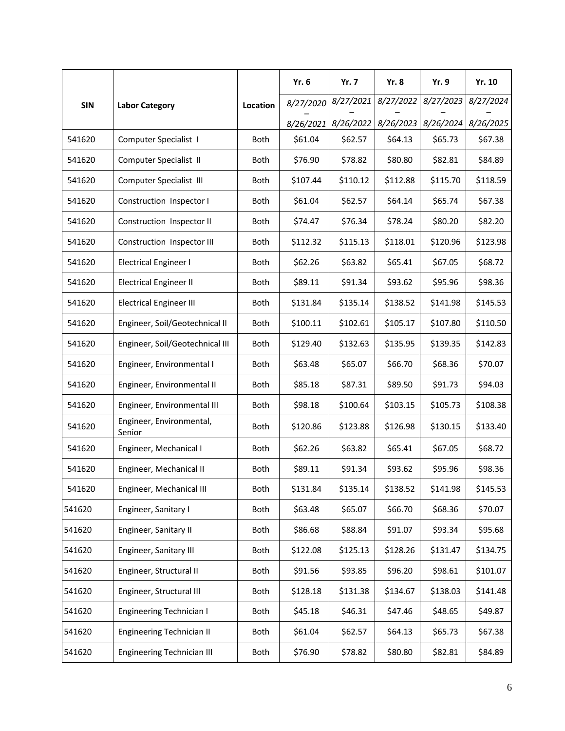| SIN | Labor Category | Location | Yr. 6 | Yr. 7 | Yr. 8 | Yr. 9 | Yr. 10 |
|---|---|---|---|---|---|---|---|
| | | | *8/27/2020 – 8/26/2021* | *8/27/2021 – 8/26/2022* | *8/27/2022 – 8/26/2023* | *8/27/2023 – 8/26/2024* | *8/27/2024 – 8/26/2025* |
| 541620 | Computer Specialist I | Both | $61.04 | $62.57 | $64.13 | $65.73 | $67.38 |
| 541620 | Computer Specialist II | Both | $76.90 | $78.82 | $80.80 | $82.81 | $84.89 |
| 541620 | Computer Specialist III | Both | $107.44 | $110.12 | $112.88 | $115.70 | $118.59 |
| 541620 | Construction Inspector I | Both | $61.04 | $62.57 | $64.14 | $65.74 | $67.38 |
| 541620 | Construction Inspector II | Both | $74.47 | $76.34 | $78.24 | $80.20 | $82.20 |
| 541620 | Construction Inspector III | Both | $112.32 | $115.13 | $118.01 | $120.96 | $123.98 |
| 541620 | Electrical Engineer I | Both | $62.26 | $63.82 | $65.41 | $67.05 | $68.72 |
| 541620 | Electrical Engineer II | Both | $89.11 | $91.34 | $93.62 | $95.96 | $98.36 |
| 541620 | Electrical Engineer III | Both | $131.84 | $135.14 | $138.52 | $141.98 | $145.53 |
| 541620 | Engineer, Soil/Geotechnical II | Both | $100.11 | $102.61 | $105.17 | $107.80 | $110.50 |
| 541620 | Engineer, Soil/Geotechnical III | Both | $129.40 | $132.63 | $135.95 | $139.35 | $142.83 |
| 541620 | Engineer, Environmental I | Both | $63.48 | $65.07 | $66.70 | $68.36 | $70.07 |
| 541620 | Engineer, Environmental II | Both | $85.18 | $87.31 | $89.50 | $91.73 | $94.03 |
| 541620 | Engineer, Environmental III | Both | $98.18 | $100.64 | $103.15 | $105.73 | $108.38 |
| 541620 | Engineer, Environmental, Senior | Both | $120.86 | $123.88 | $126.98 | $130.15 | $133.40 |
| 541620 | Engineer, Mechanical I | Both | $62.26 | $63.82 | $65.41 | $67.05 | $68.72 |
| 541620 | Engineer, Mechanical II | Both | $89.11 | $91.34 | $93.62 | $95.96 | $98.36 |
| 541620 | Engineer, Mechanical III | Both | $131.84 | $135.14 | $138.52 | $141.98 | $145.53 |
| 541620 | Engineer, Sanitary I | Both | $63.48 | $65.07 | $66.70 | $68.36 | $70.07 |
| 541620 | Engineer, Sanitary II | Both | $86.68 | $88.84 | $91.07 | $93.34 | $95.68 |
| 541620 | Engineer, Sanitary III | Both | $122.08 | $125.13 | $128.26 | $131.47 | $134.75 |
| 541620 | Engineer, Structural II | Both | $91.56 | $93.85 | $96.20 | $98.61 | $101.07 |
| 541620 | Engineer, Structural III | Both | $128.18 | $131.38 | $134.67 | $138.03 | $141.48 |
| 541620 | Engineering Technician I | Both | $45.18 | $46.31 | $47.46 | $48.65 | $49.87 |
| 541620 | Engineering Technician II | Both | $61.04 | $62.57 | $64.13 | $65.73 | $67.38 |
| 541620 | Engineering Technician III | Both | $76.90 | $78.82 | $80.80 | $82.81 | $84.89 |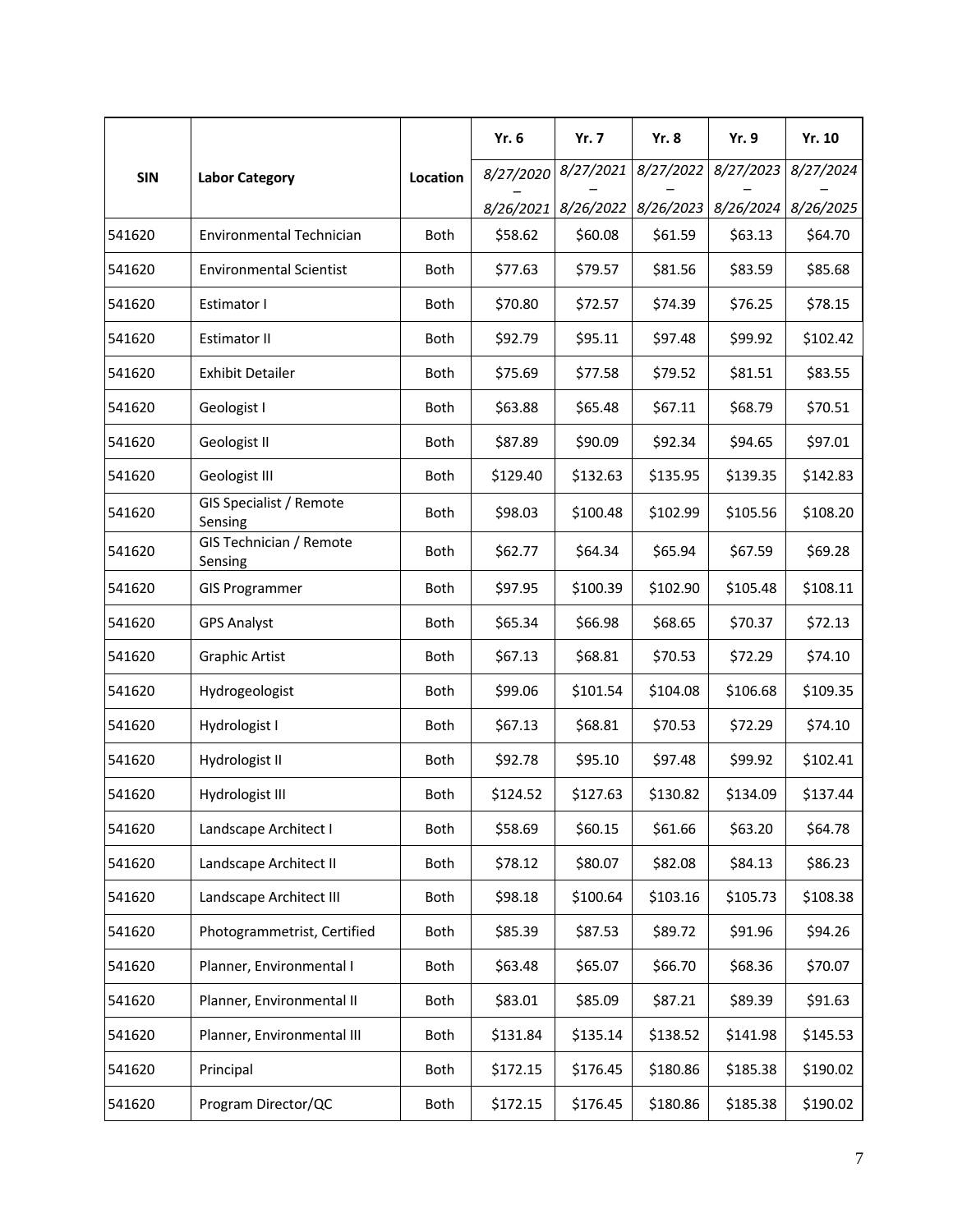| SIN | Labor Category | Location | Yr. 6<br>8/27/2020 – 8/26/2021 | Yr. 7<br>8/27/2021 – 8/26/2022 | Yr. 8<br>8/27/2022 – 8/26/2023 | Yr. 9<br>8/27/2023 – 8/26/2024 | Yr. 10<br>8/27/2024 – 8/26/2025 |
|---|---|---|---|---|---|---|---|
| 541620 | Environmental Technician | Both | $58.62 | $60.08 | $61.59 | $63.13 | $64.70 |
| 541620 | Environmental Scientist | Both | $77.63 | $79.57 | $81.56 | $83.59 | $85.68 |
| 541620 | Estimator I | Both | $70.80 | $72.57 | $74.39 | $76.25 | $78.15 |
| 541620 | Estimator II | Both | $92.79 | $95.11 | $97.48 | $99.92 | $102.42 |
| 541620 | Exhibit Detailer | Both | $75.69 | $77.58 | $79.52 | $81.51 | $83.55 |
| 541620 | Geologist I | Both | $63.88 | $65.48 | $67.11 | $68.79 | $70.51 |
| 541620 | Geologist II | Both | $87.89 | $90.09 | $92.34 | $94.65 | $97.01 |
| 541620 | Geologist III | Both | $129.40 | $132.63 | $135.95 | $139.35 | $142.83 |
| 541620 | GIS Specialist / Remote Sensing | Both | $98.03 | $100.48 | $102.99 | $105.56 | $108.20 |
| 541620 | GIS Technician / Remote Sensing | Both | $62.77 | $64.34 | $65.94 | $67.59 | $69.28 |
| 541620 | GIS Programmer | Both | $97.95 | $100.39 | $102.90 | $105.48 | $108.11 |
| 541620 | GPS Analyst | Both | $65.34 | $66.98 | $68.65 | $70.37 | $72.13 |
| 541620 | Graphic Artist | Both | $67.13 | $68.81 | $70.53 | $72.29 | $74.10 |
| 541620 | Hydrogeologist | Both | $99.06 | $101.54 | $104.08 | $106.68 | $109.35 |
| 541620 | Hydrologist I | Both | $67.13 | $68.81 | $70.53 | $72.29 | $74.10 |
| 541620 | Hydrologist II | Both | $92.78 | $95.10 | $97.48 | $99.92 | $102.41 |
| 541620 | Hydrologist III | Both | $124.52 | $127.63 | $130.82 | $134.09 | $137.44 |
| 541620 | Landscape Architect I | Both | $58.69 | $60.15 | $61.66 | $63.20 | $64.78 |
| 541620 | Landscape Architect II | Both | $78.12 | $80.07 | $82.08 | $84.13 | $86.23 |
| 541620 | Landscape Architect III | Both | $98.18 | $100.64 | $103.16 | $105.73 | $108.38 |
| 541620 | Photogrammetrist, Certified | Both | $85.39 | $87.53 | $89.72 | $91.96 | $94.26 |
| 541620 | Planner, Environmental I | Both | $63.48 | $65.07 | $66.70 | $68.36 | $70.07 |
| 541620 | Planner, Environmental II | Both | $83.01 | $85.09 | $87.21 | $89.39 | $91.63 |
| 541620 | Planner, Environmental III | Both | $131.84 | $135.14 | $138.52 | $141.98 | $145.53 |
| 541620 | Principal | Both | $172.15 | $176.45 | $180.86 | $185.38 | $190.02 |
| 541620 | Program Director/QC | Both | $172.15 | $176.45 | $180.86 | $185.38 | $190.02 |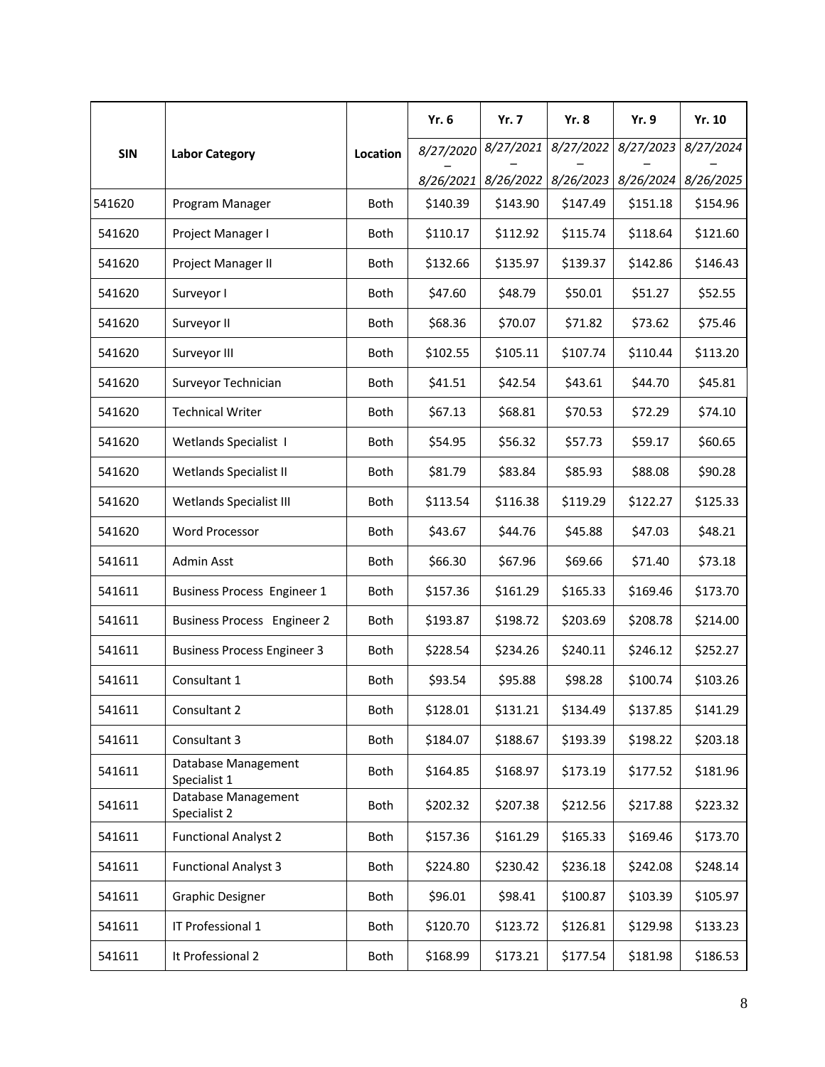| SIN | Labor Category | Location | Yr. 6<br>*8/27/2020 – 8/26/2021* | Yr. 7<br>*8/27/2021 – 8/26/2022* | Yr. 8<br>*8/27/2022 – 8/26/2023* | Yr. 9<br>*8/27/2023 – 8/26/2024* | Yr. 10<br>*8/27/2024 – 8/26/2025* |
|---|---|---|---|---|---|---|---|
| 541620 | Program Manager | Both | $140.39 | $143.90 | $147.49 | $151.18 | $154.96 |
| 541620 | Project Manager I | Both | $110.17 | $112.92 | $115.74 | $118.64 | $121.60 |
| 541620 | Project Manager II | Both | $132.66 | $135.97 | $139.37 | $142.86 | $146.43 |
| 541620 | Surveyor I | Both | $47.60 | $48.79 | $50.01 | $51.27 | $52.55 |
| 541620 | Surveyor II | Both | $68.36 | $70.07 | $71.82 | $73.62 | $75.46 |
| 541620 | Surveyor III | Both | $102.55 | $105.11 | $107.74 | $110.44 | $113.20 |
| 541620 | Surveyor Technician | Both | $41.51 | $42.54 | $43.61 | $44.70 | $45.81 |
| 541620 | Technical Writer | Both | $67.13 | $68.81 | $70.53 | $72.29 | $74.10 |
| 541620 | Wetlands Specialist I | Both | $54.95 | $56.32 | $57.73 | $59.17 | $60.65 |
| 541620 | Wetlands Specialist II | Both | $81.79 | $83.84 | $85.93 | $88.08 | $90.28 |
| 541620 | Wetlands Specialist III | Both | $113.54 | $116.38 | $119.29 | $122.27 | $125.33 |
| 541620 | Word Processor | Both | $43.67 | $44.76 | $45.88 | $47.03 | $48.21 |
| 541611 | Admin Asst | Both | $66.30 | $67.96 | $69.66 | $71.40 | $73.18 |
| 541611 | Business Process Engineer 1 | Both | $157.36 | $161.29 | $165.33 | $169.46 | $173.70 |
| 541611 | Business Process Engineer 2 | Both | $193.87 | $198.72 | $203.69 | $208.78 | $214.00 |
| 541611 | Business Process Engineer 3 | Both | $228.54 | $234.26 | $240.11 | $246.12 | $252.27 |
| 541611 | Consultant 1 | Both | $93.54 | $95.88 | $98.28 | $100.74 | $103.26 |
| 541611 | Consultant 2 | Both | $128.01 | $131.21 | $134.49 | $137.85 | $141.29 |
| 541611 | Consultant 3 | Both | $184.07 | $188.67 | $193.39 | $198.22 | $203.18 |
| 541611 | Database Management Specialist 1 | Both | $164.85 | $168.97 | $173.19 | $177.52 | $181.96 |
| 541611 | Database Management Specialist 2 | Both | $202.32 | $207.38 | $212.56 | $217.88 | $223.32 |
| 541611 | Functional Analyst 2 | Both | $157.36 | $161.29 | $165.33 | $169.46 | $173.70 |
| 541611 | Functional Analyst 3 | Both | $224.80 | $230.42 | $236.18 | $242.08 | $248.14 |
| 541611 | Graphic Designer | Both | $96.01 | $98.41 | $100.87 | $103.39 | $105.97 |
| 541611 | IT Professional 1 | Both | $120.70 | $123.72 | $126.81 | $129.98 | $133.23 |
| 541611 | It Professional 2 | Both | $168.99 | $173.21 | $177.54 | $181.98 | $186.53 |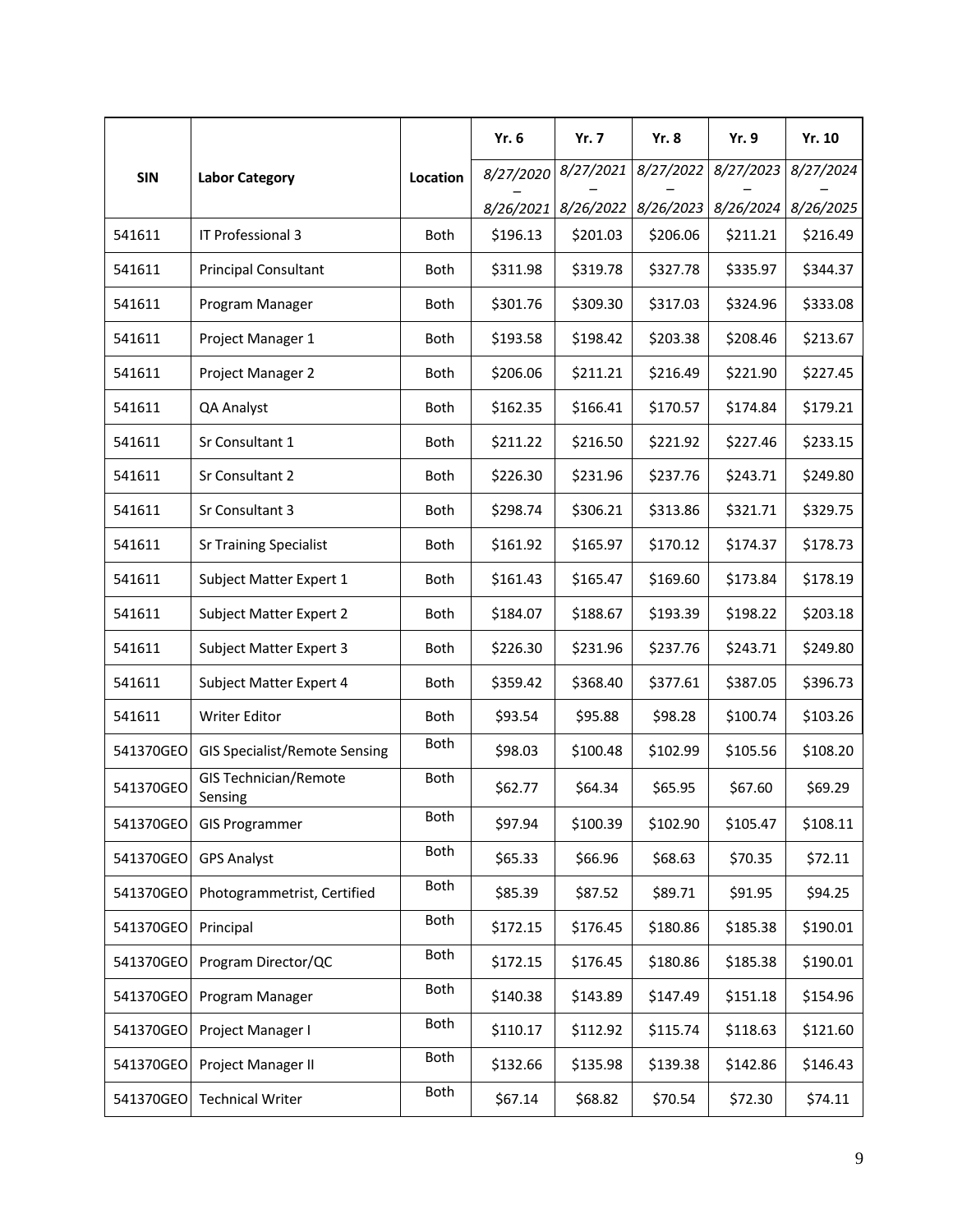| SIN | Labor Category | Location | Yr. 6 | Yr. 7 | Yr. 8 | Yr. 9 | Yr. 10 |
|---|---|---|---|---|---|---|---|
| | | | *8/27/2020 – 8/26/2021* | *8/27/2021 – 8/26/2022* | *8/27/2022 – 8/26/2023* | *8/27/2023 – 8/26/2024* | *8/27/2024 – 8/26/2025* |
| 541611 | IT Professional 3 | Both | $196.13 | $201.03 | $206.06 | $211.21 | $216.49 |
| 541611 | Principal Consultant | Both | $311.98 | $319.78 | $327.78 | $335.97 | $344.37 |
| 541611 | Program Manager | Both | $301.76 | $309.30 | $317.03 | $324.96 | $333.08 |
| 541611 | Project Manager 1 | Both | $193.58 | $198.42 | $203.38 | $208.46 | $213.67 |
| 541611 | Project Manager 2 | Both | $206.06 | $211.21 | $216.49 | $221.90 | $227.45 |
| 541611 | QA Analyst | Both | $162.35 | $166.41 | $170.57 | $174.84 | $179.21 |
| 541611 | Sr Consultant 1 | Both | $211.22 | $216.50 | $221.92 | $227.46 | $233.15 |
| 541611 | Sr Consultant 2 | Both | $226.30 | $231.96 | $237.76 | $243.71 | $249.80 |
| 541611 | Sr Consultant 3 | Both | $298.74 | $306.21 | $313.86 | $321.71 | $329.75 |
| 541611 | Sr Training Specialist | Both | $161.92 | $165.97 | $170.12 | $174.37 | $178.73 |
| 541611 | Subject Matter Expert 1 | Both | $161.43 | $165.47 | $169.60 | $173.84 | $178.19 |
| 541611 | Subject Matter Expert 2 | Both | $184.07 | $188.67 | $193.39 | $198.22 | $203.18 |
| 541611 | Subject Matter Expert 3 | Both | $226.30 | $231.96 | $237.76 | $243.71 | $249.80 |
| 541611 | Subject Matter Expert 4 | Both | $359.42 | $368.40 | $377.61 | $387.05 | $396.73 |
| 541611 | Writer Editor | Both | $93.54 | $95.88 | $98.28 | $100.74 | $103.26 |
| 541370GEO | GIS Specialist/Remote Sensing | Both | $98.03 | $100.48 | $102.99 | $105.56 | $108.20 |
| 541370GEO | GIS Technician/Remote Sensing | Both | $62.77 | $64.34 | $65.95 | $67.60 | $69.29 |
| 541370GEO | GIS Programmer | Both | $97.94 | $100.39 | $102.90 | $105.47 | $108.11 |
| 541370GEO | GPS Analyst | Both | $65.33 | $66.96 | $68.63 | $70.35 | $72.11 |
| 541370GEO | Photogrammetrist, Certified | Both | $85.39 | $87.52 | $89.71 | $91.95 | $94.25 |
| 541370GEO | Principal | Both | $172.15 | $176.45 | $180.86 | $185.38 | $190.01 |
| 541370GEO | Program Director/QC | Both | $172.15 | $176.45 | $180.86 | $185.38 | $190.01 |
| 541370GEO | Program Manager | Both | $140.38 | $143.89 | $147.49 | $151.18 | $154.96 |
| 541370GEO | Project Manager I | Both | $110.17 | $112.92 | $115.74 | $118.63 | $121.60 |
| 541370GEO | Project Manager II | Both | $132.66 | $135.98 | $139.38 | $142.86 | $146.43 |
| 541370GEO | Technical Writer | Both | $67.14 | $68.82 | $70.54 | $72.30 | $74.11 |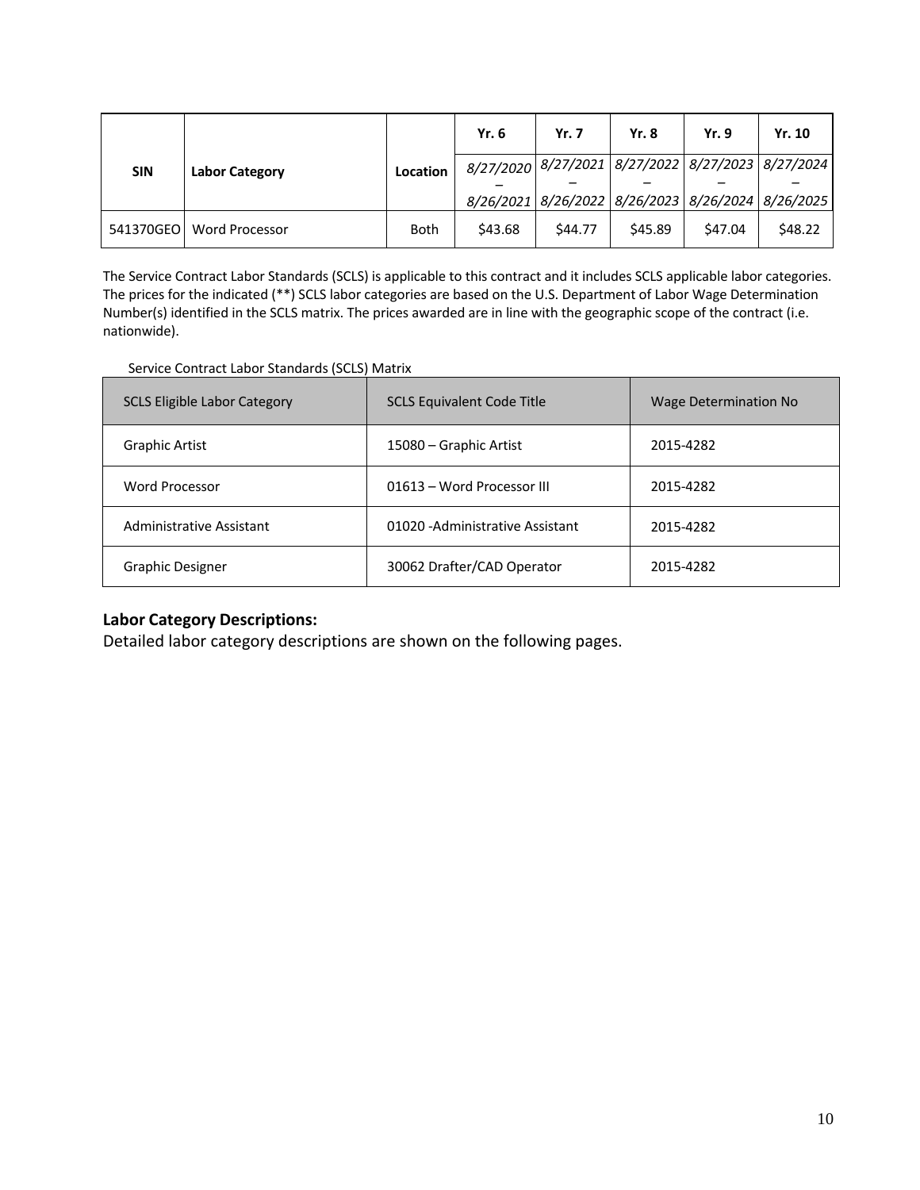| SIN | Labor Category | Location | Yr. 6 | Yr. 7 | Yr. 8 | Yr. 9 | Yr. 10 |
|---|---|---|---|---|---|---|---|
| | | | *8/27/2020 – 8/26/2021* | *8/27/2021 – 8/26/2022* | *8/27/2022 – 8/26/2023* | *8/27/2023 – 8/26/2024* | *8/27/2024 – 8/26/2025* |
| 541370GEO | Word Processor | Both | $43.68 | $44.77 | $45.89 | $47.04 | $48.22 |

The Service Contract Labor Standards (SCLS) is applicable to this contract and it includes SCLS applicable labor categories. The prices for the indicated (**) SCLS labor categories are based on the U.S. Department of Labor Wage Determination Number(s) identified in the SCLS matrix. The prices awarded are in line with the geographic scope of the contract (i.e. nationwide).

Service Contract Labor Standards (SCLS) Matrix

| SCLS Eligible Labor Category | SCLS Equivalent Code Title | Wage Determination No |
|---|---|---|
| Graphic Artist | 15080 – Graphic Artist | 2015-4282 |
| Word Processor | 01613 – Word Processor III | 2015-4282 |
| Administrative Assistant | 01020 -Administrative Assistant | 2015-4282 |
| Graphic Designer | 30062 Drafter/CAD Operator | 2015-4282 |

**Labor Category Descriptions:**

Detailed labor category descriptions are shown on the following pages.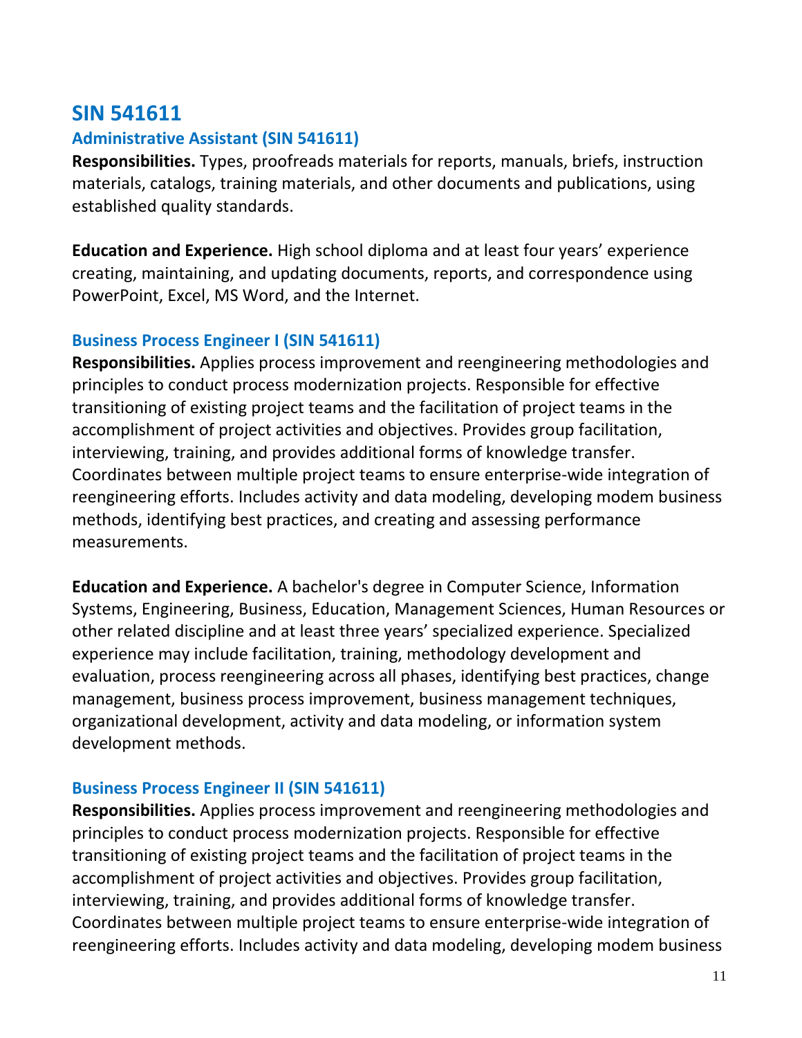## SIN 541611

### Administrative Assistant (SIN 541611)

**Responsibilities.** Types, proofreads materials for reports, manuals, briefs, instruction materials, catalogs, training materials, and other documents and publications, using established quality standards.

**Education and Experience.** High school diploma and at least four years' experience creating, maintaining, and updating documents, reports, and correspondence using PowerPoint, Excel, MS Word, and the Internet.

### Business Process Engineer I (SIN 541611)

**Responsibilities.** Applies process improvement and reengineering methodologies and principles to conduct process modernization projects. Responsible for effective transitioning of existing project teams and the facilitation of project teams in the accomplishment of project activities and objectives. Provides group facilitation, interviewing, training, and provides additional forms of knowledge transfer. Coordinates between multiple project teams to ensure enterprise-wide integration of reengineering efforts. Includes activity and data modeling, developing modem business methods, identifying best practices, and creating and assessing performance measurements.

**Education and Experience.** A bachelor's degree in Computer Science, Information Systems, Engineering, Business, Education, Management Sciences, Human Resources or other related discipline and at least three years' specialized experience. Specialized experience may include facilitation, training, methodology development and evaluation, process reengineering across all phases, identifying best practices, change management, business process improvement, business management techniques, organizational development, activity and data modeling, or information system development methods.

### Business Process Engineer II (SIN 541611)

**Responsibilities.** Applies process improvement and reengineering methodologies and principles to conduct process modernization projects. Responsible for effective transitioning of existing project teams and the facilitation of project teams in the accomplishment of project activities and objectives. Provides group facilitation, interviewing, training, and provides additional forms of knowledge transfer. Coordinates between multiple project teams to ensure enterprise-wide integration of reengineering efforts. Includes activity and data modeling, developing modem business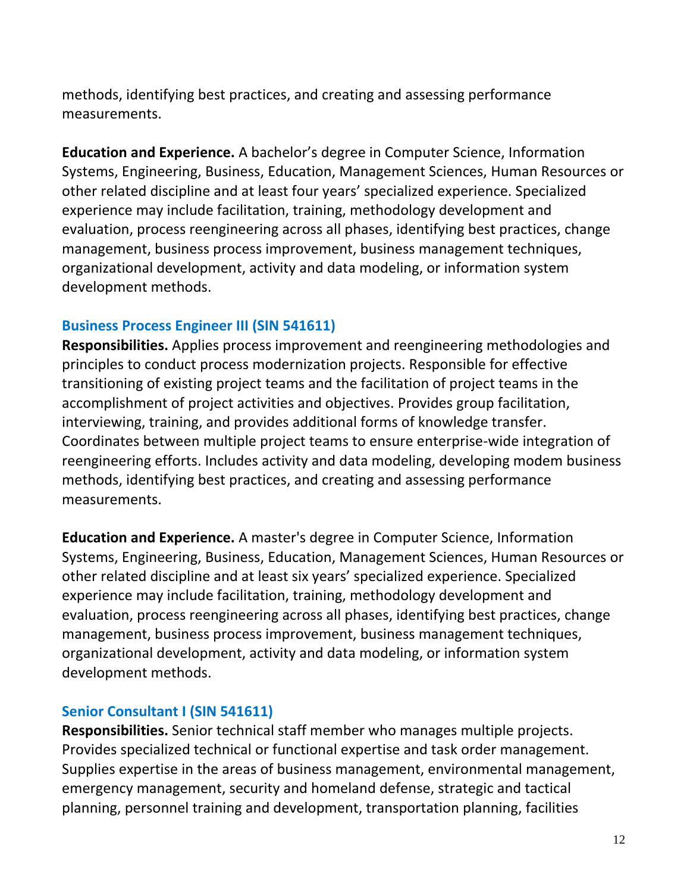methods, identifying best practices, and creating and assessing performance measurements.

**Education and Experience.** A bachelor's degree in Computer Science, Information Systems, Engineering, Business, Education, Management Sciences, Human Resources or other related discipline and at least four years' specialized experience. Specialized experience may include facilitation, training, methodology development and evaluation, process reengineering across all phases, identifying best practices, change management, business process improvement, business management techniques, organizational development, activity and data modeling, or information system development methods.

### Business Process Engineer III (SIN 541611)

**Responsibilities.** Applies process improvement and reengineering methodologies and principles to conduct process modernization projects. Responsible for effective transitioning of existing project teams and the facilitation of project teams in the accomplishment of project activities and objectives. Provides group facilitation, interviewing, training, and provides additional forms of knowledge transfer. Coordinates between multiple project teams to ensure enterprise-wide integration of reengineering efforts. Includes activity and data modeling, developing modem business methods, identifying best practices, and creating and assessing performance measurements.

**Education and Experience.** A master's degree in Computer Science, Information Systems, Engineering, Business, Education, Management Sciences, Human Resources or other related discipline and at least six years' specialized experience. Specialized experience may include facilitation, training, methodology development and evaluation, process reengineering across all phases, identifying best practices, change management, business process improvement, business management techniques, organizational development, activity and data modeling, or information system development methods.

### Senior Consultant I (SIN 541611)

**Responsibilities.** Senior technical staff member who manages multiple projects. Provides specialized technical or functional expertise and task order management. Supplies expertise in the areas of business management, environmental management, emergency management, security and homeland defense, strategic and tactical planning, personnel training and development, transportation planning, facilities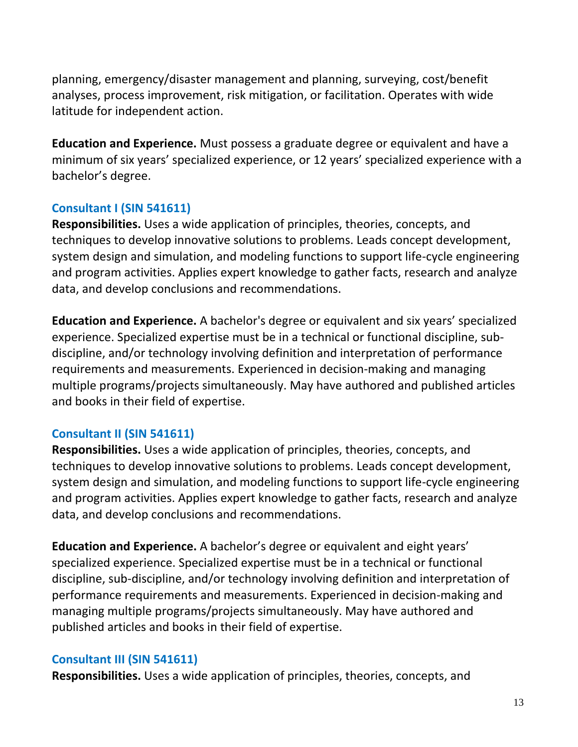planning, emergency/disaster management and planning, surveying, cost/benefit analyses, process improvement, risk mitigation, or facilitation. Operates with wide latitude for independent action.

**Education and Experience.** Must possess a graduate degree or equivalent and have a minimum of six years' specialized experience, or 12 years' specialized experience with a bachelor's degree.

### Consultant I (SIN 541611)

**Responsibilities.** Uses a wide application of principles, theories, concepts, and techniques to develop innovative solutions to problems. Leads concept development, system design and simulation, and modeling functions to support life-cycle engineering and program activities. Applies expert knowledge to gather facts, research and analyze data, and develop conclusions and recommendations.

**Education and Experience.** A bachelor's degree or equivalent and six years' specialized experience. Specialized expertise must be in a technical or functional discipline, sub-discipline, and/or technology involving definition and interpretation of performance requirements and measurements. Experienced in decision-making and managing multiple programs/projects simultaneously. May have authored and published articles and books in their field of expertise.

### Consultant II (SIN 541611)

**Responsibilities.** Uses a wide application of principles, theories, concepts, and techniques to develop innovative solutions to problems. Leads concept development, system design and simulation, and modeling functions to support life-cycle engineering and program activities. Applies expert knowledge to gather facts, research and analyze data, and develop conclusions and recommendations.

**Education and Experience.** A bachelor's degree or equivalent and eight years' specialized experience. Specialized expertise must be in a technical or functional discipline, sub-discipline, and/or technology involving definition and interpretation of performance requirements and measurements. Experienced in decision-making and managing multiple programs/projects simultaneously. May have authored and published articles and books in their field of expertise.

### Consultant III (SIN 541611)

**Responsibilities.** Uses a wide application of principles, theories, concepts, and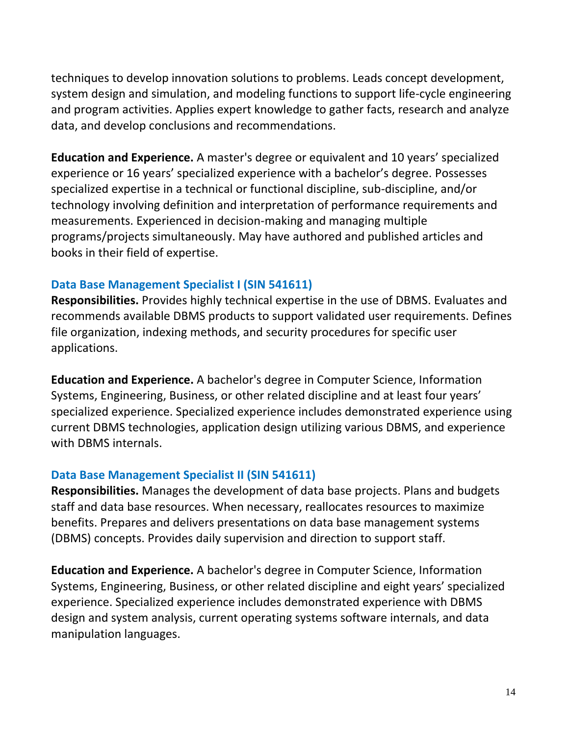techniques to develop innovation solutions to problems. Leads concept development, system design and simulation, and modeling functions to support life-cycle engineering and program activities. Applies expert knowledge to gather facts, research and analyze data, and develop conclusions and recommendations.

**Education and Experience.** A master's degree or equivalent and 10 years' specialized experience or 16 years' specialized experience with a bachelor's degree. Possesses specialized expertise in a technical or functional discipline, sub-discipline, and/or technology involving definition and interpretation of performance requirements and measurements. Experienced in decision-making and managing multiple programs/projects simultaneously. May have authored and published articles and books in their field of expertise.

### Data Base Management Specialist I (SIN 541611)

**Responsibilities.** Provides highly technical expertise in the use of DBMS. Evaluates and recommends available DBMS products to support validated user requirements. Defines file organization, indexing methods, and security procedures for specific user applications.

**Education and Experience.** A bachelor's degree in Computer Science, Information Systems, Engineering, Business, or other related discipline and at least four years' specialized experience. Specialized experience includes demonstrated experience using current DBMS technologies, application design utilizing various DBMS, and experience with DBMS internals.

### Data Base Management Specialist II (SIN 541611)

**Responsibilities.** Manages the development of data base projects. Plans and budgets staff and data base resources. When necessary, reallocates resources to maximize benefits. Prepares and delivers presentations on data base management systems (DBMS) concepts. Provides daily supervision and direction to support staff.

**Education and Experience.** A bachelor's degree in Computer Science, Information Systems, Engineering, Business, or other related discipline and eight years' specialized experience. Specialized experience includes demonstrated experience with DBMS design and system analysis, current operating systems software internals, and data manipulation languages.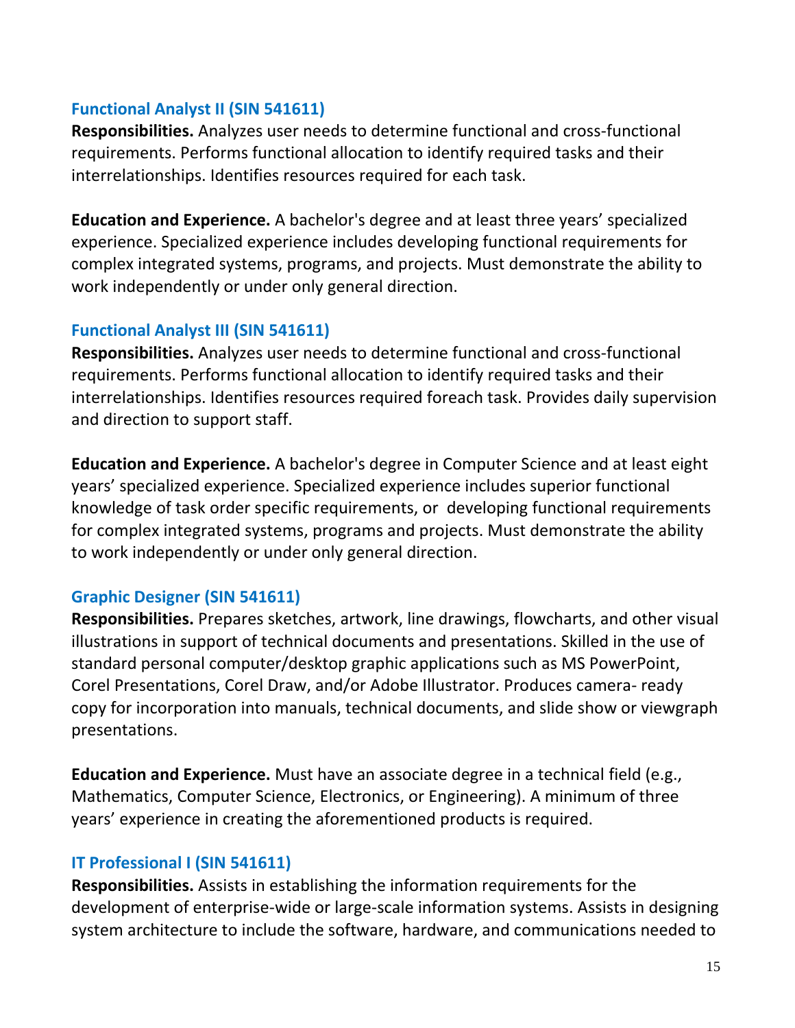### Functional Analyst II (SIN 541611)

**Responsibilities.** Analyzes user needs to determine functional and cross-functional requirements. Performs functional allocation to identify required tasks and their interrelationships. Identifies resources required for each task.

**Education and Experience.** A bachelor's degree and at least three years' specialized experience. Specialized experience includes developing functional requirements for complex integrated systems, programs, and projects. Must demonstrate the ability to work independently or under only general direction.

### Functional Analyst III (SIN 541611)

**Responsibilities.** Analyzes user needs to determine functional and cross-functional requirements. Performs functional allocation to identify required tasks and their interrelationships. Identifies resources required foreach task. Provides daily supervision and direction to support staff.

**Education and Experience.** A bachelor's degree in Computer Science and at least eight years' specialized experience. Specialized experience includes superior functional knowledge of task order specific requirements, or developing functional requirements for complex integrated systems, programs and projects. Must demonstrate the ability to work independently or under only general direction.

### Graphic Designer (SIN 541611)

**Responsibilities.** Prepares sketches, artwork, line drawings, flowcharts, and other visual illustrations in support of technical documents and presentations. Skilled in the use of standard personal computer/desktop graphic applications such as MS PowerPoint, Corel Presentations, Corel Draw, and/or Adobe Illustrator. Produces camera- ready copy for incorporation into manuals, technical documents, and slide show or viewgraph presentations.

**Education and Experience.** Must have an associate degree in a technical field (e.g., Mathematics, Computer Science, Electronics, or Engineering). A minimum of three years' experience in creating the aforementioned products is required.

### IT Professional I (SIN 541611)

**Responsibilities.** Assists in establishing the information requirements for the development of enterprise-wide or large-scale information systems. Assists in designing system architecture to include the software, hardware, and communications needed to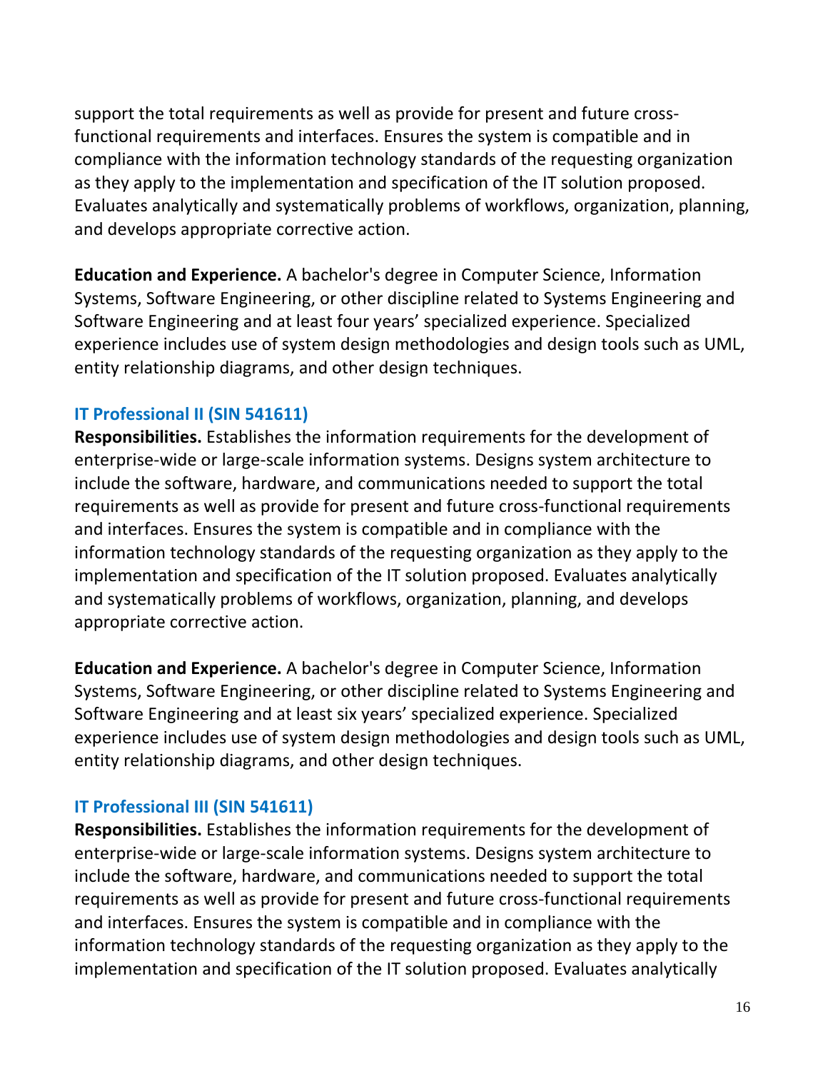support the total requirements as well as provide for present and future cross-functional requirements and interfaces. Ensures the system is compatible and in compliance with the information technology standards of the requesting organization as they apply to the implementation and specification of the IT solution proposed. Evaluates analytically and systematically problems of workflows, organization, planning, and develops appropriate corrective action.

**Education and Experience.** A bachelor's degree in Computer Science, Information Systems, Software Engineering, or other discipline related to Systems Engineering and Software Engineering and at least four years' specialized experience. Specialized experience includes use of system design methodologies and design tools such as UML, entity relationship diagrams, and other design techniques.

### IT Professional II (SIN 541611)

**Responsibilities.** Establishes the information requirements for the development of enterprise-wide or large-scale information systems. Designs system architecture to include the software, hardware, and communications needed to support the total requirements as well as provide for present and future cross-functional requirements and interfaces. Ensures the system is compatible and in compliance with the information technology standards of the requesting organization as they apply to the implementation and specification of the IT solution proposed. Evaluates analytically and systematically problems of workflows, organization, planning, and develops appropriate corrective action.

**Education and Experience.** A bachelor's degree in Computer Science, Information Systems, Software Engineering, or other discipline related to Systems Engineering and Software Engineering and at least six years' specialized experience. Specialized experience includes use of system design methodologies and design tools such as UML, entity relationship diagrams, and other design techniques.

### IT Professional III (SIN 541611)

**Responsibilities.** Establishes the information requirements for the development of enterprise-wide or large-scale information systems. Designs system architecture to include the software, hardware, and communications needed to support the total requirements as well as provide for present and future cross-functional requirements and interfaces. Ensures the system is compatible and in compliance with the information technology standards of the requesting organization as they apply to the implementation and specification of the IT solution proposed. Evaluates analytically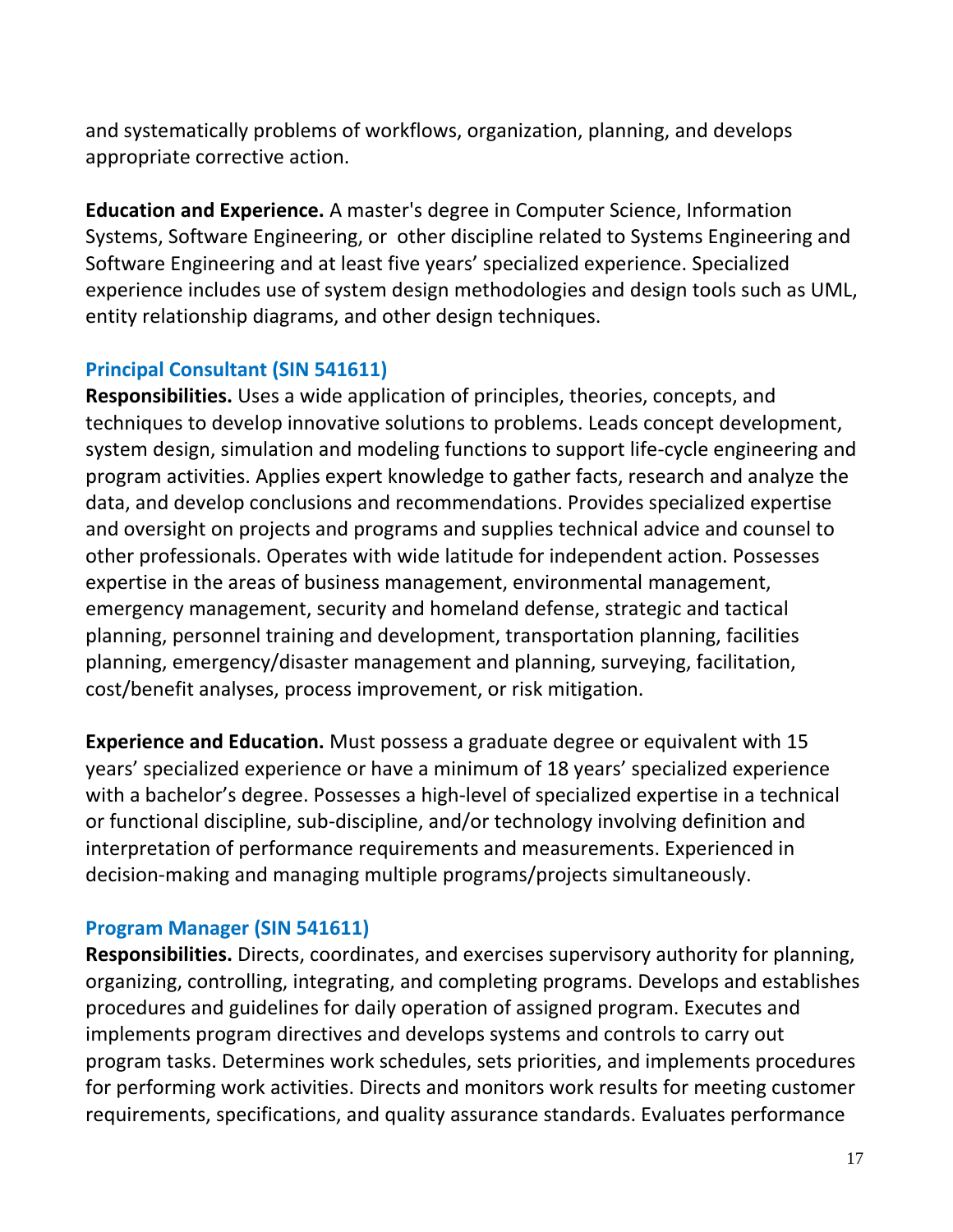and systematically problems of workflows, organization, planning, and develops appropriate corrective action.

**Education and Experience.** A master's degree in Computer Science, Information Systems, Software Engineering, or other discipline related to Systems Engineering and Software Engineering and at least five years' specialized experience. Specialized experience includes use of system design methodologies and design tools such as UML, entity relationship diagrams, and other design techniques.

### Principal Consultant (SIN 541611)

**Responsibilities.** Uses a wide application of principles, theories, concepts, and techniques to develop innovative solutions to problems. Leads concept development, system design, simulation and modeling functions to support life-cycle engineering and program activities. Applies expert knowledge to gather facts, research and analyze the data, and develop conclusions and recommendations. Provides specialized expertise and oversight on projects and programs and supplies technical advice and counsel to other professionals. Operates with wide latitude for independent action. Possesses expertise in the areas of business management, environmental management, emergency management, security and homeland defense, strategic and tactical planning, personnel training and development, transportation planning, facilities planning, emergency/disaster management and planning, surveying, facilitation, cost/benefit analyses, process improvement, or risk mitigation.

**Experience and Education.** Must possess a graduate degree or equivalent with 15 years' specialized experience or have a minimum of 18 years' specialized experience with a bachelor's degree. Possesses a high-level of specialized expertise in a technical or functional discipline, sub-discipline, and/or technology involving definition and interpretation of performance requirements and measurements. Experienced in decision-making and managing multiple programs/projects simultaneously.

### Program Manager (SIN 541611)

**Responsibilities.** Directs, coordinates, and exercises supervisory authority for planning, organizing, controlling, integrating, and completing programs. Develops and establishes procedures and guidelines for daily operation of assigned program. Executes and implements program directives and develops systems and controls to carry out program tasks. Determines work schedules, sets priorities, and implements procedures for performing work activities. Directs and monitors work results for meeting customer requirements, specifications, and quality assurance standards. Evaluates performance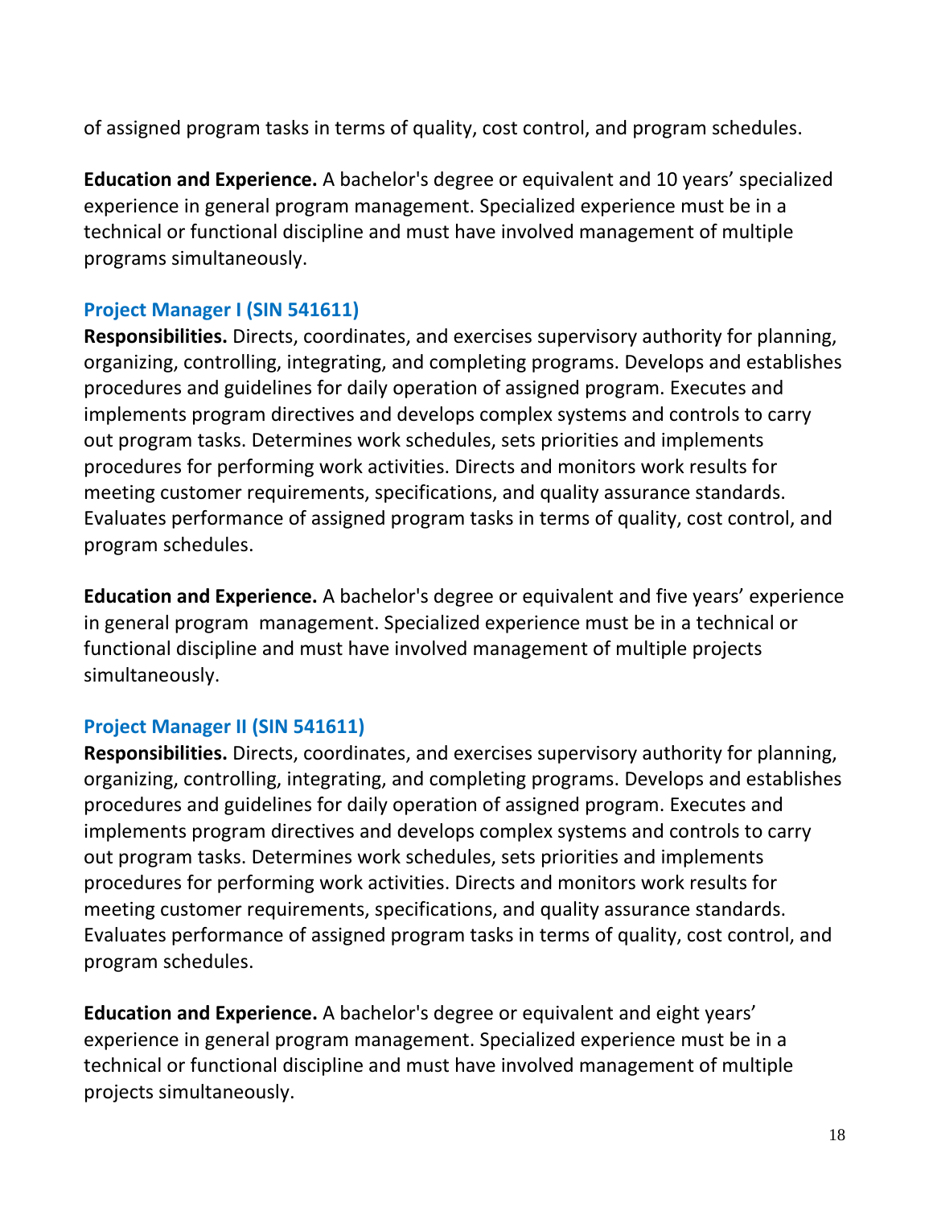of assigned program tasks in terms of quality, cost control, and program schedules.

**Education and Experience.** A bachelor's degree or equivalent and 10 years' specialized experience in general program management. Specialized experience must be in a technical or functional discipline and must have involved management of multiple programs simultaneously.

### Project Manager I (SIN 541611)

**Responsibilities.** Directs, coordinates, and exercises supervisory authority for planning, organizing, controlling, integrating, and completing programs. Develops and establishes procedures and guidelines for daily operation of assigned program. Executes and implements program directives and develops complex systems and controls to carry out program tasks. Determines work schedules, sets priorities and implements procedures for performing work activities. Directs and monitors work results for meeting customer requirements, specifications, and quality assurance standards. Evaluates performance of assigned program tasks in terms of quality, cost control, and program schedules.

**Education and Experience.** A bachelor's degree or equivalent and five years' experience in general program management. Specialized experience must be in a technical or functional discipline and must have involved management of multiple projects simultaneously.

### Project Manager II (SIN 541611)

**Responsibilities.** Directs, coordinates, and exercises supervisory authority for planning, organizing, controlling, integrating, and completing programs. Develops and establishes procedures and guidelines for daily operation of assigned program. Executes and implements program directives and develops complex systems and controls to carry out program tasks. Determines work schedules, sets priorities and implements procedures for performing work activities. Directs and monitors work results for meeting customer requirements, specifications, and quality assurance standards. Evaluates performance of assigned program tasks in terms of quality, cost control, and program schedules.

**Education and Experience.** A bachelor's degree or equivalent and eight years' experience in general program management. Specialized experience must be in a technical or functional discipline and must have involved management of multiple projects simultaneously.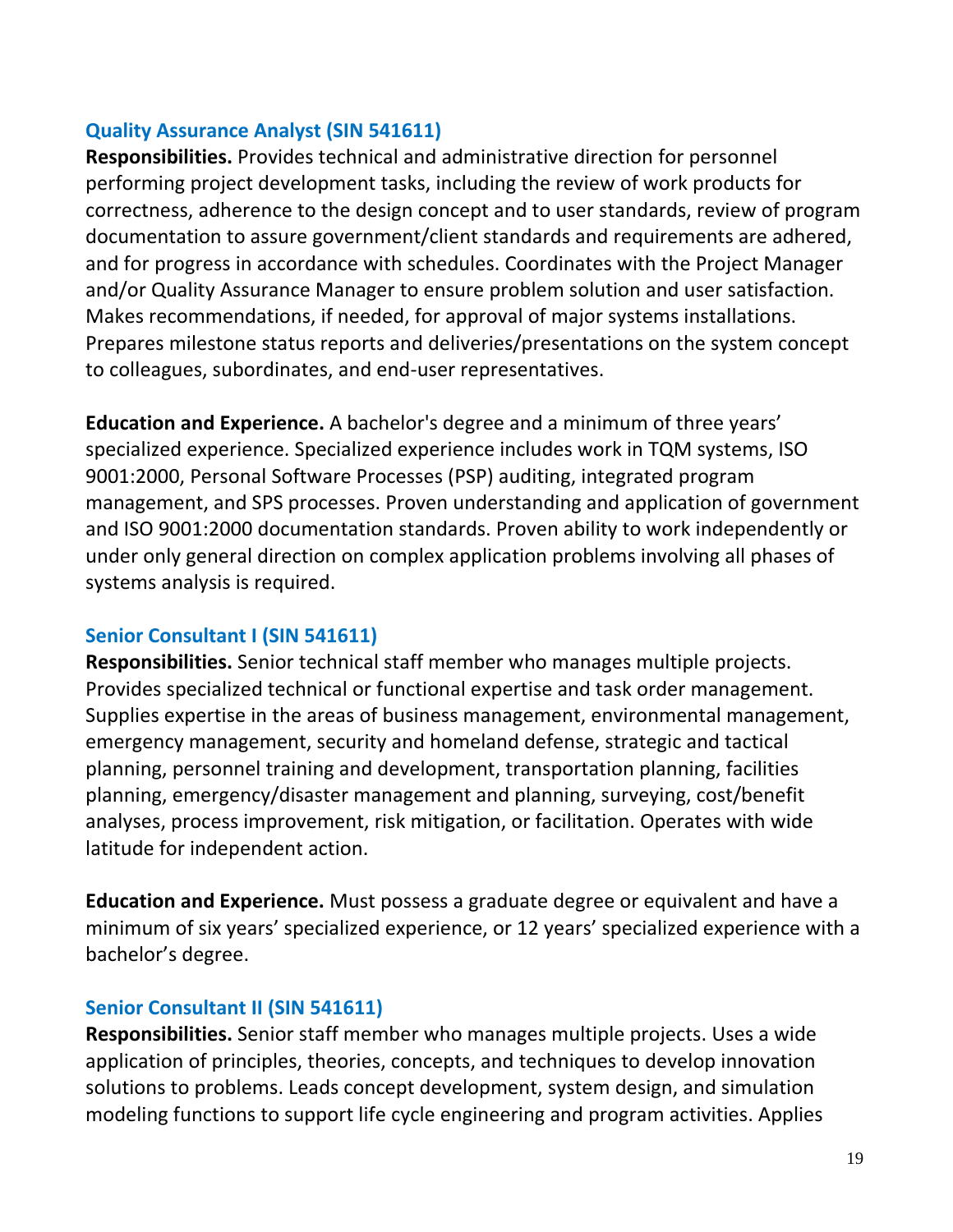### Quality Assurance Analyst (SIN 541611)

**Responsibilities.** Provides technical and administrative direction for personnel performing project development tasks, including the review of work products for correctness, adherence to the design concept and to user standards, review of program documentation to assure government/client standards and requirements are adhered, and for progress in accordance with schedules. Coordinates with the Project Manager and/or Quality Assurance Manager to ensure problem solution and user satisfaction. Makes recommendations, if needed, for approval of major systems installations. Prepares milestone status reports and deliveries/presentations on the system concept to colleagues, subordinates, and end-user representatives.

**Education and Experience.** A bachelor's degree and a minimum of three years' specialized experience. Specialized experience includes work in TQM systems, ISO 9001:2000, Personal Software Processes (PSP) auditing, integrated program management, and SPS processes. Proven understanding and application of government and ISO 9001:2000 documentation standards. Proven ability to work independently or under only general direction on complex application problems involving all phases of systems analysis is required.

### Senior Consultant I (SIN 541611)

**Responsibilities.** Senior technical staff member who manages multiple projects. Provides specialized technical or functional expertise and task order management. Supplies expertise in the areas of business management, environmental management, emergency management, security and homeland defense, strategic and tactical planning, personnel training and development, transportation planning, facilities planning, emergency/disaster management and planning, surveying, cost/benefit analyses, process improvement, risk mitigation, or facilitation. Operates with wide latitude for independent action.

**Education and Experience.** Must possess a graduate degree or equivalent and have a minimum of six years' specialized experience, or 12 years' specialized experience with a bachelor's degree.

### Senior Consultant II (SIN 541611)

**Responsibilities.** Senior staff member who manages multiple projects. Uses a wide application of principles, theories, concepts, and techniques to develop innovation solutions to problems. Leads concept development, system design, and simulation modeling functions to support life cycle engineering and program activities. Applies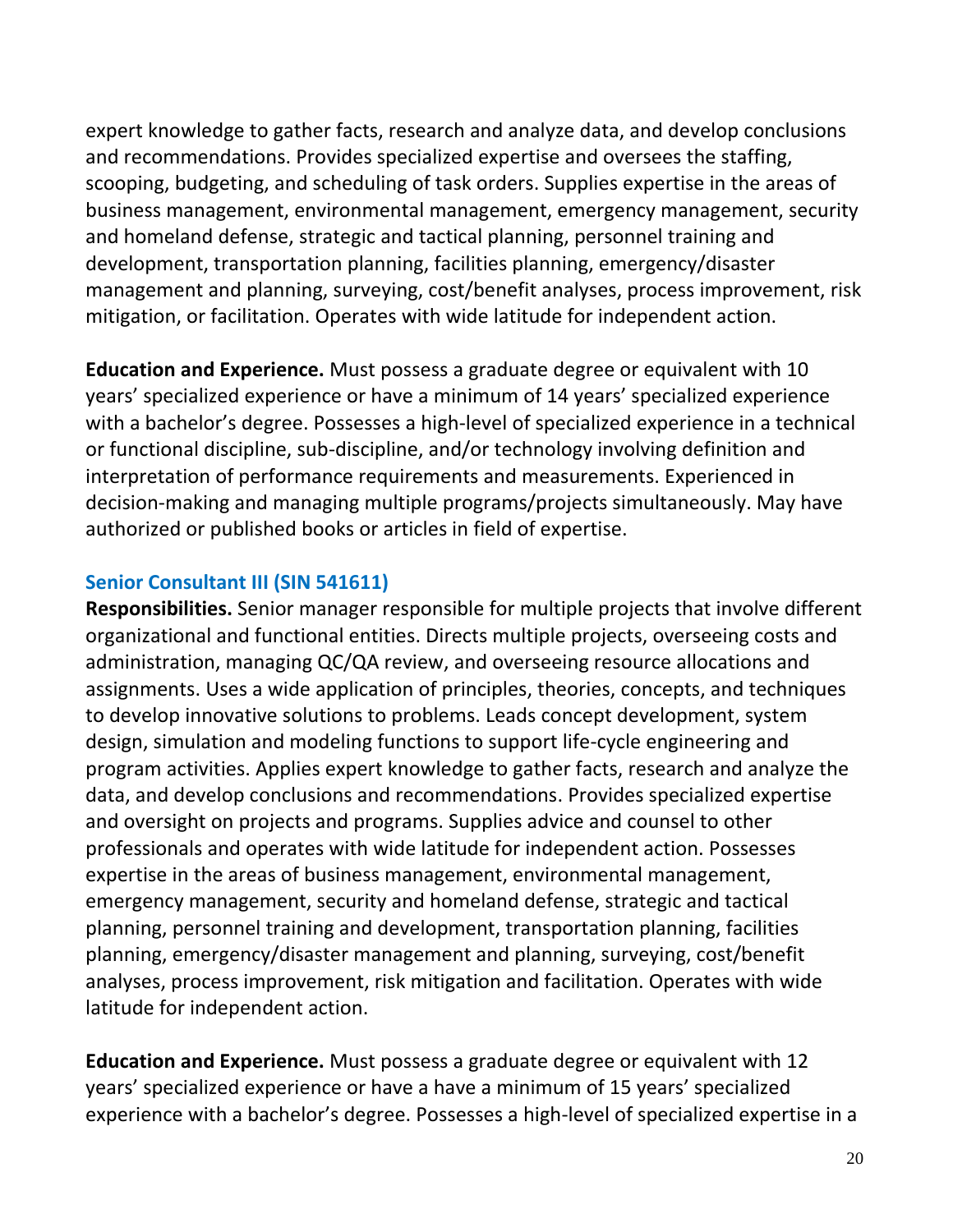expert knowledge to gather facts, research and analyze data, and develop conclusions and recommendations. Provides specialized expertise and oversees the staffing, scooping, budgeting, and scheduling of task orders. Supplies expertise in the areas of business management, environmental management, emergency management, security and homeland defense, strategic and tactical planning, personnel training and development, transportation planning, facilities planning, emergency/disaster management and planning, surveying, cost/benefit analyses, process improvement, risk mitigation, or facilitation. Operates with wide latitude for independent action.

**Education and Experience.** Must possess a graduate degree or equivalent with 10 years' specialized experience or have a minimum of 14 years' specialized experience with a bachelor's degree. Possesses a high-level of specialized experience in a technical or functional discipline, sub-discipline, and/or technology involving definition and interpretation of performance requirements and measurements. Experienced in decision-making and managing multiple programs/projects simultaneously. May have authorized or published books or articles in field of expertise.

### Senior Consultant III (SIN 541611)

**Responsibilities.** Senior manager responsible for multiple projects that involve different organizational and functional entities. Directs multiple projects, overseeing costs and administration, managing QC/QA review, and overseeing resource allocations and assignments. Uses a wide application of principles, theories, concepts, and techniques to develop innovative solutions to problems. Leads concept development, system design, simulation and modeling functions to support life-cycle engineering and program activities. Applies expert knowledge to gather facts, research and analyze the data, and develop conclusions and recommendations. Provides specialized expertise and oversight on projects and programs. Supplies advice and counsel to other professionals and operates with wide latitude for independent action. Possesses expertise in the areas of business management, environmental management, emergency management, security and homeland defense, strategic and tactical planning, personnel training and development, transportation planning, facilities planning, emergency/disaster management and planning, surveying, cost/benefit analyses, process improvement, risk mitigation and facilitation. Operates with wide latitude for independent action.

**Education and Experience.** Must possess a graduate degree or equivalent with 12 years' specialized experience or have a have a minimum of 15 years' specialized experience with a bachelor's degree. Possesses a high-level of specialized expertise in a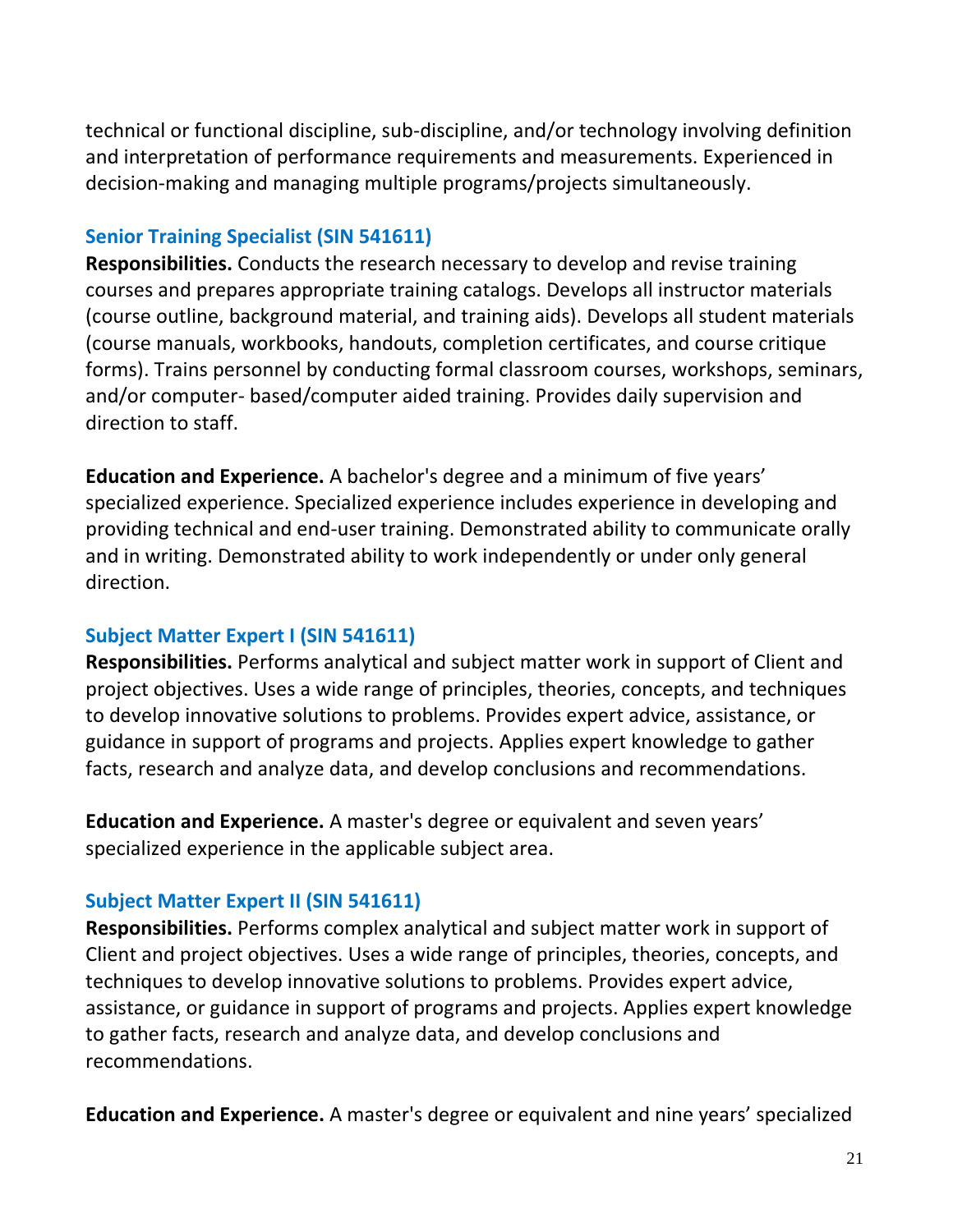technical or functional discipline, sub-discipline, and/or technology involving definition and interpretation of performance requirements and measurements. Experienced in decision-making and managing multiple programs/projects simultaneously.

### Senior Training Specialist (SIN 541611)

**Responsibilities.** Conducts the research necessary to develop and revise training courses and prepares appropriate training catalogs. Develops all instructor materials (course outline, background material, and training aids). Develops all student materials (course manuals, workbooks, handouts, completion certificates, and course critique forms). Trains personnel by conducting formal classroom courses, workshops, seminars, and/or computer- based/computer aided training. Provides daily supervision and direction to staff.

**Education and Experience.** A bachelor's degree and a minimum of five years' specialized experience. Specialized experience includes experience in developing and providing technical and end-user training. Demonstrated ability to communicate orally and in writing. Demonstrated ability to work independently or under only general direction.

### Subject Matter Expert I (SIN 541611)

**Responsibilities.** Performs analytical and subject matter work in support of Client and project objectives. Uses a wide range of principles, theories, concepts, and techniques to develop innovative solutions to problems. Provides expert advice, assistance, or guidance in support of programs and projects. Applies expert knowledge to gather facts, research and analyze data, and develop conclusions and recommendations.

**Education and Experience.** A master's degree or equivalent and seven years' specialized experience in the applicable subject area.

### Subject Matter Expert II (SIN 541611)

**Responsibilities.** Performs complex analytical and subject matter work in support of Client and project objectives. Uses a wide range of principles, theories, concepts, and techniques to develop innovative solutions to problems. Provides expert advice, assistance, or guidance in support of programs and projects. Applies expert knowledge to gather facts, research and analyze data, and develop conclusions and recommendations.

**Education and Experience.** A master's degree or equivalent and nine years' specialized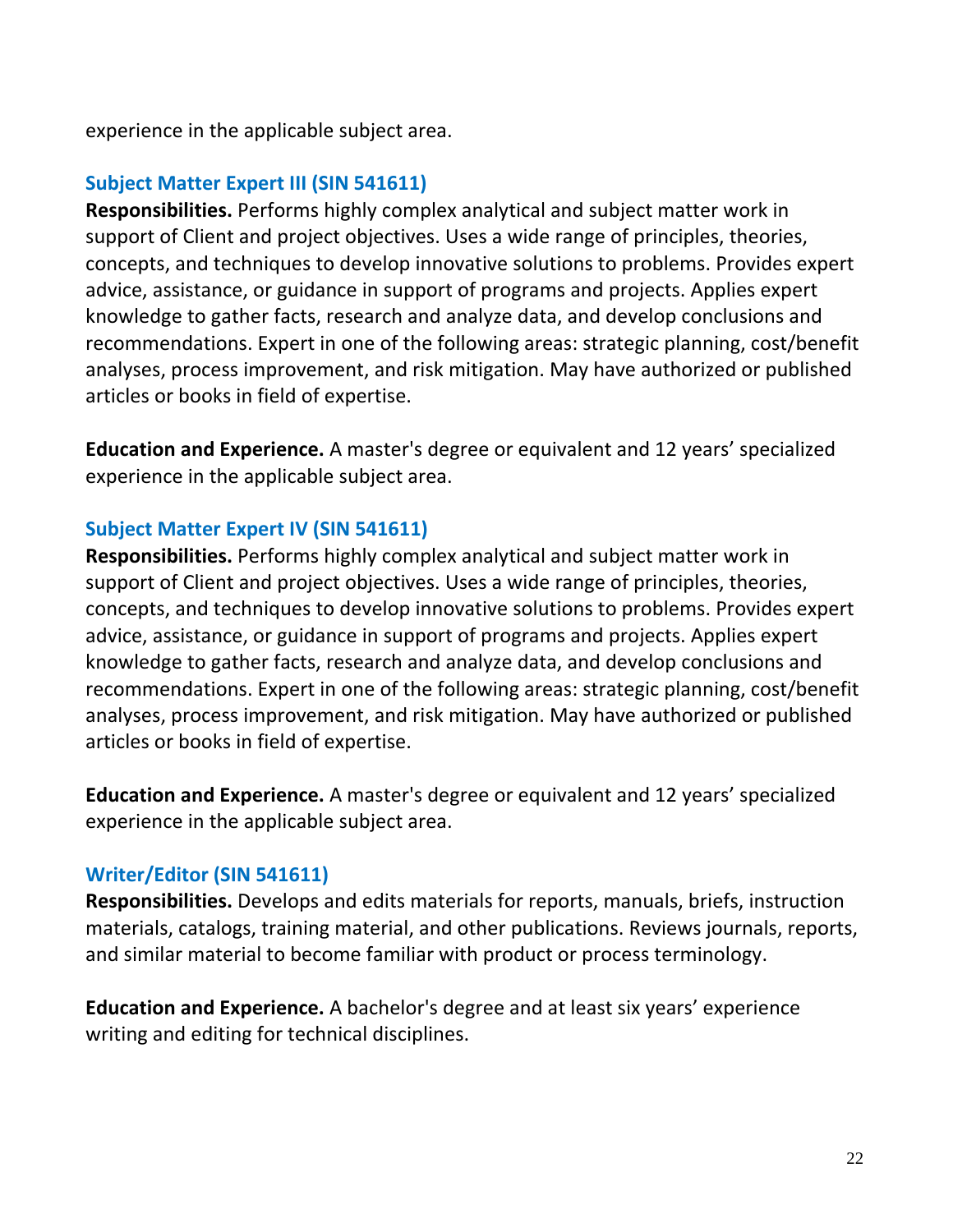experience in the applicable subject area.

### Subject Matter Expert III (SIN 541611)

**Responsibilities.** Performs highly complex analytical and subject matter work in support of Client and project objectives. Uses a wide range of principles, theories, concepts, and techniques to develop innovative solutions to problems. Provides expert advice, assistance, or guidance in support of programs and projects. Applies expert knowledge to gather facts, research and analyze data, and develop conclusions and recommendations. Expert in one of the following areas: strategic planning, cost/benefit analyses, process improvement, and risk mitigation. May have authorized or published articles or books in field of expertise.

**Education and Experience.** A master's degree or equivalent and 12 years' specialized experience in the applicable subject area.

### Subject Matter Expert IV (SIN 541611)

**Responsibilities.** Performs highly complex analytical and subject matter work in support of Client and project objectives. Uses a wide range of principles, theories, concepts, and techniques to develop innovative solutions to problems. Provides expert advice, assistance, or guidance in support of programs and projects. Applies expert knowledge to gather facts, research and analyze data, and develop conclusions and recommendations. Expert in one of the following areas: strategic planning, cost/benefit analyses, process improvement, and risk mitigation. May have authorized or published articles or books in field of expertise.

**Education and Experience.** A master's degree or equivalent and 12 years' specialized experience in the applicable subject area.

### Writer/Editor (SIN 541611)

**Responsibilities.** Develops and edits materials for reports, manuals, briefs, instruction materials, catalogs, training material, and other publications. Reviews journals, reports, and similar material to become familiar with product or process terminology.

**Education and Experience.** A bachelor's degree and at least six years' experience writing and editing for technical disciplines.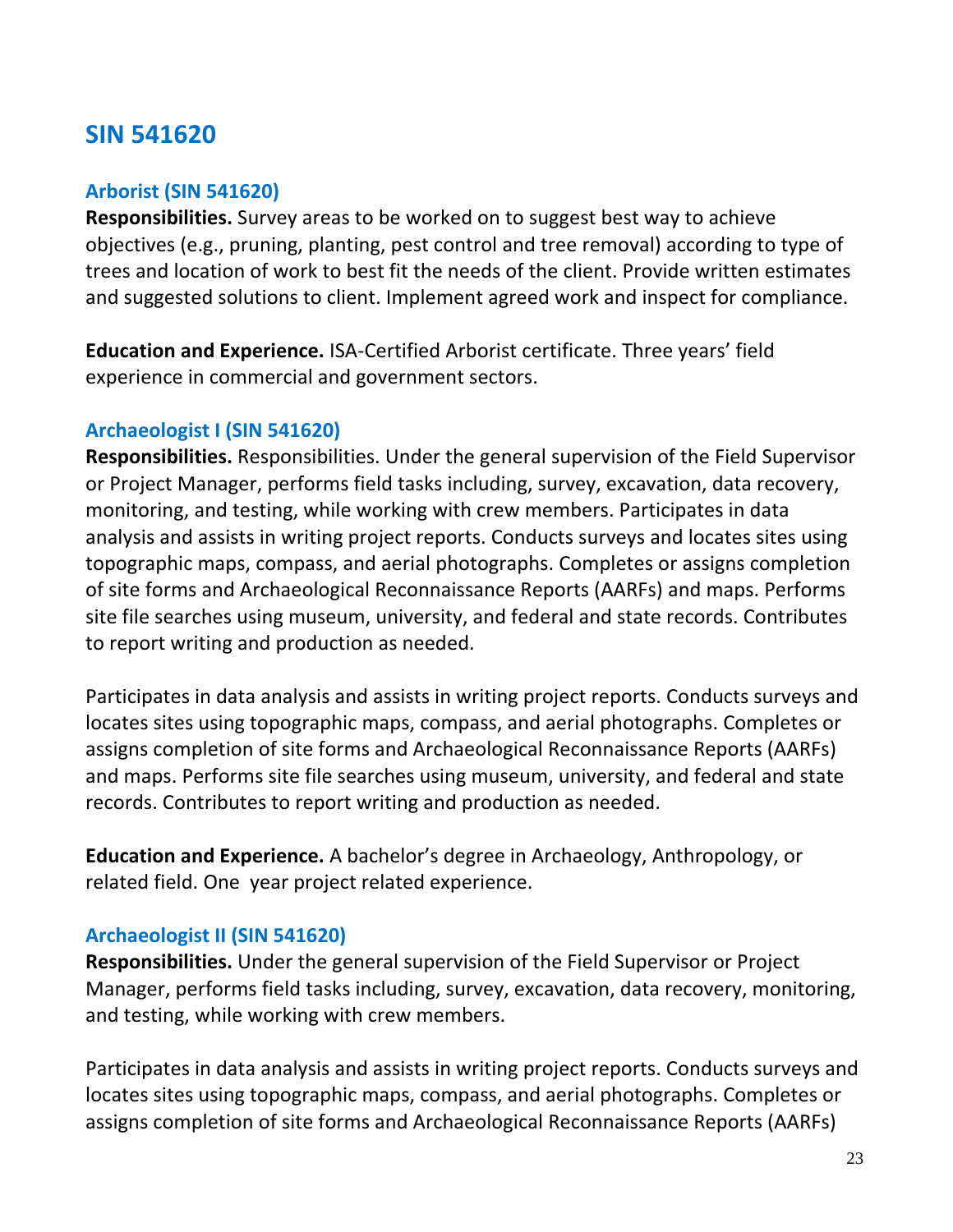## SIN 541620

### Arborist (SIN 541620)

**Responsibilities.** Survey areas to be worked on to suggest best way to achieve objectives (e.g., pruning, planting, pest control and tree removal) according to type of trees and location of work to best fit the needs of the client. Provide written estimates and suggested solutions to client. Implement agreed work and inspect for compliance.

**Education and Experience.** ISA-Certified Arborist certificate. Three years' field experience in commercial and government sectors.

### Archaeologist I (SIN 541620)

**Responsibilities.** Responsibilities. Under the general supervision of the Field Supervisor or Project Manager, performs field tasks including, survey, excavation, data recovery, monitoring, and testing, while working with crew members. Participates in data analysis and assists in writing project reports. Conducts surveys and locates sites using topographic maps, compass, and aerial photographs. Completes or assigns completion of site forms and Archaeological Reconnaissance Reports (AARFs) and maps. Performs site file searches using museum, university, and federal and state records. Contributes to report writing and production as needed.

Participates in data analysis and assists in writing project reports. Conducts surveys and locates sites using topographic maps, compass, and aerial photographs. Completes or assigns completion of site forms and Archaeological Reconnaissance Reports (AARFs) and maps. Performs site file searches using museum, university, and federal and state records. Contributes to report writing and production as needed.

**Education and Experience.** A bachelor's degree in Archaeology, Anthropology, or related field. One year project related experience.

### Archaeologist II (SIN 541620)

**Responsibilities.** Under the general supervision of the Field Supervisor or Project Manager, performs field tasks including, survey, excavation, data recovery, monitoring, and testing, while working with crew members.

Participates in data analysis and assists in writing project reports. Conducts surveys and locates sites using topographic maps, compass, and aerial photographs. Completes or assigns completion of site forms and Archaeological Reconnaissance Reports (AARFs)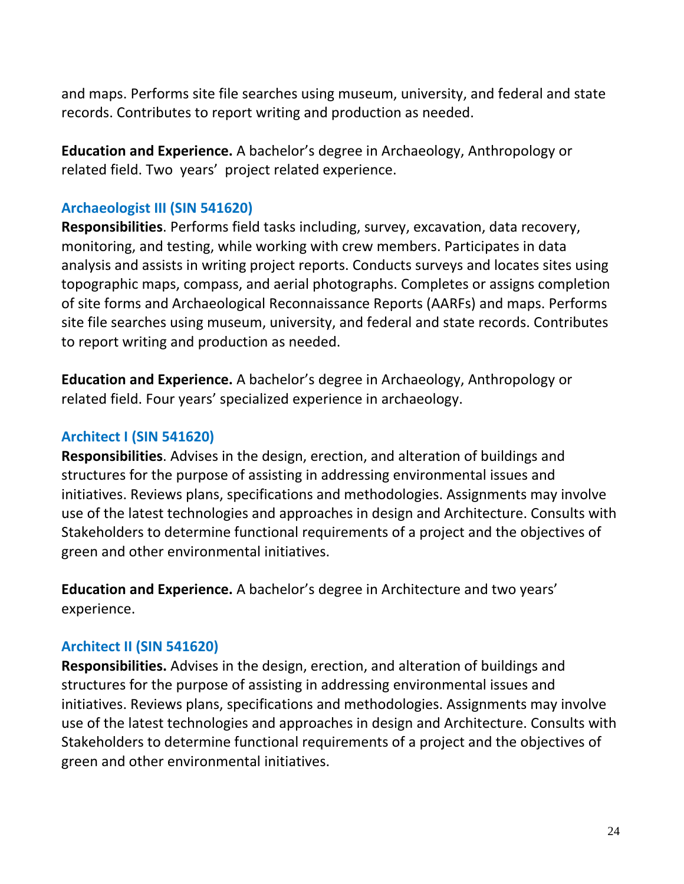and maps. Performs site file searches using museum, university, and federal and state records. Contributes to report writing and production as needed.

**Education and Experience.** A bachelor's degree in Archaeology, Anthropology or related field. Two years' project related experience.

### Archaeologist III (SIN 541620)

**Responsibilities**. Performs field tasks including, survey, excavation, data recovery, monitoring, and testing, while working with crew members. Participates in data analysis and assists in writing project reports. Conducts surveys and locates sites using topographic maps, compass, and aerial photographs. Completes or assigns completion of site forms and Archaeological Reconnaissance Reports (AARFs) and maps. Performs site file searches using museum, university, and federal and state records. Contributes to report writing and production as needed.

**Education and Experience.** A bachelor's degree in Archaeology, Anthropology or related field. Four years' specialized experience in archaeology.

### Architect I (SIN 541620)

**Responsibilities**. Advises in the design, erection, and alteration of buildings and structures for the purpose of assisting in addressing environmental issues and initiatives. Reviews plans, specifications and methodologies. Assignments may involve use of the latest technologies and approaches in design and Architecture. Consults with Stakeholders to determine functional requirements of a project and the objectives of green and other environmental initiatives.

**Education and Experience.** A bachelor's degree in Architecture and two years' experience.

### Architect II (SIN 541620)

**Responsibilities.** Advises in the design, erection, and alteration of buildings and structures for the purpose of assisting in addressing environmental issues and initiatives. Reviews plans, specifications and methodologies. Assignments may involve use of the latest technologies and approaches in design and Architecture. Consults with Stakeholders to determine functional requirements of a project and the objectives of green and other environmental initiatives.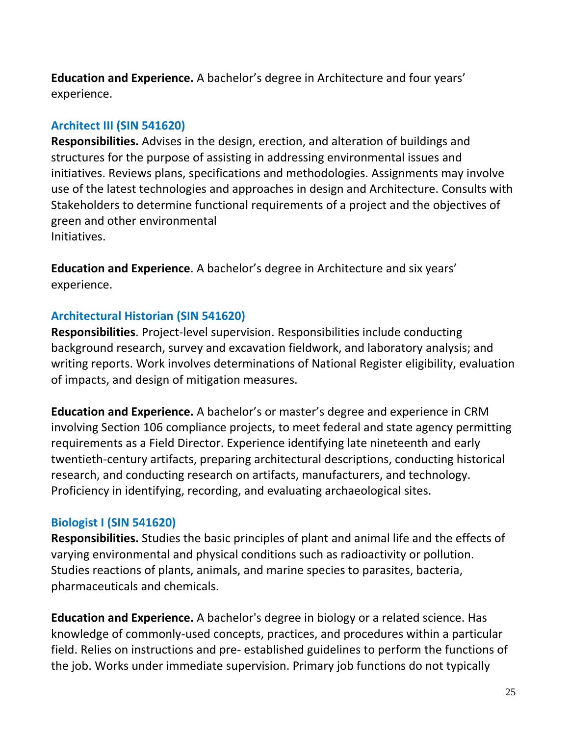**Education and Experience.** A bachelor's degree in Architecture and four years' experience.

### Architect III (SIN 541620)

**Responsibilities.** Advises in the design, erection, and alteration of buildings and structures for the purpose of assisting in addressing environmental issues and initiatives. Reviews plans, specifications and methodologies. Assignments may involve use of the latest technologies and approaches in design and Architecture. Consults with Stakeholders to determine functional requirements of a project and the objectives of green and other environmental Initiatives.

**Education and Experience**. A bachelor's degree in Architecture and six years' experience.

### Architectural Historian (SIN 541620)

**Responsibilities**. Project-level supervision. Responsibilities include conducting background research, survey and excavation fieldwork, and laboratory analysis; and writing reports. Work involves determinations of National Register eligibility, evaluation of impacts, and design of mitigation measures.

**Education and Experience.** A bachelor's or master's degree and experience in CRM involving Section 106 compliance projects, to meet federal and state agency permitting requirements as a Field Director. Experience identifying late nineteenth and early twentieth-century artifacts, preparing architectural descriptions, conducting historical research, and conducting research on artifacts, manufacturers, and technology. Proficiency in identifying, recording, and evaluating archaeological sites.

### Biologist I (SIN 541620)

**Responsibilities.** Studies the basic principles of plant and animal life and the effects of varying environmental and physical conditions such as radioactivity or pollution. Studies reactions of plants, animals, and marine species to parasites, bacteria, pharmaceuticals and chemicals.

**Education and Experience.** A bachelor's degree in biology or a related science. Has knowledge of commonly-used concepts, practices, and procedures within a particular field. Relies on instructions and pre- established guidelines to perform the functions of the job. Works under immediate supervision. Primary job functions do not typically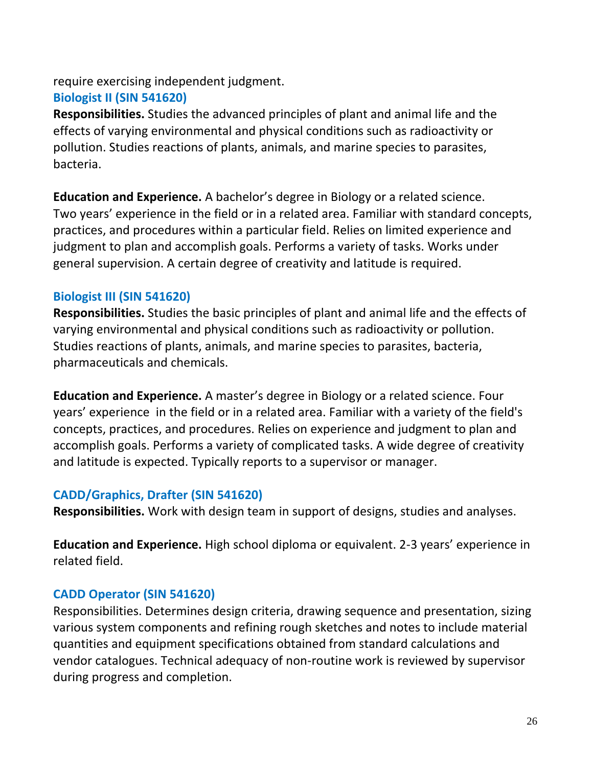require exercising independent judgment.

### Biologist II (SIN 541620)

**Responsibilities.** Studies the advanced principles of plant and animal life and the effects of varying environmental and physical conditions such as radioactivity or pollution. Studies reactions of plants, animals, and marine species to parasites, bacteria.

**Education and Experience.** A bachelor's degree in Biology or a related science. Two years' experience in the field or in a related area. Familiar with standard concepts, practices, and procedures within a particular field. Relies on limited experience and judgment to plan and accomplish goals. Performs a variety of tasks. Works under general supervision. A certain degree of creativity and latitude is required.

### Biologist III (SIN 541620)

**Responsibilities.** Studies the basic principles of plant and animal life and the effects of varying environmental and physical conditions such as radioactivity or pollution. Studies reactions of plants, animals, and marine species to parasites, bacteria, pharmaceuticals and chemicals.

**Education and Experience.** A master's degree in Biology or a related science. Four years' experience in the field or in a related area. Familiar with a variety of the field's concepts, practices, and procedures. Relies on experience and judgment to plan and accomplish goals. Performs a variety of complicated tasks. A wide degree of creativity and latitude is expected. Typically reports to a supervisor or manager.

### CADD/Graphics, Drafter (SIN 541620)

**Responsibilities.** Work with design team in support of designs, studies and analyses.

**Education and Experience.** High school diploma or equivalent. 2-3 years' experience in related field.

### CADD Operator (SIN 541620)

Responsibilities. Determines design criteria, drawing sequence and presentation, sizing various system components and refining rough sketches and notes to include material quantities and equipment specifications obtained from standard calculations and vendor catalogues. Technical adequacy of non-routine work is reviewed by supervisor during progress and completion.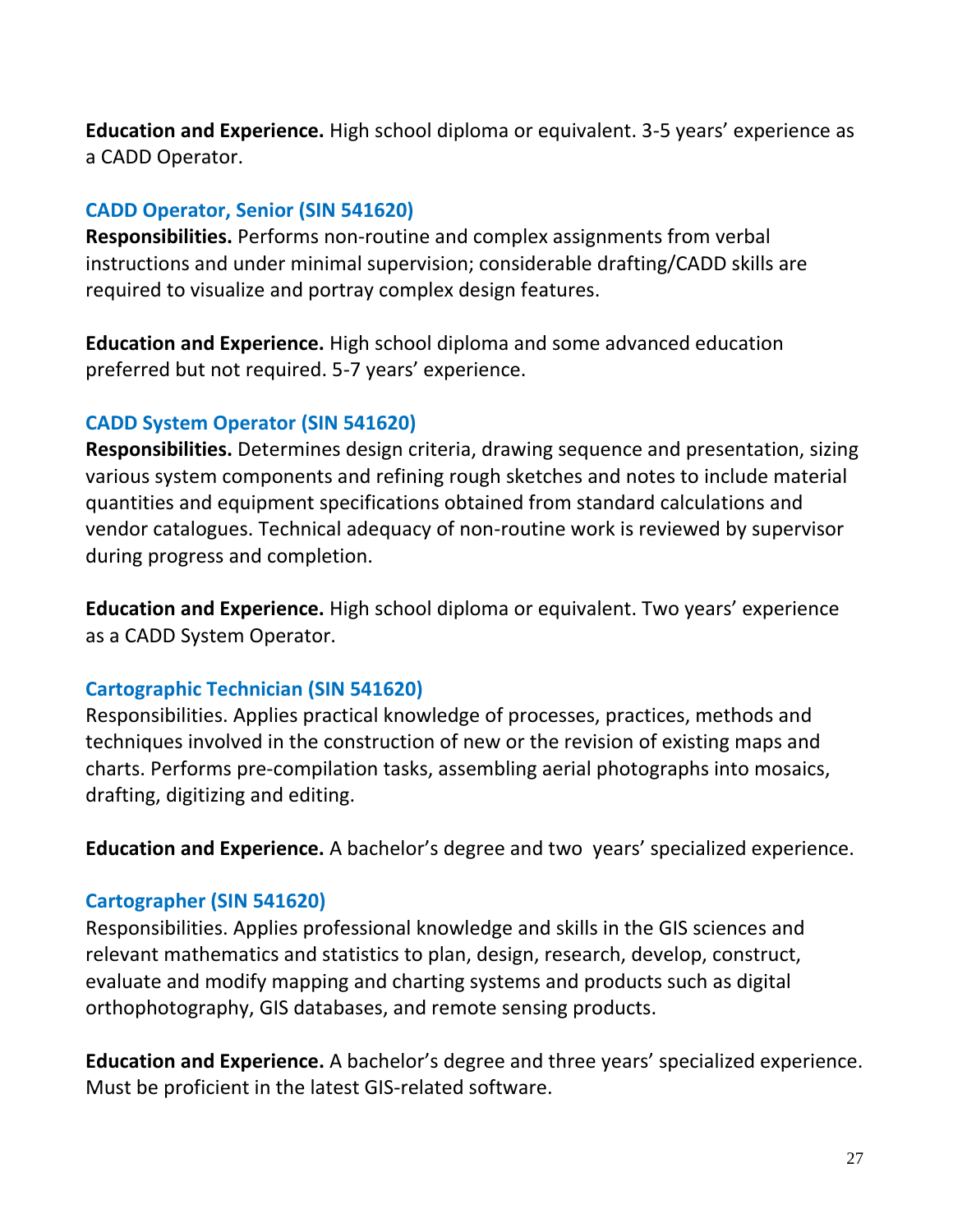**Education and Experience.** High school diploma or equivalent. 3-5 years' experience as a CADD Operator.

### CADD Operator, Senior (SIN 541620)

**Responsibilities.** Performs non-routine and complex assignments from verbal instructions and under minimal supervision; considerable drafting/CADD skills are required to visualize and portray complex design features.

**Education and Experience.** High school diploma and some advanced education preferred but not required. 5-7 years' experience.

### CADD System Operator (SIN 541620)

**Responsibilities.** Determines design criteria, drawing sequence and presentation, sizing various system components and refining rough sketches and notes to include material quantities and equipment specifications obtained from standard calculations and vendor catalogues. Technical adequacy of non-routine work is reviewed by supervisor during progress and completion.

**Education and Experience.** High school diploma or equivalent. Two years' experience as a CADD System Operator.

### Cartographic Technician (SIN 541620)

Responsibilities. Applies practical knowledge of processes, practices, methods and techniques involved in the construction of new or the revision of existing maps and charts. Performs pre-compilation tasks, assembling aerial photographs into mosaics, drafting, digitizing and editing.

**Education and Experience.** A bachelor's degree and two years' specialized experience.

### Cartographer (SIN 541620)

Responsibilities. Applies professional knowledge and skills in the GIS sciences and relevant mathematics and statistics to plan, design, research, develop, construct, evaluate and modify mapping and charting systems and products such as digital orthophotography, GIS databases, and remote sensing products.

**Education and Experience.** A bachelor's degree and three years' specialized experience. Must be proficient in the latest GIS-related software.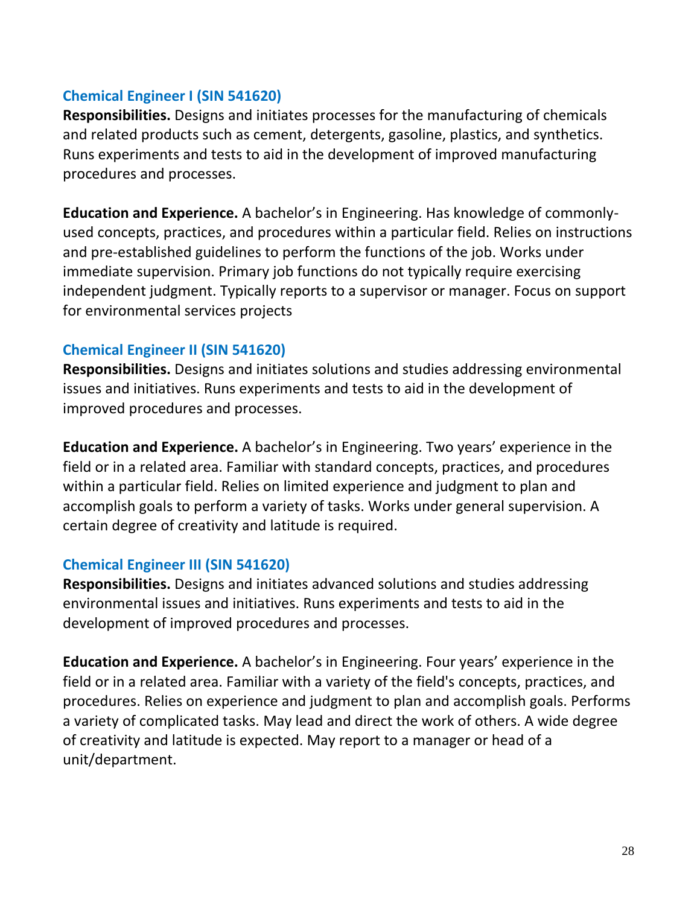### Chemical Engineer I (SIN 541620)

**Responsibilities.** Designs and initiates processes for the manufacturing of chemicals and related products such as cement, detergents, gasoline, plastics, and synthetics. Runs experiments and tests to aid in the development of improved manufacturing procedures and processes.

**Education and Experience.** A bachelor's in Engineering. Has knowledge of commonly-used concepts, practices, and procedures within a particular field. Relies on instructions and pre-established guidelines to perform the functions of the job. Works under immediate supervision. Primary job functions do not typically require exercising independent judgment. Typically reports to a supervisor or manager. Focus on support for environmental services projects

### Chemical Engineer II (SIN 541620)

**Responsibilities.** Designs and initiates solutions and studies addressing environmental issues and initiatives. Runs experiments and tests to aid in the development of improved procedures and processes.

**Education and Experience.** A bachelor's in Engineering. Two years' experience in the field or in a related area. Familiar with standard concepts, practices, and procedures within a particular field. Relies on limited experience and judgment to plan and accomplish goals to perform a variety of tasks. Works under general supervision. A certain degree of creativity and latitude is required.

### Chemical Engineer III (SIN 541620)

**Responsibilities.** Designs and initiates advanced solutions and studies addressing environmental issues and initiatives. Runs experiments and tests to aid in the development of improved procedures and processes.

**Education and Experience.** A bachelor's in Engineering. Four years' experience in the field or in a related area. Familiar with a variety of the field's concepts, practices, and procedures. Relies on experience and judgment to plan and accomplish goals. Performs a variety of complicated tasks. May lead and direct the work of others. A wide degree of creativity and latitude is expected. May report to a manager or head of a unit/department.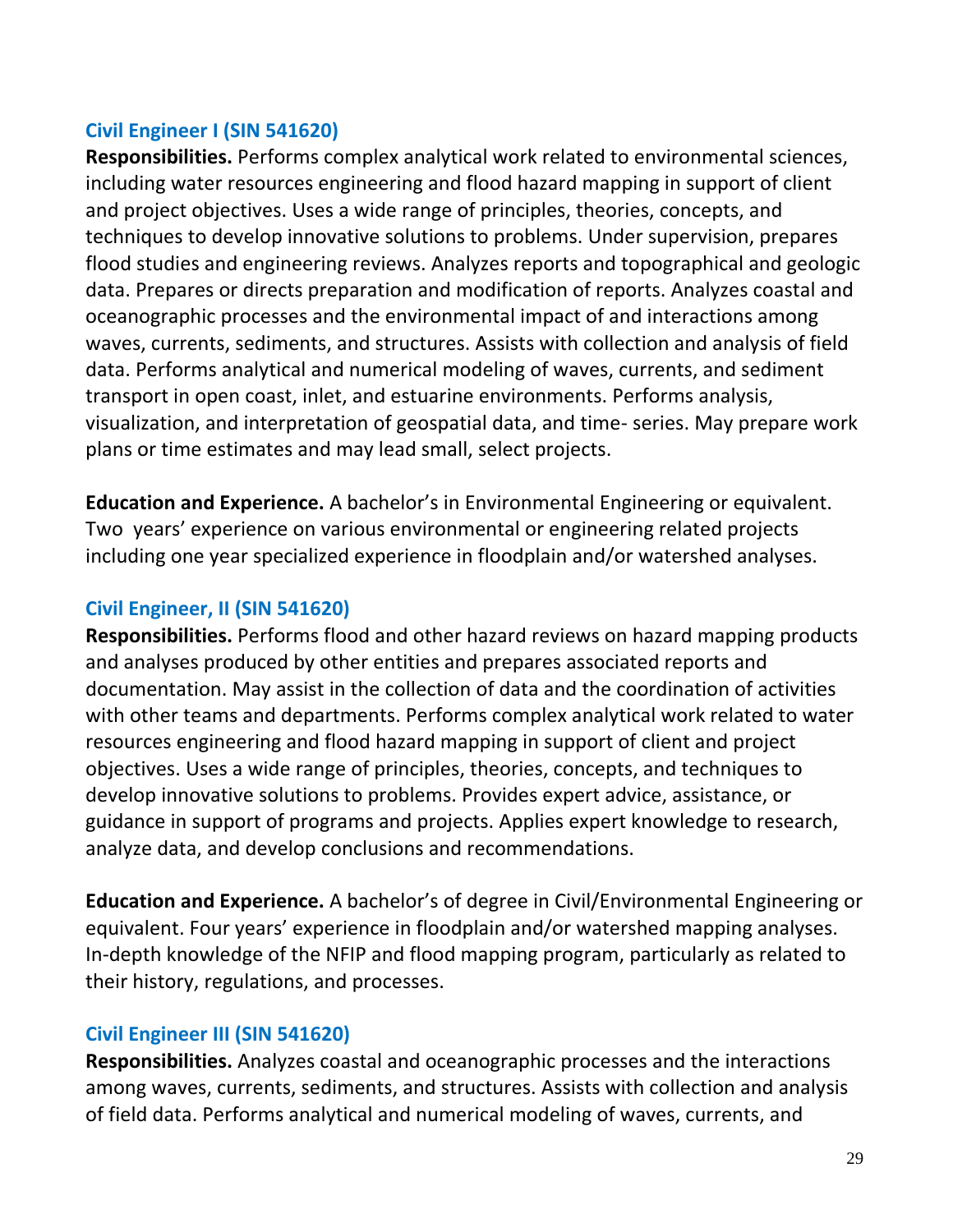### Civil Engineer I (SIN 541620)

**Responsibilities.** Performs complex analytical work related to environmental sciences, including water resources engineering and flood hazard mapping in support of client and project objectives. Uses a wide range of principles, theories, concepts, and techniques to develop innovative solutions to problems. Under supervision, prepares flood studies and engineering reviews. Analyzes reports and topographical and geologic data. Prepares or directs preparation and modification of reports. Analyzes coastal and oceanographic processes and the environmental impact of and interactions among waves, currents, sediments, and structures. Assists with collection and analysis of field data. Performs analytical and numerical modeling of waves, currents, and sediment transport in open coast, inlet, and estuarine environments. Performs analysis, visualization, and interpretation of geospatial data, and time- series. May prepare work plans or time estimates and may lead small, select projects.

**Education and Experience.** A bachelor's in Environmental Engineering or equivalent. Two years' experience on various environmental or engineering related projects including one year specialized experience in floodplain and/or watershed analyses.

### Civil Engineer, II (SIN 541620)

**Responsibilities.** Performs flood and other hazard reviews on hazard mapping products and analyses produced by other entities and prepares associated reports and documentation. May assist in the collection of data and the coordination of activities with other teams and departments. Performs complex analytical work related to water resources engineering and flood hazard mapping in support of client and project objectives. Uses a wide range of principles, theories, concepts, and techniques to develop innovative solutions to problems. Provides expert advice, assistance, or guidance in support of programs and projects. Applies expert knowledge to research, analyze data, and develop conclusions and recommendations.

**Education and Experience.** A bachelor's of degree in Civil/Environmental Engineering or equivalent. Four years' experience in floodplain and/or watershed mapping analyses. In-depth knowledge of the NFIP and flood mapping program, particularly as related to their history, regulations, and processes.

### Civil Engineer III (SIN 541620)

**Responsibilities.** Analyzes coastal and oceanographic processes and the interactions among waves, currents, sediments, and structures. Assists with collection and analysis of field data. Performs analytical and numerical modeling of waves, currents, and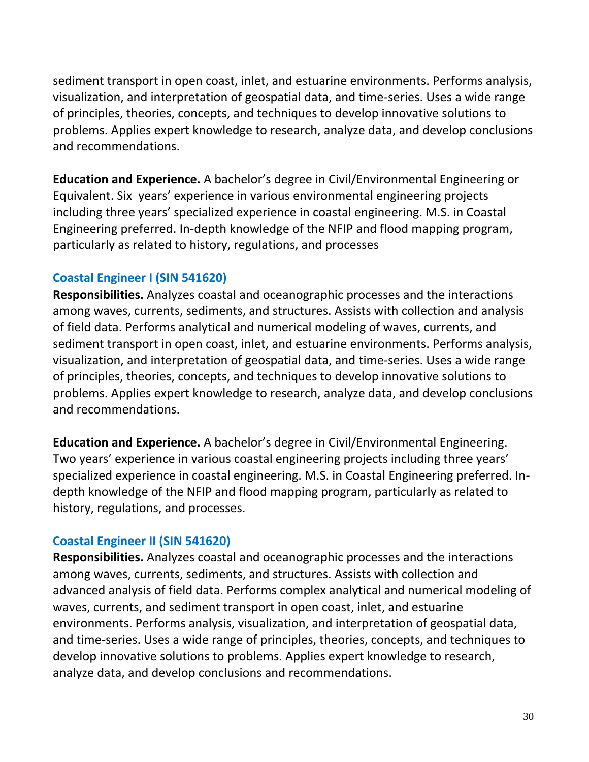sediment transport in open coast, inlet, and estuarine environments. Performs analysis, visualization, and interpretation of geospatial data, and time-series. Uses a wide range of principles, theories, concepts, and techniques to develop innovative solutions to problems. Applies expert knowledge to research, analyze data, and develop conclusions and recommendations.

**Education and Experience.** A bachelor's degree in Civil/Environmental Engineering or Equivalent. Six years' experience in various environmental engineering projects including three years' specialized experience in coastal engineering. M.S. in Coastal Engineering preferred. In-depth knowledge of the NFIP and flood mapping program, particularly as related to history, regulations, and processes

### Coastal Engineer I (SIN 541620)

**Responsibilities.** Analyzes coastal and oceanographic processes and the interactions among waves, currents, sediments, and structures. Assists with collection and analysis of field data. Performs analytical and numerical modeling of waves, currents, and sediment transport in open coast, inlet, and estuarine environments. Performs analysis, visualization, and interpretation of geospatial data, and time-series. Uses a wide range of principles, theories, concepts, and techniques to develop innovative solutions to problems. Applies expert knowledge to research, analyze data, and develop conclusions and recommendations.

**Education and Experience.** A bachelor's degree in Civil/Environmental Engineering. Two years' experience in various coastal engineering projects including three years' specialized experience in coastal engineering. M.S. in Coastal Engineering preferred. In-depth knowledge of the NFIP and flood mapping program, particularly as related to history, regulations, and processes.

### Coastal Engineer II (SIN 541620)

**Responsibilities.** Analyzes coastal and oceanographic processes and the interactions among waves, currents, sediments, and structures. Assists with collection and advanced analysis of field data. Performs complex analytical and numerical modeling of waves, currents, and sediment transport in open coast, inlet, and estuarine environments. Performs analysis, visualization, and interpretation of geospatial data, and time-series. Uses a wide range of principles, theories, concepts, and techniques to develop innovative solutions to problems. Applies expert knowledge to research, analyze data, and develop conclusions and recommendations.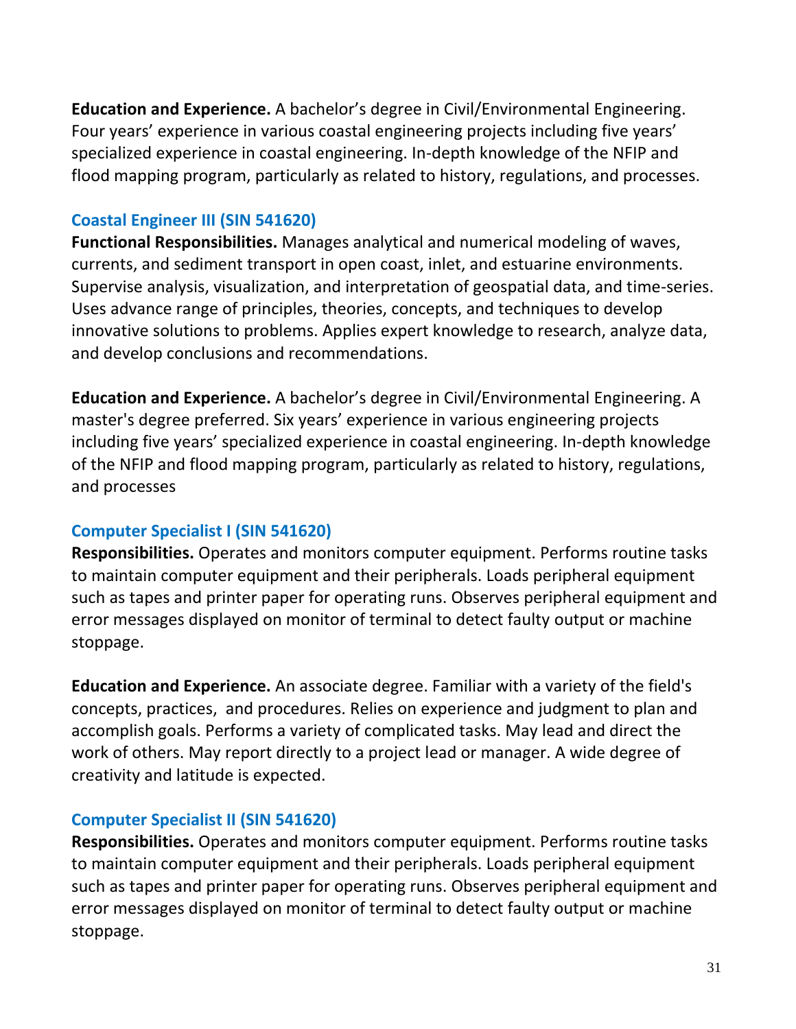**Education and Experience.** A bachelor's degree in Civil/Environmental Engineering. Four years' experience in various coastal engineering projects including five years' specialized experience in coastal engineering. In-depth knowledge of the NFIP and flood mapping program, particularly as related to history, regulations, and processes.

### Coastal Engineer III (SIN 541620)

**Functional Responsibilities.** Manages analytical and numerical modeling of waves, currents, and sediment transport in open coast, inlet, and estuarine environments. Supervise analysis, visualization, and interpretation of geospatial data, and time-series. Uses advance range of principles, theories, concepts, and techniques to develop innovative solutions to problems. Applies expert knowledge to research, analyze data, and develop conclusions and recommendations.

**Education and Experience.** A bachelor's degree in Civil/Environmental Engineering. A master's degree preferred. Six years' experience in various engineering projects including five years' specialized experience in coastal engineering. In-depth knowledge of the NFIP and flood mapping program, particularly as related to history, regulations, and processes

### Computer Specialist I (SIN 541620)

**Responsibilities.** Operates and monitors computer equipment. Performs routine tasks to maintain computer equipment and their peripherals. Loads peripheral equipment such as tapes and printer paper for operating runs. Observes peripheral equipment and error messages displayed on monitor of terminal to detect faulty output or machine stoppage.

**Education and Experience.** An associate degree. Familiar with a variety of the field's concepts, practices, and procedures. Relies on experience and judgment to plan and accomplish goals. Performs a variety of complicated tasks. May lead and direct the work of others. May report directly to a project lead or manager. A wide degree of creativity and latitude is expected.

### Computer Specialist II (SIN 541620)

**Responsibilities.** Operates and monitors computer equipment. Performs routine tasks to maintain computer equipment and their peripherals. Loads peripheral equipment such as tapes and printer paper for operating runs. Observes peripheral equipment and error messages displayed on monitor of terminal to detect faulty output or machine stoppage.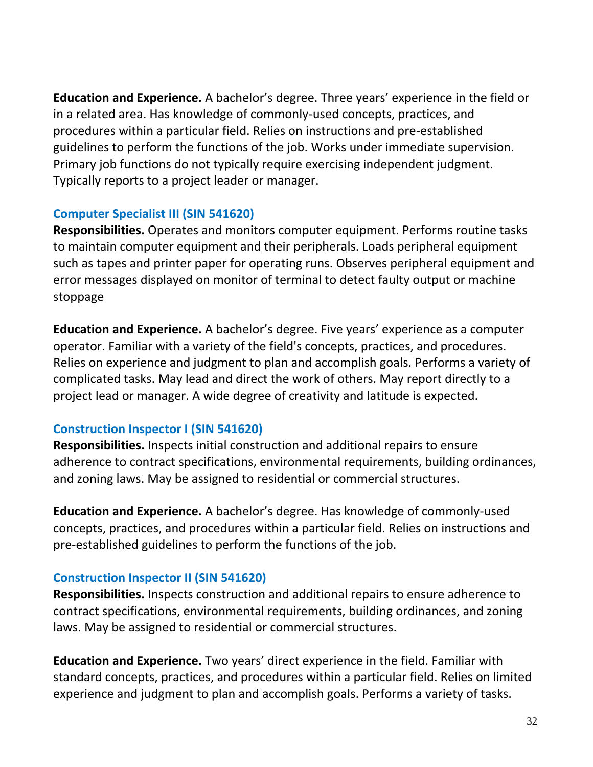**Education and Experience.** A bachelor's degree. Three years' experience in the field or in a related area. Has knowledge of commonly-used concepts, practices, and procedures within a particular field. Relies on instructions and pre-established guidelines to perform the functions of the job. Works under immediate supervision. Primary job functions do not typically require exercising independent judgment. Typically reports to a project leader or manager.

### Computer Specialist III (SIN 541620)

**Responsibilities.** Operates and monitors computer equipment. Performs routine tasks to maintain computer equipment and their peripherals. Loads peripheral equipment such as tapes and printer paper for operating runs. Observes peripheral equipment and error messages displayed on monitor of terminal to detect faulty output or machine stoppage

**Education and Experience.** A bachelor's degree. Five years' experience as a computer operator. Familiar with a variety of the field's concepts, practices, and procedures. Relies on experience and judgment to plan and accomplish goals. Performs a variety of complicated tasks. May lead and direct the work of others. May report directly to a project lead or manager. A wide degree of creativity and latitude is expected.

### Construction Inspector I (SIN 541620)

**Responsibilities.** Inspects initial construction and additional repairs to ensure adherence to contract specifications, environmental requirements, building ordinances, and zoning laws. May be assigned to residential or commercial structures.

**Education and Experience.** A bachelor's degree. Has knowledge of commonly-used concepts, practices, and procedures within a particular field. Relies on instructions and pre-established guidelines to perform the functions of the job.

### Construction Inspector II (SIN 541620)

**Responsibilities.** Inspects construction and additional repairs to ensure adherence to contract specifications, environmental requirements, building ordinances, and zoning laws. May be assigned to residential or commercial structures.

**Education and Experience.** Two years' direct experience in the field. Familiar with standard concepts, practices, and procedures within a particular field. Relies on limited experience and judgment to plan and accomplish goals. Performs a variety of tasks.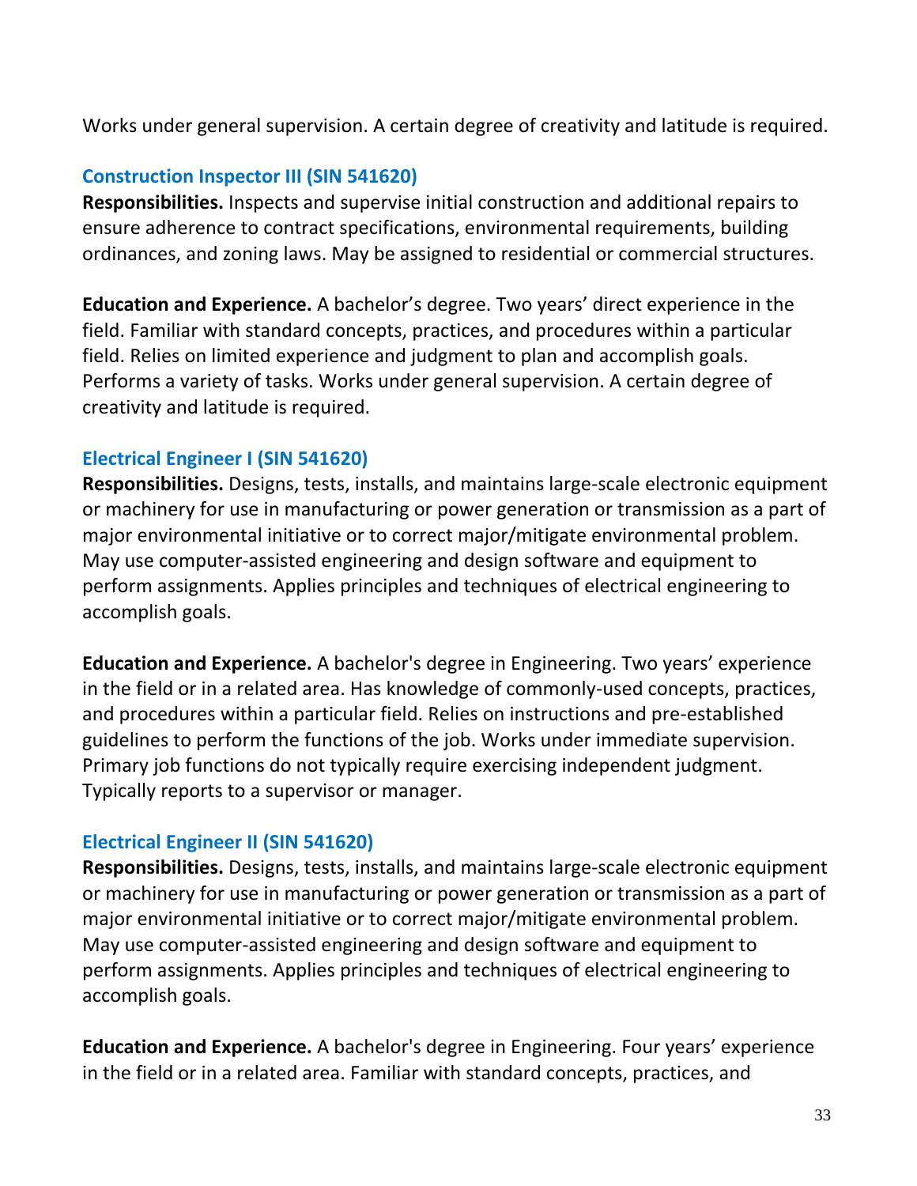Works under general supervision. A certain degree of creativity and latitude is required.

### Construction Inspector III (SIN 541620)

**Responsibilities.** Inspects and supervise initial construction and additional repairs to ensure adherence to contract specifications, environmental requirements, building ordinances, and zoning laws. May be assigned to residential or commercial structures.

**Education and Experience.** A bachelor's degree. Two years' direct experience in the field. Familiar with standard concepts, practices, and procedures within a particular field. Relies on limited experience and judgment to plan and accomplish goals. Performs a variety of tasks. Works under general supervision. A certain degree of creativity and latitude is required.

### Electrical Engineer I (SIN 541620)

**Responsibilities.** Designs, tests, installs, and maintains large-scale electronic equipment or machinery for use in manufacturing or power generation or transmission as a part of major environmental initiative or to correct major/mitigate environmental problem. May use computer-assisted engineering and design software and equipment to perform assignments. Applies principles and techniques of electrical engineering to accomplish goals.

**Education and Experience.** A bachelor's degree in Engineering. Two years' experience in the field or in a related area. Has knowledge of commonly-used concepts, practices, and procedures within a particular field. Relies on instructions and pre-established guidelines to perform the functions of the job. Works under immediate supervision. Primary job functions do not typically require exercising independent judgment. Typically reports to a supervisor or manager.

### Electrical Engineer II (SIN 541620)

**Responsibilities.** Designs, tests, installs, and maintains large-scale electronic equipment or machinery for use in manufacturing or power generation or transmission as a part of major environmental initiative or to correct major/mitigate environmental problem. May use computer-assisted engineering and design software and equipment to perform assignments. Applies principles and techniques of electrical engineering to accomplish goals.

**Education and Experience.** A bachelor's degree in Engineering. Four years' experience in the field or in a related area. Familiar with standard concepts, practices, and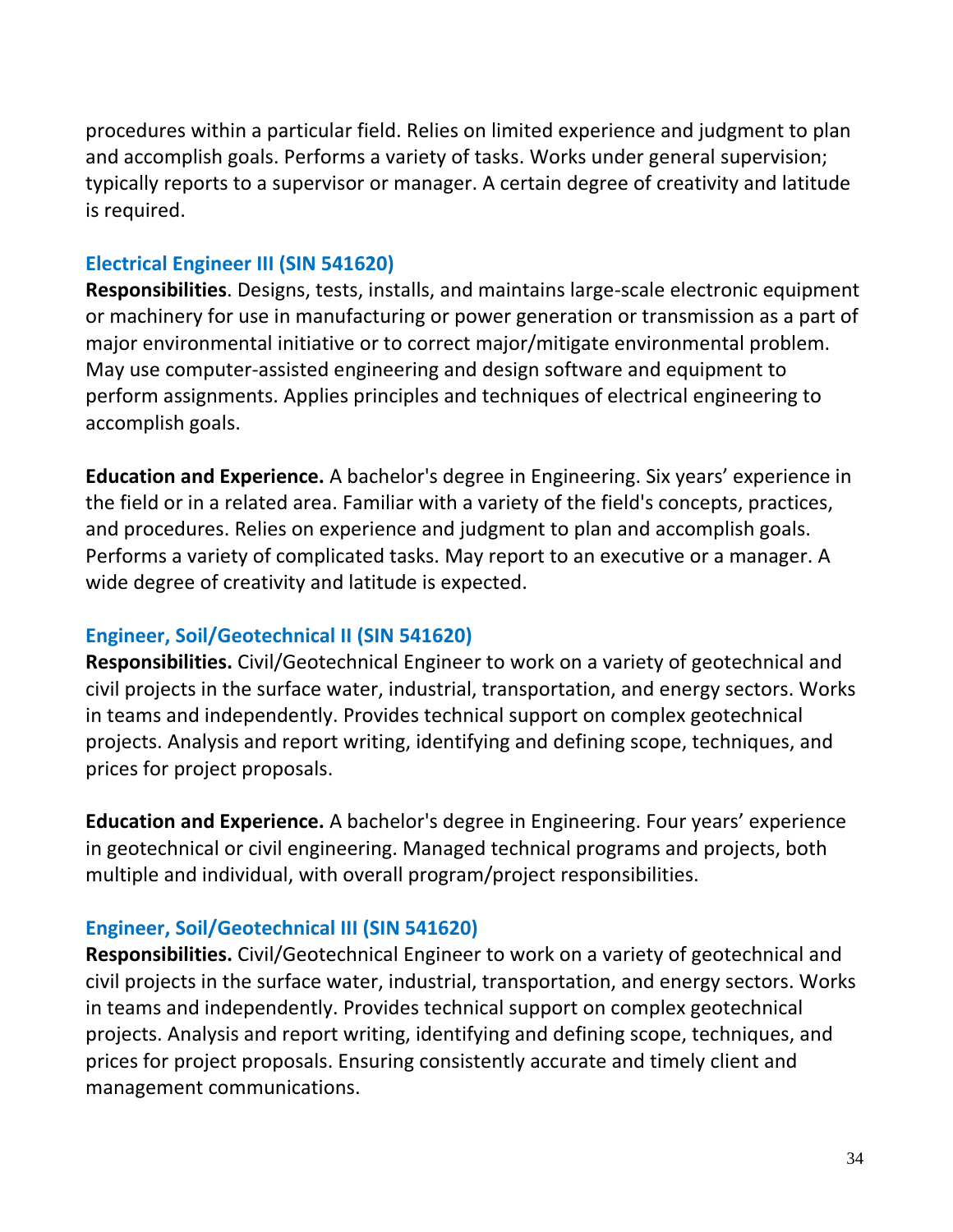procedures within a particular field. Relies on limited experience and judgment to plan and accomplish goals. Performs a variety of tasks. Works under general supervision; typically reports to a supervisor or manager. A certain degree of creativity and latitude is required.

### Electrical Engineer III (SIN 541620)

**Responsibilities**. Designs, tests, installs, and maintains large-scale electronic equipment or machinery for use in manufacturing or power generation or transmission as a part of major environmental initiative or to correct major/mitigate environmental problem. May use computer-assisted engineering and design software and equipment to perform assignments. Applies principles and techniques of electrical engineering to accomplish goals.

**Education and Experience.** A bachelor's degree in Engineering. Six years' experience in the field or in a related area. Familiar with a variety of the field's concepts, practices, and procedures. Relies on experience and judgment to plan and accomplish goals. Performs a variety of complicated tasks. May report to an executive or a manager. A wide degree of creativity and latitude is expected.

### Engineer, Soil/Geotechnical II (SIN 541620)

**Responsibilities.** Civil/Geotechnical Engineer to work on a variety of geotechnical and civil projects in the surface water, industrial, transportation, and energy sectors. Works in teams and independently. Provides technical support on complex geotechnical projects. Analysis and report writing, identifying and defining scope, techniques, and prices for project proposals.

**Education and Experience.** A bachelor's degree in Engineering. Four years' experience in geotechnical or civil engineering. Managed technical programs and projects, both multiple and individual, with overall program/project responsibilities.

### Engineer, Soil/Geotechnical III (SIN 541620)

**Responsibilities.** Civil/Geotechnical Engineer to work on a variety of geotechnical and civil projects in the surface water, industrial, transportation, and energy sectors. Works in teams and independently. Provides technical support on complex geotechnical projects. Analysis and report writing, identifying and defining scope, techniques, and prices for project proposals. Ensuring consistently accurate and timely client and management communications.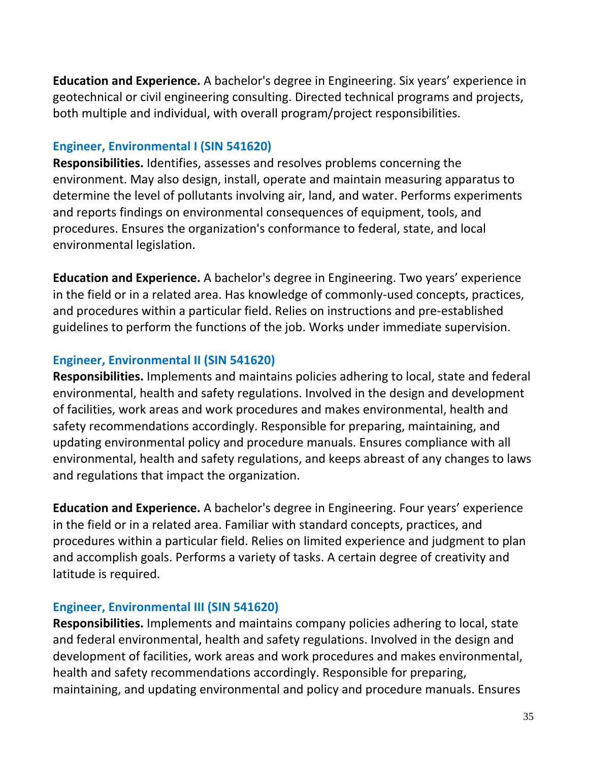**Education and Experience.** A bachelor's degree in Engineering. Six years' experience in geotechnical or civil engineering consulting. Directed technical programs and projects, both multiple and individual, with overall program/project responsibilities.

### Engineer, Environmental I (SIN 541620)

**Responsibilities.** Identifies, assesses and resolves problems concerning the environment. May also design, install, operate and maintain measuring apparatus to determine the level of pollutants involving air, land, and water. Performs experiments and reports findings on environmental consequences of equipment, tools, and procedures. Ensures the organization's conformance to federal, state, and local environmental legislation.

**Education and Experience.** A bachelor's degree in Engineering. Two years' experience in the field or in a related area. Has knowledge of commonly-used concepts, practices, and procedures within a particular field. Relies on instructions and pre-established guidelines to perform the functions of the job. Works under immediate supervision.

### Engineer, Environmental II (SIN 541620)

**Responsibilities.** Implements and maintains policies adhering to local, state and federal environmental, health and safety regulations. Involved in the design and development of facilities, work areas and work procedures and makes environmental, health and safety recommendations accordingly. Responsible for preparing, maintaining, and updating environmental policy and procedure manuals. Ensures compliance with all environmental, health and safety regulations, and keeps abreast of any changes to laws and regulations that impact the organization.

**Education and Experience.** A bachelor's degree in Engineering. Four years' experience in the field or in a related area. Familiar with standard concepts, practices, and procedures within a particular field. Relies on limited experience and judgment to plan and accomplish goals. Performs a variety of tasks. A certain degree of creativity and latitude is required.

### Engineer, Environmental III (SIN 541620)

**Responsibilities.** Implements and maintains company policies adhering to local, state and federal environmental, health and safety regulations. Involved in the design and development of facilities, work areas and work procedures and makes environmental, health and safety recommendations accordingly. Responsible for preparing, maintaining, and updating environmental and policy and procedure manuals. Ensures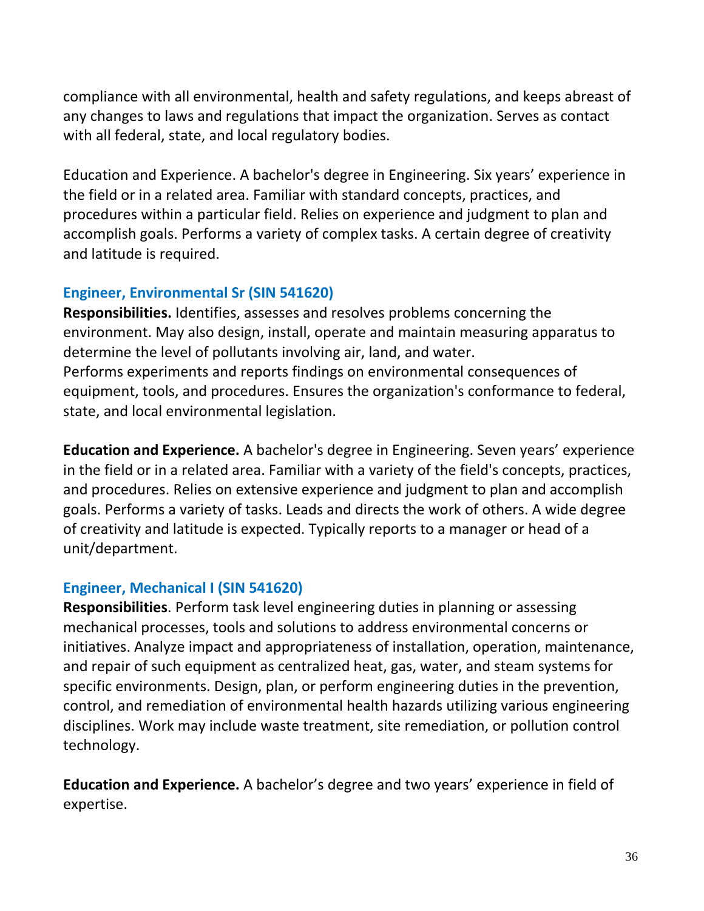compliance with all environmental, health and safety regulations, and keeps abreast of any changes to laws and regulations that impact the organization. Serves as contact with all federal, state, and local regulatory bodies.

Education and Experience. A bachelor's degree in Engineering. Six years' experience in the field or in a related area. Familiar with standard concepts, practices, and procedures within a particular field. Relies on experience and judgment to plan and accomplish goals. Performs a variety of complex tasks. A certain degree of creativity and latitude is required.

### Engineer, Environmental Sr (SIN 541620)

**Responsibilities.** Identifies, assesses and resolves problems concerning the environment. May also design, install, operate and maintain measuring apparatus to determine the level of pollutants involving air, land, and water.
Performs experiments and reports findings on environmental consequences of equipment, tools, and procedures. Ensures the organization's conformance to federal, state, and local environmental legislation.

**Education and Experience.** A bachelor's degree in Engineering. Seven years' experience in the field or in a related area. Familiar with a variety of the field's concepts, practices, and procedures. Relies on extensive experience and judgment to plan and accomplish goals. Performs a variety of tasks. Leads and directs the work of others. A wide degree of creativity and latitude is expected. Typically reports to a manager or head of a unit/department.

### Engineer, Mechanical I (SIN 541620)

**Responsibilities**. Perform task level engineering duties in planning or assessing mechanical processes, tools and solutions to address environmental concerns or initiatives. Analyze impact and appropriateness of installation, operation, maintenance, and repair of such equipment as centralized heat, gas, water, and steam systems for specific environments. Design, plan, or perform engineering duties in the prevention, control, and remediation of environmental health hazards utilizing various engineering disciplines. Work may include waste treatment, site remediation, or pollution control technology.

**Education and Experience.** A bachelor's degree and two years' experience in field of expertise.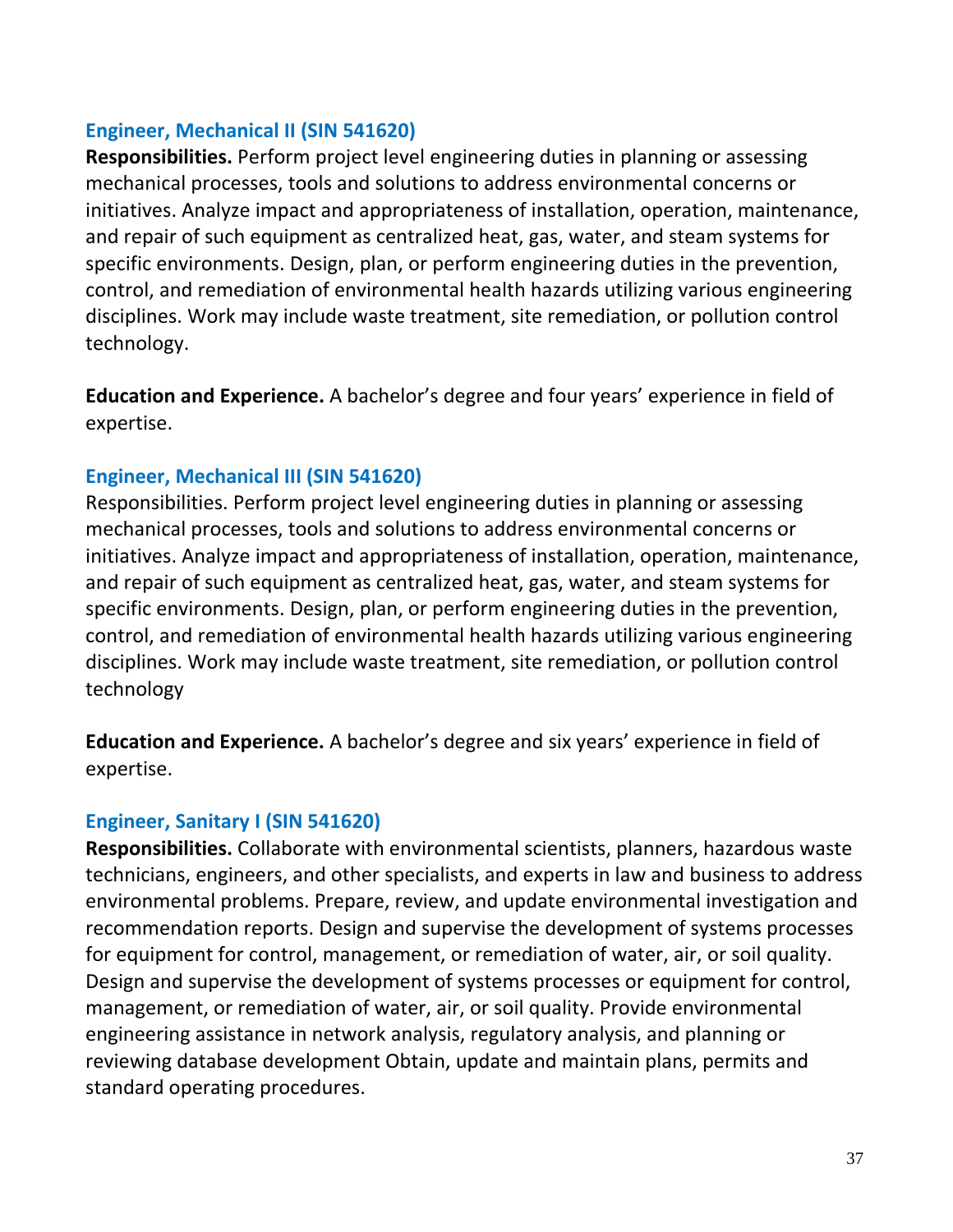### Engineer, Mechanical II (SIN 541620)

**Responsibilities.** Perform project level engineering duties in planning or assessing mechanical processes, tools and solutions to address environmental concerns or initiatives. Analyze impact and appropriateness of installation, operation, maintenance, and repair of such equipment as centralized heat, gas, water, and steam systems for specific environments. Design, plan, or perform engineering duties in the prevention, control, and remediation of environmental health hazards utilizing various engineering disciplines. Work may include waste treatment, site remediation, or pollution control technology.

**Education and Experience.** A bachelor's degree and four years' experience in field of expertise.

### Engineer, Mechanical III (SIN 541620)

Responsibilities. Perform project level engineering duties in planning or assessing mechanical processes, tools and solutions to address environmental concerns or initiatives. Analyze impact and appropriateness of installation, operation, maintenance, and repair of such equipment as centralized heat, gas, water, and steam systems for specific environments. Design, plan, or perform engineering duties in the prevention, control, and remediation of environmental health hazards utilizing various engineering disciplines. Work may include waste treatment, site remediation, or pollution control technology

**Education and Experience.** A bachelor's degree and six years' experience in field of expertise.

### Engineer, Sanitary I (SIN 541620)

**Responsibilities.** Collaborate with environmental scientists, planners, hazardous waste technicians, engineers, and other specialists, and experts in law and business to address environmental problems. Prepare, review, and update environmental investigation and recommendation reports. Design and supervise the development of systems processes for equipment for control, management, or remediation of water, air, or soil quality. Design and supervise the development of systems processes or equipment for control, management, or remediation of water, air, or soil quality. Provide environmental engineering assistance in network analysis, regulatory analysis, and planning or reviewing database development Obtain, update and maintain plans, permits and standard operating procedures.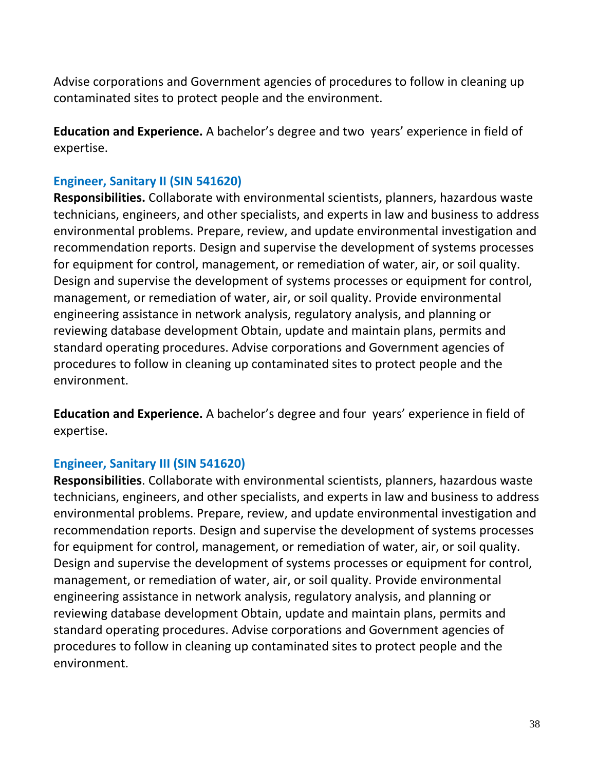Advise corporations and Government agencies of procedures to follow in cleaning up contaminated sites to protect people and the environment.

**Education and Experience.** A bachelor's degree and two years' experience in field of expertise.

### Engineer, Sanitary II (SIN 541620)

**Responsibilities.** Collaborate with environmental scientists, planners, hazardous waste technicians, engineers, and other specialists, and experts in law and business to address environmental problems. Prepare, review, and update environmental investigation and recommendation reports. Design and supervise the development of systems processes for equipment for control, management, or remediation of water, air, or soil quality. Design and supervise the development of systems processes or equipment for control, management, or remediation of water, air, or soil quality. Provide environmental engineering assistance in network analysis, regulatory analysis, and planning or reviewing database development Obtain, update and maintain plans, permits and standard operating procedures. Advise corporations and Government agencies of procedures to follow in cleaning up contaminated sites to protect people and the environment.

**Education and Experience.** A bachelor's degree and four years' experience in field of expertise.

### Engineer, Sanitary III (SIN 541620)

**Responsibilities**. Collaborate with environmental scientists, planners, hazardous waste technicians, engineers, and other specialists, and experts in law and business to address environmental problems. Prepare, review, and update environmental investigation and recommendation reports. Design and supervise the development of systems processes for equipment for control, management, or remediation of water, air, or soil quality. Design and supervise the development of systems processes or equipment for control, management, or remediation of water, air, or soil quality. Provide environmental engineering assistance in network analysis, regulatory analysis, and planning or reviewing database development Obtain, update and maintain plans, permits and standard operating procedures. Advise corporations and Government agencies of procedures to follow in cleaning up contaminated sites to protect people and the environment.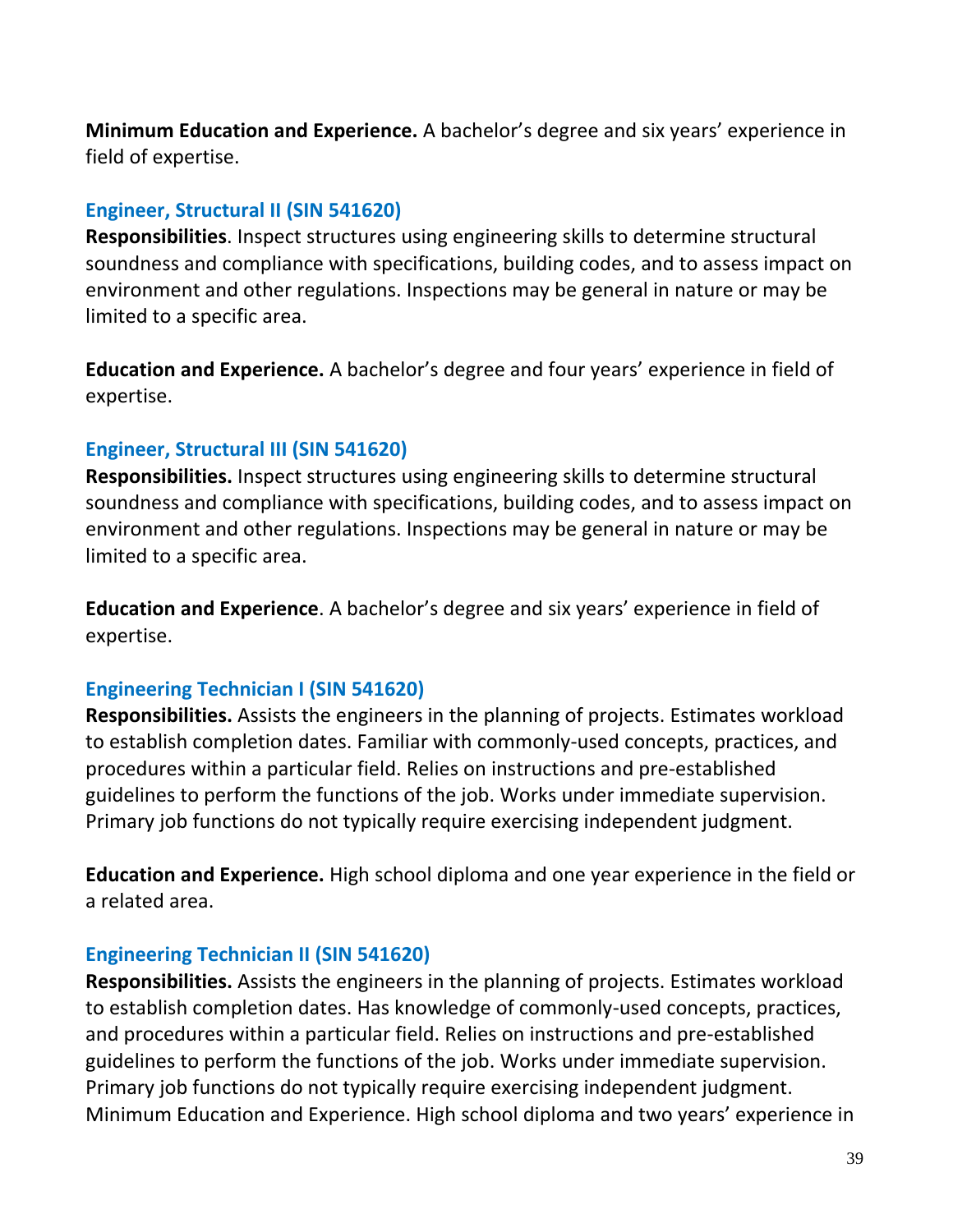**Minimum Education and Experience.** A bachelor's degree and six years' experience in field of expertise.

### Engineer, Structural II (SIN 541620)

**Responsibilities**. Inspect structures using engineering skills to determine structural soundness and compliance with specifications, building codes, and to assess impact on environment and other regulations. Inspections may be general in nature or may be limited to a specific area.

**Education and Experience.** A bachelor's degree and four years' experience in field of expertise.

### Engineer, Structural III (SIN 541620)

**Responsibilities.** Inspect structures using engineering skills to determine structural soundness and compliance with specifications, building codes, and to assess impact on environment and other regulations. Inspections may be general in nature or may be limited to a specific area.

**Education and Experience**. A bachelor's degree and six years' experience in field of expertise.

### Engineering Technician I (SIN 541620)

**Responsibilities.** Assists the engineers in the planning of projects. Estimates workload to establish completion dates. Familiar with commonly-used concepts, practices, and procedures within a particular field. Relies on instructions and pre-established guidelines to perform the functions of the job. Works under immediate supervision. Primary job functions do not typically require exercising independent judgment.

**Education and Experience.** High school diploma and one year experience in the field or a related area.

### Engineering Technician II (SIN 541620)

**Responsibilities.** Assists the engineers in the planning of projects. Estimates workload to establish completion dates. Has knowledge of commonly-used concepts, practices, and procedures within a particular field. Relies on instructions and pre-established guidelines to perform the functions of the job. Works under immediate supervision. Primary job functions do not typically require exercising independent judgment. Minimum Education and Experience. High school diploma and two years' experience in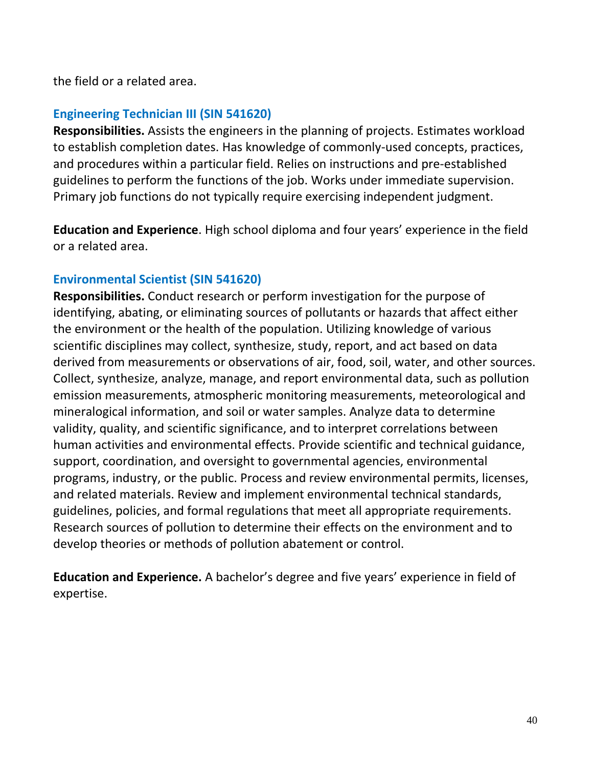the field or a related area.

### Engineering Technician III (SIN 541620)

**Responsibilities.** Assists the engineers in the planning of projects. Estimates workload to establish completion dates. Has knowledge of commonly-used concepts, practices, and procedures within a particular field. Relies on instructions and pre-established guidelines to perform the functions of the job. Works under immediate supervision. Primary job functions do not typically require exercising independent judgment.

**Education and Experience**. High school diploma and four years' experience in the field or a related area.

### Environmental Scientist (SIN 541620)

**Responsibilities.** Conduct research or perform investigation for the purpose of identifying, abating, or eliminating sources of pollutants or hazards that affect either the environment or the health of the population. Utilizing knowledge of various scientific disciplines may collect, synthesize, study, report, and act based on data derived from measurements or observations of air, food, soil, water, and other sources. Collect, synthesize, analyze, manage, and report environmental data, such as pollution emission measurements, atmospheric monitoring measurements, meteorological and mineralogical information, and soil or water samples. Analyze data to determine validity, quality, and scientific significance, and to interpret correlations between human activities and environmental effects. Provide scientific and technical guidance, support, coordination, and oversight to governmental agencies, environmental programs, industry, or the public. Process and review environmental permits, licenses, and related materials. Review and implement environmental technical standards, guidelines, policies, and formal regulations that meet all appropriate requirements. Research sources of pollution to determine their effects on the environment and to develop theories or methods of pollution abatement or control.

**Education and Experience.** A bachelor's degree and five years' experience in field of expertise.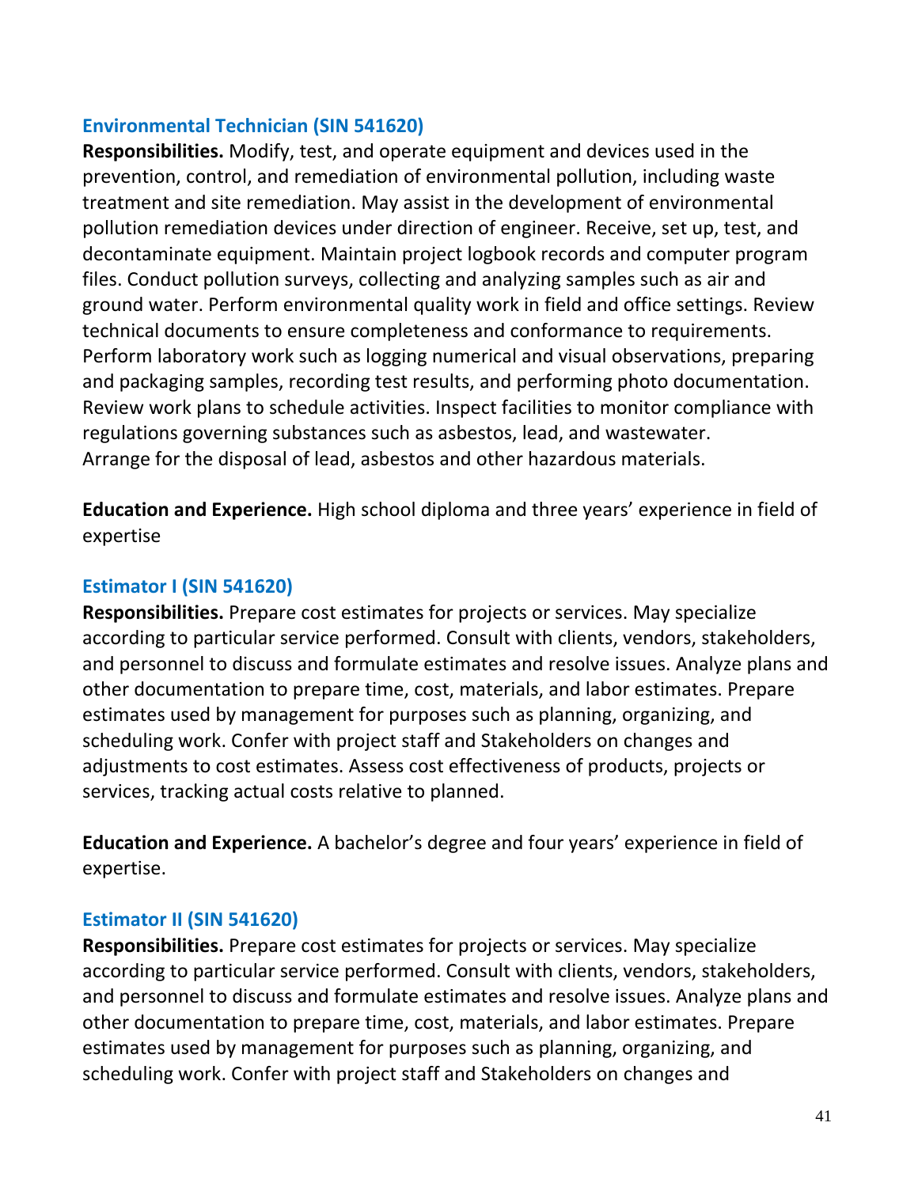### Environmental Technician (SIN 541620)

**Responsibilities.** Modify, test, and operate equipment and devices used in the prevention, control, and remediation of environmental pollution, including waste treatment and site remediation. May assist in the development of environmental pollution remediation devices under direction of engineer. Receive, set up, test, and decontaminate equipment. Maintain project logbook records and computer program files. Conduct pollution surveys, collecting and analyzing samples such as air and ground water. Perform environmental quality work in field and office settings. Review technical documents to ensure completeness and conformance to requirements. Perform laboratory work such as logging numerical and visual observations, preparing and packaging samples, recording test results, and performing photo documentation. Review work plans to schedule activities. Inspect facilities to monitor compliance with regulations governing substances such as asbestos, lead, and wastewater. Arrange for the disposal of lead, asbestos and other hazardous materials.

**Education and Experience.** High school diploma and three years' experience in field of expertise

### Estimator I (SIN 541620)

**Responsibilities.** Prepare cost estimates for projects or services. May specialize according to particular service performed. Consult with clients, vendors, stakeholders, and personnel to discuss and formulate estimates and resolve issues. Analyze plans and other documentation to prepare time, cost, materials, and labor estimates. Prepare estimates used by management for purposes such as planning, organizing, and scheduling work. Confer with project staff and Stakeholders on changes and adjustments to cost estimates. Assess cost effectiveness of products, projects or services, tracking actual costs relative to planned.

**Education and Experience.** A bachelor's degree and four years' experience in field of expertise.

### Estimator II (SIN 541620)

**Responsibilities.** Prepare cost estimates for projects or services. May specialize according to particular service performed. Consult with clients, vendors, stakeholders, and personnel to discuss and formulate estimates and resolve issues. Analyze plans and other documentation to prepare time, cost, materials, and labor estimates. Prepare estimates used by management for purposes such as planning, organizing, and scheduling work. Confer with project staff and Stakeholders on changes and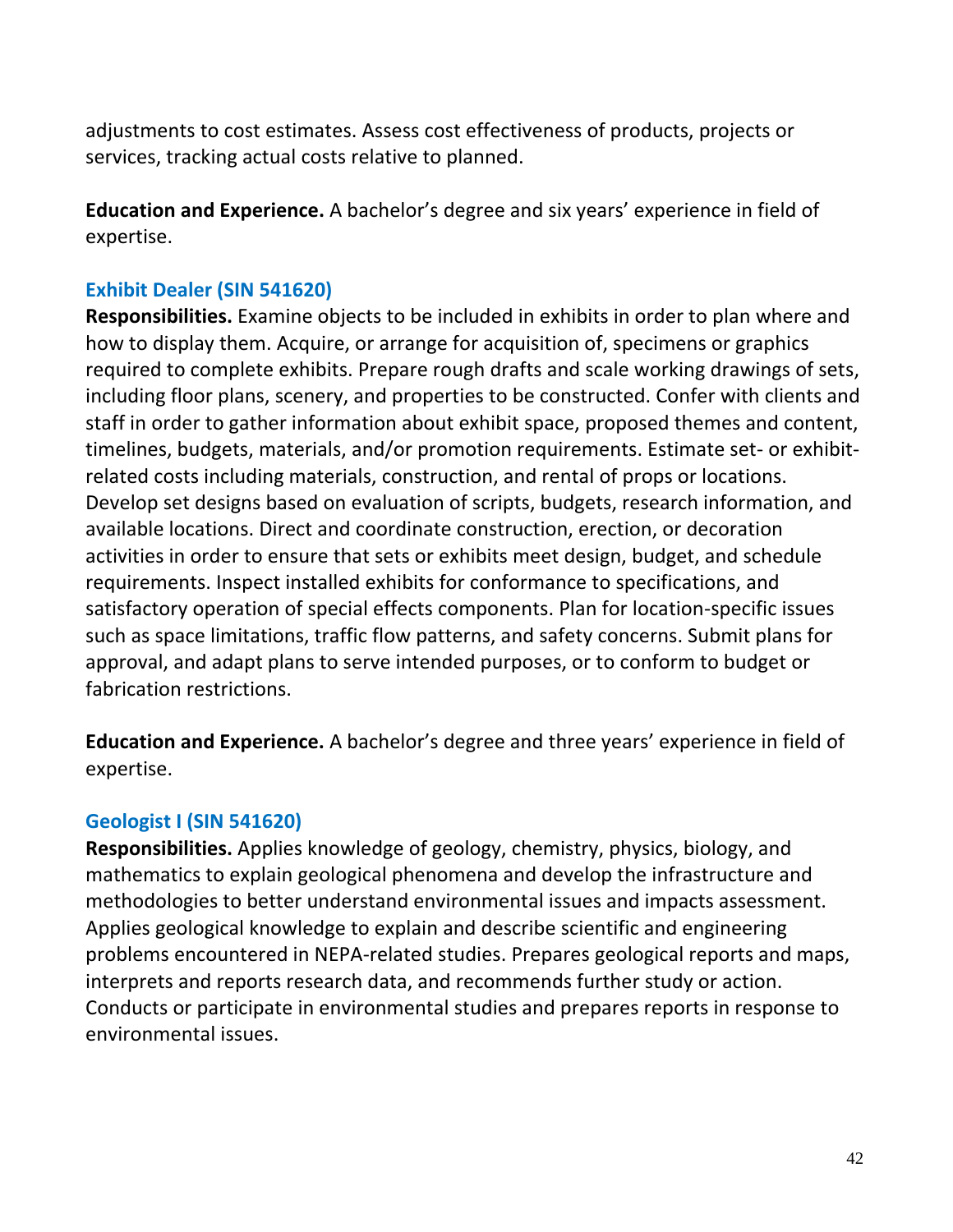adjustments to cost estimates. Assess cost effectiveness of products, projects or services, tracking actual costs relative to planned.

**Education and Experience.** A bachelor's degree and six years' experience in field of expertise.

### Exhibit Dealer (SIN 541620)

**Responsibilities.** Examine objects to be included in exhibits in order to plan where and how to display them. Acquire, or arrange for acquisition of, specimens or graphics required to complete exhibits. Prepare rough drafts and scale working drawings of sets, including floor plans, scenery, and properties to be constructed. Confer with clients and staff in order to gather information about exhibit space, proposed themes and content, timelines, budgets, materials, and/or promotion requirements. Estimate set- or exhibit-related costs including materials, construction, and rental of props or locations. Develop set designs based on evaluation of scripts, budgets, research information, and available locations. Direct and coordinate construction, erection, or decoration activities in order to ensure that sets or exhibits meet design, budget, and schedule requirements. Inspect installed exhibits for conformance to specifications, and satisfactory operation of special effects components. Plan for location-specific issues such as space limitations, traffic flow patterns, and safety concerns. Submit plans for approval, and adapt plans to serve intended purposes, or to conform to budget or fabrication restrictions.

**Education and Experience.** A bachelor's degree and three years' experience in field of expertise.

### Geologist I (SIN 541620)

**Responsibilities.** Applies knowledge of geology, chemistry, physics, biology, and mathematics to explain geological phenomena and develop the infrastructure and methodologies to better understand environmental issues and impacts assessment. Applies geological knowledge to explain and describe scientific and engineering problems encountered in NEPA-related studies. Prepares geological reports and maps, interprets and reports research data, and recommends further study or action. Conducts or participate in environmental studies and prepares reports in response to environmental issues.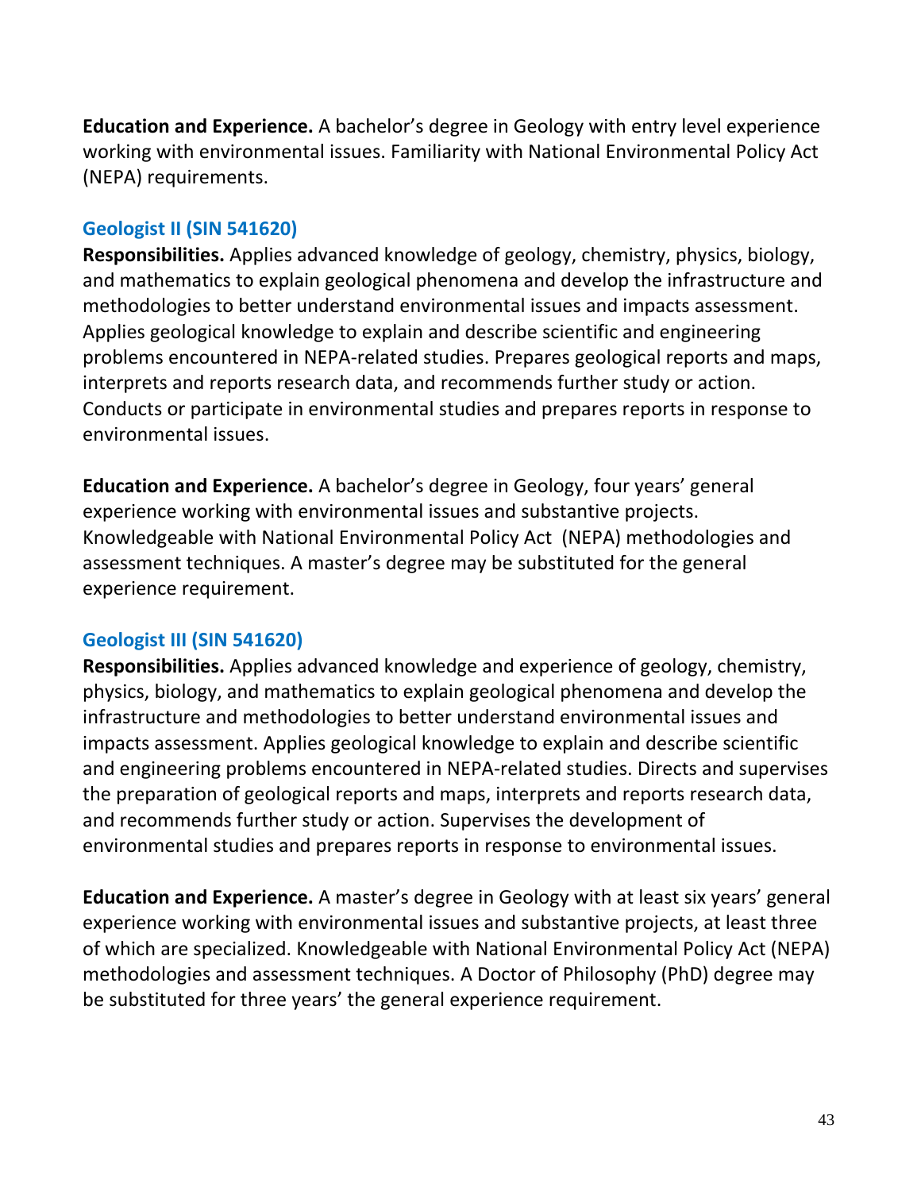**Education and Experience.** A bachelor's degree in Geology with entry level experience working with environmental issues. Familiarity with National Environmental Policy Act (NEPA) requirements.

### Geologist II (SIN 541620)

**Responsibilities.** Applies advanced knowledge of geology, chemistry, physics, biology, and mathematics to explain geological phenomena and develop the infrastructure and methodologies to better understand environmental issues and impacts assessment. Applies geological knowledge to explain and describe scientific and engineering problems encountered in NEPA-related studies. Prepares geological reports and maps, interprets and reports research data, and recommends further study or action. Conducts or participate in environmental studies and prepares reports in response to environmental issues.

**Education and Experience.** A bachelor's degree in Geology, four years' general experience working with environmental issues and substantive projects. Knowledgeable with National Environmental Policy Act (NEPA) methodologies and assessment techniques. A master's degree may be substituted for the general experience requirement.

### Geologist III (SIN 541620)

**Responsibilities.** Applies advanced knowledge and experience of geology, chemistry, physics, biology, and mathematics to explain geological phenomena and develop the infrastructure and methodologies to better understand environmental issues and impacts assessment. Applies geological knowledge to explain and describe scientific and engineering problems encountered in NEPA-related studies. Directs and supervises the preparation of geological reports and maps, interprets and reports research data, and recommends further study or action. Supervises the development of environmental studies and prepares reports in response to environmental issues.

**Education and Experience.** A master's degree in Geology with at least six years' general experience working with environmental issues and substantive projects, at least three of which are specialized. Knowledgeable with National Environmental Policy Act (NEPA) methodologies and assessment techniques. A Doctor of Philosophy (PhD) degree may be substituted for three years' the general experience requirement.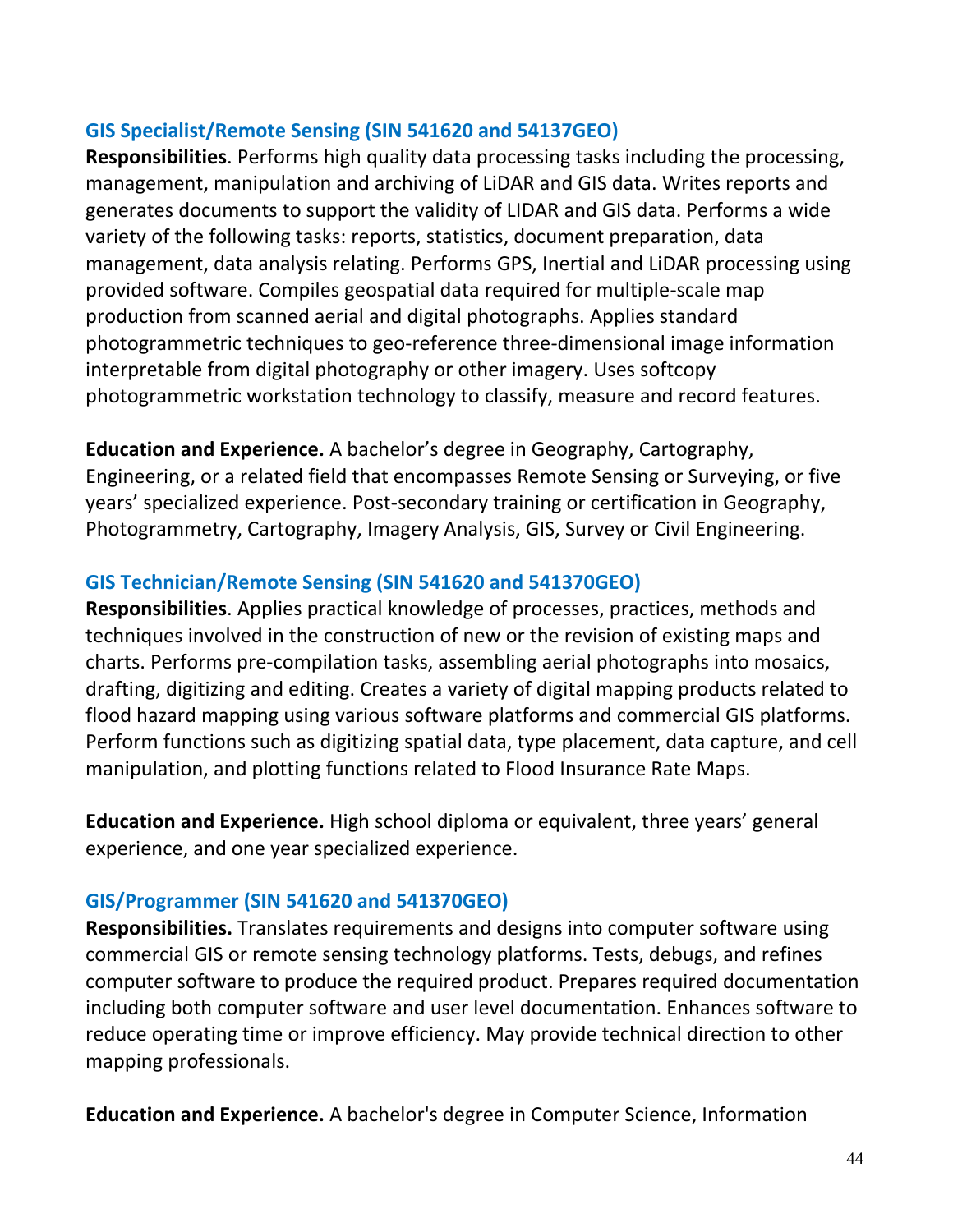### GIS Specialist/Remote Sensing (SIN 541620 and 54137GEO)

**Responsibilities**. Performs high quality data processing tasks including the processing, management, manipulation and archiving of LiDAR and GIS data. Writes reports and generates documents to support the validity of LIDAR and GIS data. Performs a wide variety of the following tasks: reports, statistics, document preparation, data management, data analysis relating. Performs GPS, Inertial and LiDAR processing using provided software. Compiles geospatial data required for multiple-scale map production from scanned aerial and digital photographs. Applies standard photogrammetric techniques to geo-reference three-dimensional image information interpretable from digital photography or other imagery. Uses softcopy photogrammetric workstation technology to classify, measure and record features.

**Education and Experience.** A bachelor's degree in Geography, Cartography, Engineering, or a related field that encompasses Remote Sensing or Surveying, or five years' specialized experience. Post-secondary training or certification in Geography, Photogrammetry, Cartography, Imagery Analysis, GIS, Survey or Civil Engineering.

### GIS Technician/Remote Sensing (SIN 541620 and 541370GEO)

**Responsibilities**. Applies practical knowledge of processes, practices, methods and techniques involved in the construction of new or the revision of existing maps and charts. Performs pre-compilation tasks, assembling aerial photographs into mosaics, drafting, digitizing and editing. Creates a variety of digital mapping products related to flood hazard mapping using various software platforms and commercial GIS platforms. Perform functions such as digitizing spatial data, type placement, data capture, and cell manipulation, and plotting functions related to Flood Insurance Rate Maps.

**Education and Experience.** High school diploma or equivalent, three years' general experience, and one year specialized experience.

### GIS/Programmer (SIN 541620 and 541370GEO)

**Responsibilities.** Translates requirements and designs into computer software using commercial GIS or remote sensing technology platforms. Tests, debugs, and refines computer software to produce the required product. Prepares required documentation including both computer software and user level documentation. Enhances software to reduce operating time or improve efficiency. May provide technical direction to other mapping professionals.

**Education and Experience.** A bachelor's degree in Computer Science, Information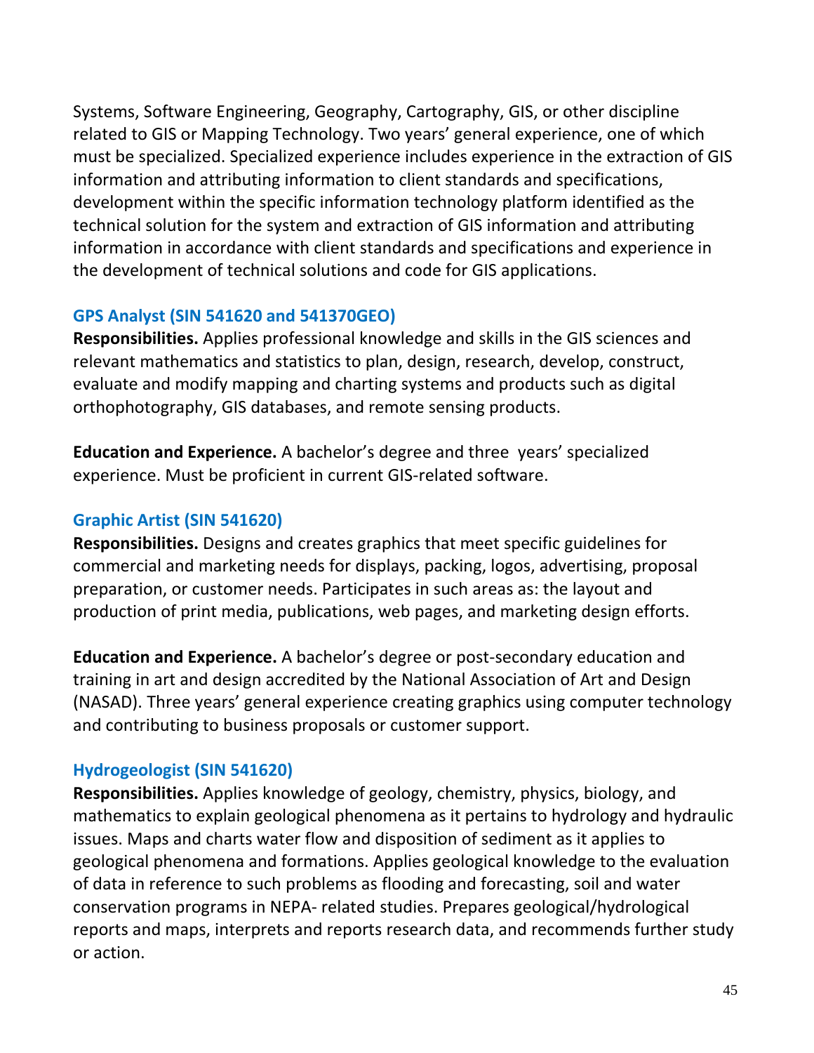Systems, Software Engineering, Geography, Cartography, GIS, or other discipline related to GIS or Mapping Technology. Two years' general experience, one of which must be specialized. Specialized experience includes experience in the extraction of GIS information and attributing information to client standards and specifications, development within the specific information technology platform identified as the technical solution for the system and extraction of GIS information and attributing information in accordance with client standards and specifications and experience in the development of technical solutions and code for GIS applications.

### GPS Analyst (SIN 541620 and 541370GEO)

**Responsibilities.** Applies professional knowledge and skills in the GIS sciences and relevant mathematics and statistics to plan, design, research, develop, construct, evaluate and modify mapping and charting systems and products such as digital orthophotography, GIS databases, and remote sensing products.

**Education and Experience.** A bachelor's degree and three years' specialized experience. Must be proficient in current GIS-related software.

### Graphic Artist (SIN 541620)

**Responsibilities.** Designs and creates graphics that meet specific guidelines for commercial and marketing needs for displays, packing, logos, advertising, proposal preparation, or customer needs. Participates in such areas as: the layout and production of print media, publications, web pages, and marketing design efforts.

**Education and Experience.** A bachelor's degree or post-secondary education and training in art and design accredited by the National Association of Art and Design (NASAD). Three years' general experience creating graphics using computer technology and contributing to business proposals or customer support.

### Hydrogeologist (SIN 541620)

**Responsibilities.** Applies knowledge of geology, chemistry, physics, biology, and mathematics to explain geological phenomena as it pertains to hydrology and hydraulic issues. Maps and charts water flow and disposition of sediment as it applies to geological phenomena and formations. Applies geological knowledge to the evaluation of data in reference to such problems as flooding and forecasting, soil and water conservation programs in NEPA- related studies. Prepares geological/hydrological reports and maps, interprets and reports research data, and recommends further study or action.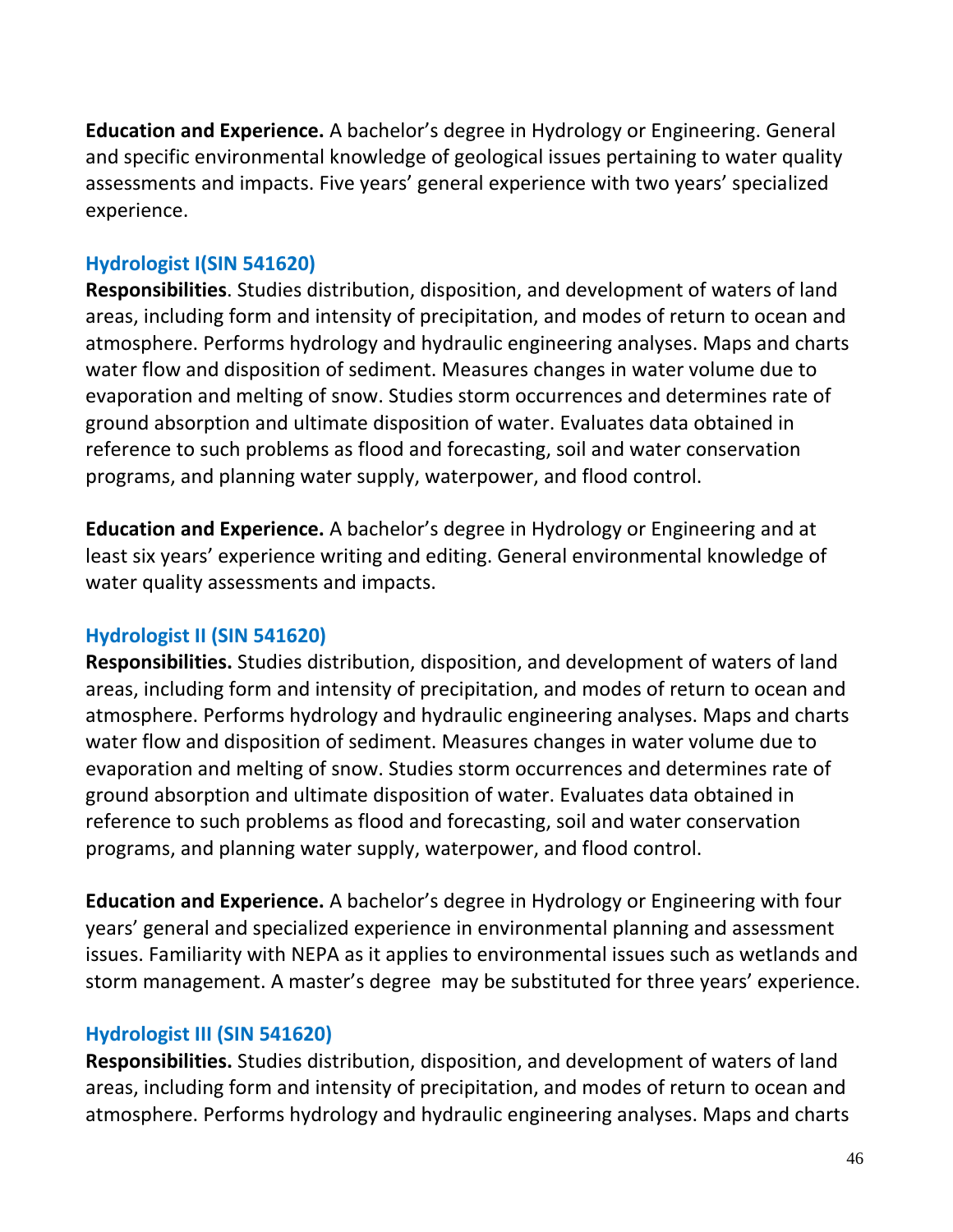**Education and Experience.** A bachelor's degree in Hydrology or Engineering. General and specific environmental knowledge of geological issues pertaining to water quality assessments and impacts. Five years' general experience with two years' specialized experience.

### Hydrologist I(SIN 541620)

**Responsibilities**. Studies distribution, disposition, and development of waters of land areas, including form and intensity of precipitation, and modes of return to ocean and atmosphere. Performs hydrology and hydraulic engineering analyses. Maps and charts water flow and disposition of sediment. Measures changes in water volume due to evaporation and melting of snow. Studies storm occurrences and determines rate of ground absorption and ultimate disposition of water. Evaluates data obtained in reference to such problems as flood and forecasting, soil and water conservation programs, and planning water supply, waterpower, and flood control.

**Education and Experience.** A bachelor's degree in Hydrology or Engineering and at least six years' experience writing and editing. General environmental knowledge of water quality assessments and impacts.

### Hydrologist II (SIN 541620)

**Responsibilities.** Studies distribution, disposition, and development of waters of land areas, including form and intensity of precipitation, and modes of return to ocean and atmosphere. Performs hydrology and hydraulic engineering analyses. Maps and charts water flow and disposition of sediment. Measures changes in water volume due to evaporation and melting of snow. Studies storm occurrences and determines rate of ground absorption and ultimate disposition of water. Evaluates data obtained in reference to such problems as flood and forecasting, soil and water conservation programs, and planning water supply, waterpower, and flood control.

**Education and Experience.** A bachelor's degree in Hydrology or Engineering with four years' general and specialized experience in environmental planning and assessment issues. Familiarity with NEPA as it applies to environmental issues such as wetlands and storm management. A master's degree may be substituted for three years' experience.

### Hydrologist III (SIN 541620)

**Responsibilities.** Studies distribution, disposition, and development of waters of land areas, including form and intensity of precipitation, and modes of return to ocean and atmosphere. Performs hydrology and hydraulic engineering analyses. Maps and charts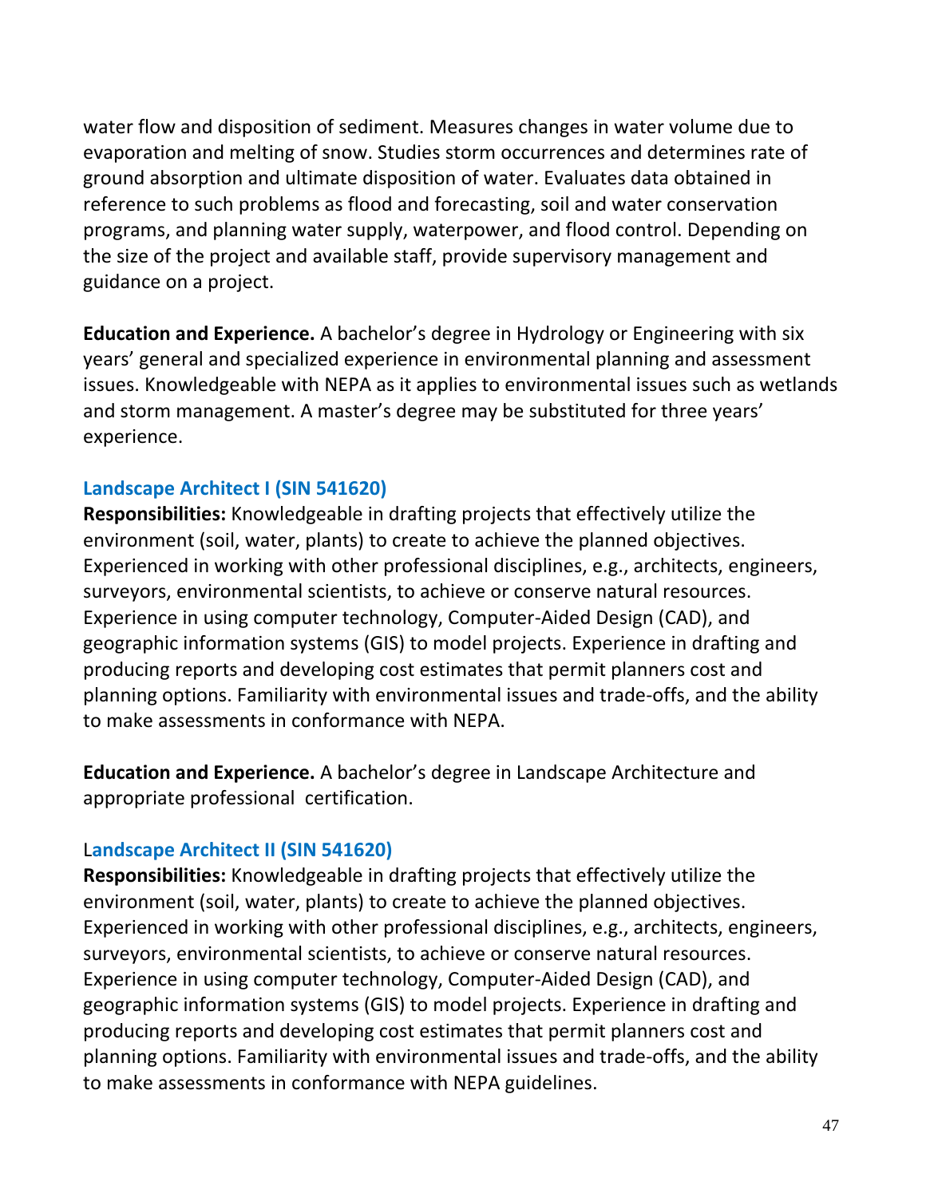water flow and disposition of sediment. Measures changes in water volume due to evaporation and melting of snow. Studies storm occurrences and determines rate of ground absorption and ultimate disposition of water. Evaluates data obtained in reference to such problems as flood and forecasting, soil and water conservation programs, and planning water supply, waterpower, and flood control. Depending on the size of the project and available staff, provide supervisory management and guidance on a project.

**Education and Experience.** A bachelor's degree in Hydrology or Engineering with six years' general and specialized experience in environmental planning and assessment issues. Knowledgeable with NEPA as it applies to environmental issues such as wetlands and storm management. A master's degree may be substituted for three years' experience.

### Landscape Architect I (SIN 541620)

**Responsibilities:** Knowledgeable in drafting projects that effectively utilize the environment (soil, water, plants) to create to achieve the planned objectives. Experienced in working with other professional disciplines, e.g., architects, engineers, surveyors, environmental scientists, to achieve or conserve natural resources. Experience in using computer technology, Computer-Aided Design (CAD), and geographic information systems (GIS) to model projects. Experience in drafting and producing reports and developing cost estimates that permit planners cost and planning options. Familiarity with environmental issues and trade-offs, and the ability to make assessments in conformance with NEPA.

**Education and Experience.** A bachelor's degree in Landscape Architecture and appropriate professional certification.

### Landscape Architect II (SIN 541620)

**Responsibilities:** Knowledgeable in drafting projects that effectively utilize the environment (soil, water, plants) to create to achieve the planned objectives. Experienced in working with other professional disciplines, e.g., architects, engineers, surveyors, environmental scientists, to achieve or conserve natural resources. Experience in using computer technology, Computer-Aided Design (CAD), and geographic information systems (GIS) to model projects. Experience in drafting and producing reports and developing cost estimates that permit planners cost and planning options. Familiarity with environmental issues and trade-offs, and the ability to make assessments in conformance with NEPA guidelines.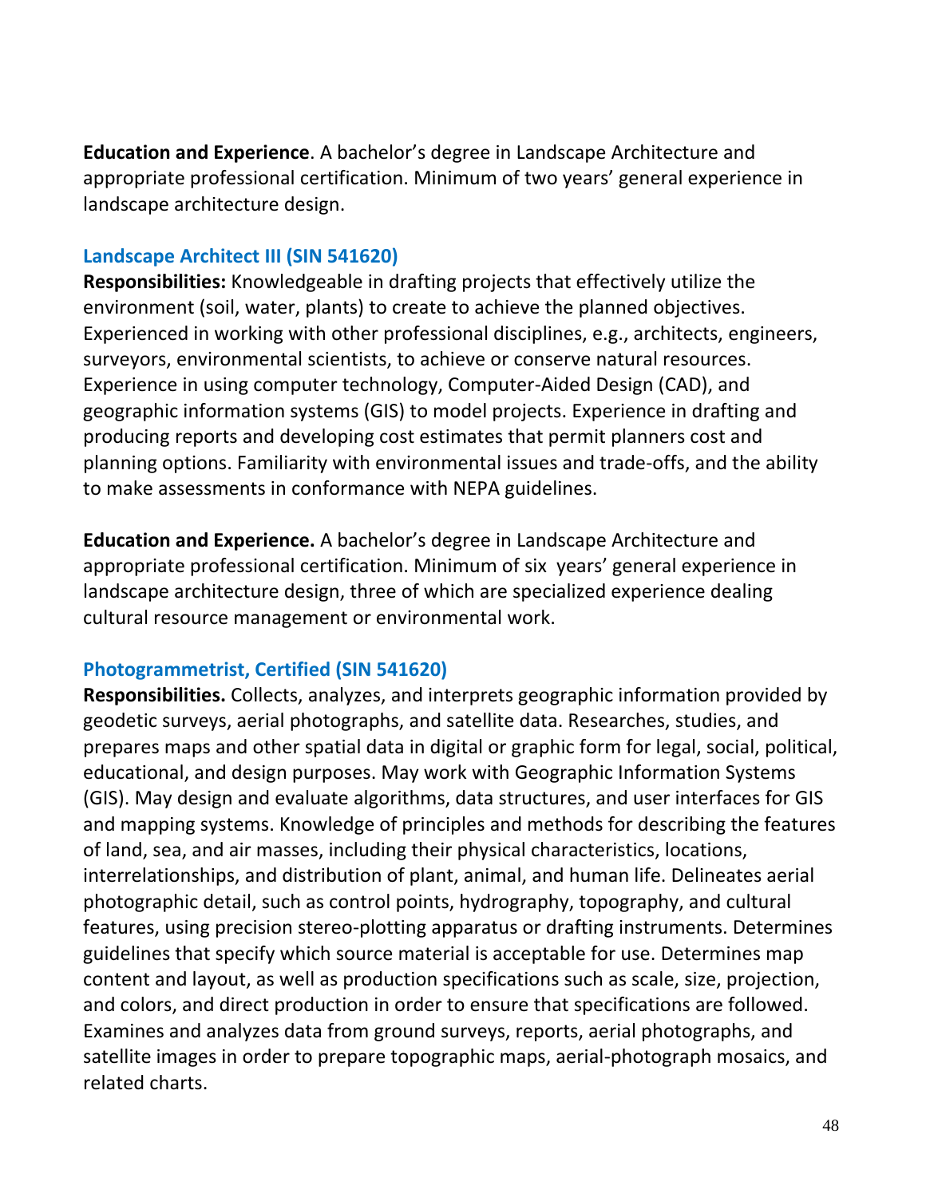**Education and Experience**. A bachelor's degree in Landscape Architecture and appropriate professional certification. Minimum of two years' general experience in landscape architecture design.

### Landscape Architect III (SIN 541620)

**Responsibilities:** Knowledgeable in drafting projects that effectively utilize the environment (soil, water, plants) to create to achieve the planned objectives. Experienced in working with other professional disciplines, e.g., architects, engineers, surveyors, environmental scientists, to achieve or conserve natural resources. Experience in using computer technology, Computer-Aided Design (CAD), and geographic information systems (GIS) to model projects. Experience in drafting and producing reports and developing cost estimates that permit planners cost and planning options. Familiarity with environmental issues and trade-offs, and the ability to make assessments in conformance with NEPA guidelines.

**Education and Experience.** A bachelor's degree in Landscape Architecture and appropriate professional certification. Minimum of six years' general experience in landscape architecture design, three of which are specialized experience dealing cultural resource management or environmental work.

### Photogrammetrist, Certified (SIN 541620)

**Responsibilities.** Collects, analyzes, and interprets geographic information provided by geodetic surveys, aerial photographs, and satellite data. Researches, studies, and prepares maps and other spatial data in digital or graphic form for legal, social, political, educational, and design purposes. May work with Geographic Information Systems (GIS). May design and evaluate algorithms, data structures, and user interfaces for GIS and mapping systems. Knowledge of principles and methods for describing the features of land, sea, and air masses, including their physical characteristics, locations, interrelationships, and distribution of plant, animal, and human life. Delineates aerial photographic detail, such as control points, hydrography, topography, and cultural features, using precision stereo-plotting apparatus or drafting instruments. Determines guidelines that specify which source material is acceptable for use. Determines map content and layout, as well as production specifications such as scale, size, projection, and colors, and direct production in order to ensure that specifications are followed. Examines and analyzes data from ground surveys, reports, aerial photographs, and satellite images in order to prepare topographic maps, aerial-photograph mosaics, and related charts.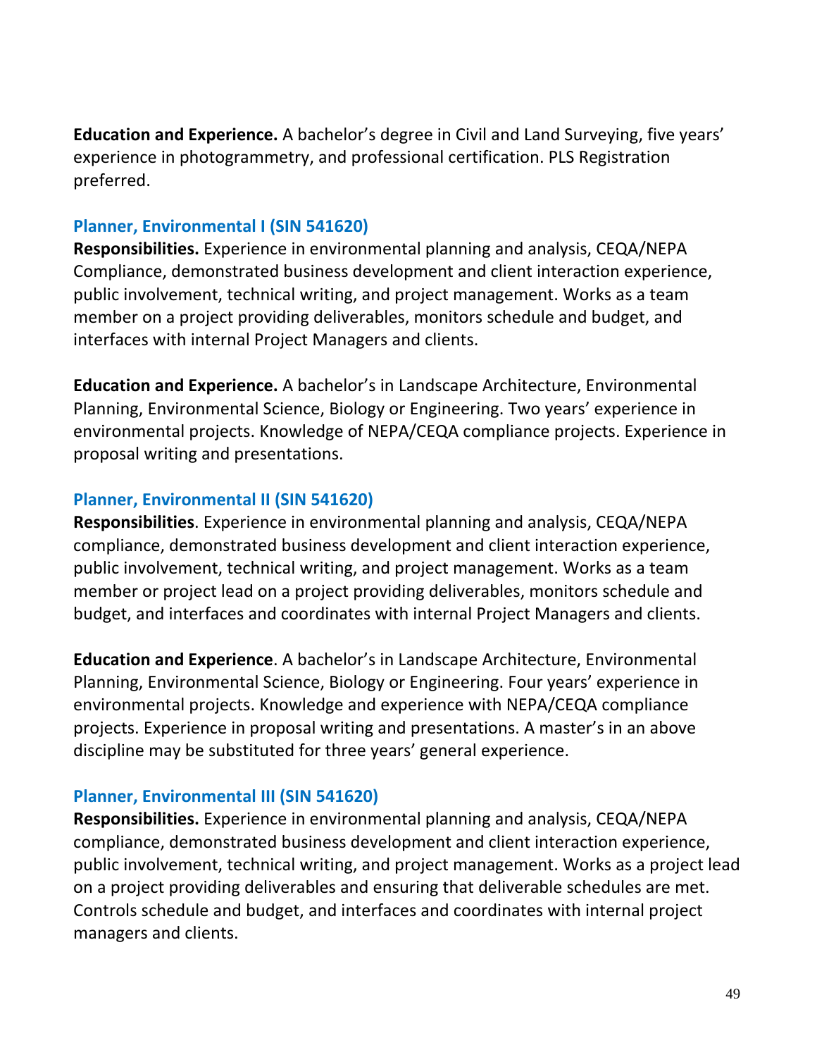**Education and Experience.** A bachelor's degree in Civil and Land Surveying, five years' experience in photogrammetry, and professional certification. PLS Registration preferred.

### Planner, Environmental I (SIN 541620)

**Responsibilities.** Experience in environmental planning and analysis, CEQA/NEPA Compliance, demonstrated business development and client interaction experience, public involvement, technical writing, and project management. Works as a team member on a project providing deliverables, monitors schedule and budget, and interfaces with internal Project Managers and clients.

**Education and Experience.** A bachelor's in Landscape Architecture, Environmental Planning, Environmental Science, Biology or Engineering. Two years' experience in environmental projects. Knowledge of NEPA/CEQA compliance projects. Experience in proposal writing and presentations.

### Planner, Environmental II (SIN 541620)

**Responsibilities**. Experience in environmental planning and analysis, CEQA/NEPA compliance, demonstrated business development and client interaction experience, public involvement, technical writing, and project management. Works as a team member or project lead on a project providing deliverables, monitors schedule and budget, and interfaces and coordinates with internal Project Managers and clients.

**Education and Experience**. A bachelor's in Landscape Architecture, Environmental Planning, Environmental Science, Biology or Engineering. Four years' experience in environmental projects. Knowledge and experience with NEPA/CEQA compliance projects. Experience in proposal writing and presentations. A master's in an above discipline may be substituted for three years' general experience.

### Planner, Environmental III (SIN 541620)

**Responsibilities.** Experience in environmental planning and analysis, CEQA/NEPA compliance, demonstrated business development and client interaction experience, public involvement, technical writing, and project management. Works as a project lead on a project providing deliverables and ensuring that deliverable schedules are met. Controls schedule and budget, and interfaces and coordinates with internal project managers and clients.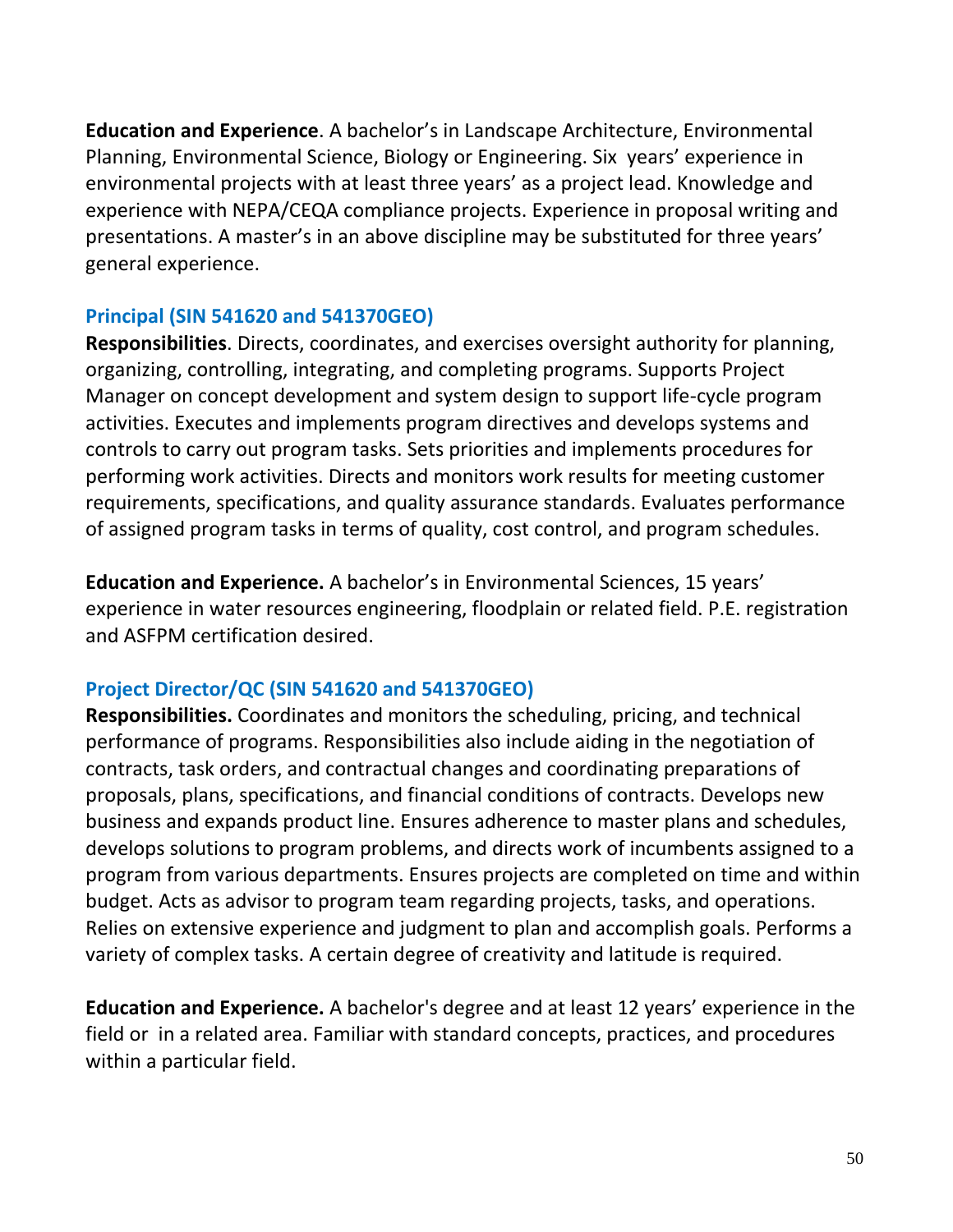**Education and Experience**. A bachelor's in Landscape Architecture, Environmental Planning, Environmental Science, Biology or Engineering. Six years' experience in environmental projects with at least three years' as a project lead. Knowledge and experience with NEPA/CEQA compliance projects. Experience in proposal writing and presentations. A master's in an above discipline may be substituted for three years' general experience.

### Principal (SIN 541620 and 541370GEO)

**Responsibilities**. Directs, coordinates, and exercises oversight authority for planning, organizing, controlling, integrating, and completing programs. Supports Project Manager on concept development and system design to support life-cycle program activities. Executes and implements program directives and develops systems and controls to carry out program tasks. Sets priorities and implements procedures for performing work activities. Directs and monitors work results for meeting customer requirements, specifications, and quality assurance standards. Evaluates performance of assigned program tasks in terms of quality, cost control, and program schedules.

**Education and Experience.** A bachelor's in Environmental Sciences, 15 years' experience in water resources engineering, floodplain or related field. P.E. registration and ASFPM certification desired.

### Project Director/QC (SIN 541620 and 541370GEO)

**Responsibilities.** Coordinates and monitors the scheduling, pricing, and technical performance of programs. Responsibilities also include aiding in the negotiation of contracts, task orders, and contractual changes and coordinating preparations of proposals, plans, specifications, and financial conditions of contracts. Develops new business and expands product line. Ensures adherence to master plans and schedules, develops solutions to program problems, and directs work of incumbents assigned to a program from various departments. Ensures projects are completed on time and within budget. Acts as advisor to program team regarding projects, tasks, and operations. Relies on extensive experience and judgment to plan and accomplish goals. Performs a variety of complex tasks. A certain degree of creativity and latitude is required.

**Education and Experience.** A bachelor's degree and at least 12 years' experience in the field or in a related area. Familiar with standard concepts, practices, and procedures within a particular field.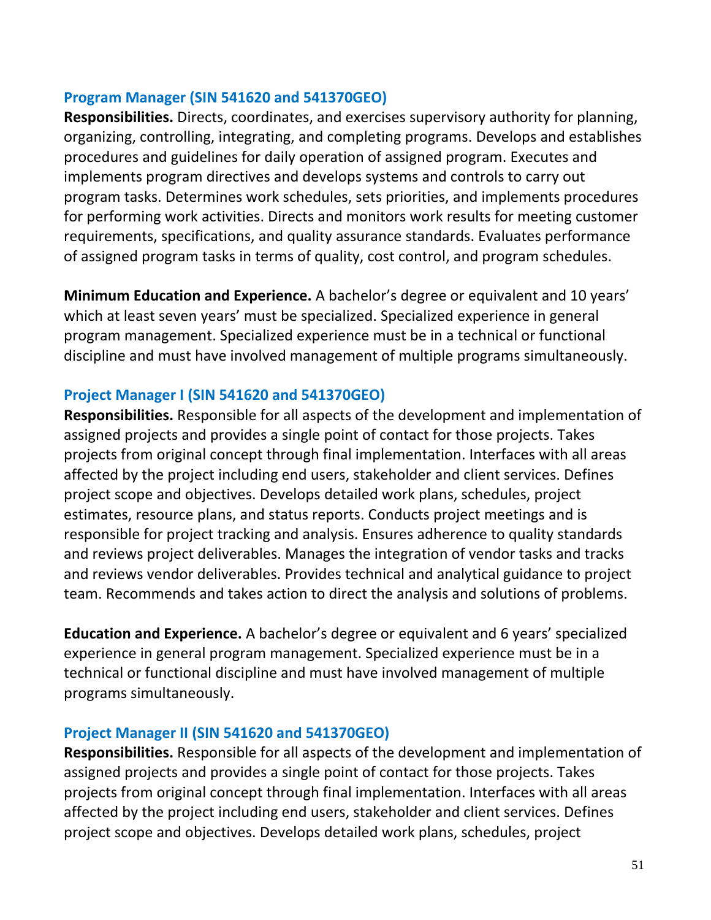### Program Manager (SIN 541620 and 541370GEO)

**Responsibilities.** Directs, coordinates, and exercises supervisory authority for planning, organizing, controlling, integrating, and completing programs. Develops and establishes procedures and guidelines for daily operation of assigned program. Executes and implements program directives and develops systems and controls to carry out program tasks. Determines work schedules, sets priorities, and implements procedures for performing work activities. Directs and monitors work results for meeting customer requirements, specifications, and quality assurance standards. Evaluates performance of assigned program tasks in terms of quality, cost control, and program schedules.

**Minimum Education and Experience.** A bachelor's degree or equivalent and 10 years' which at least seven years' must be specialized. Specialized experience in general program management. Specialized experience must be in a technical or functional discipline and must have involved management of multiple programs simultaneously.

### Project Manager I (SIN 541620 and 541370GEO)

**Responsibilities.** Responsible for all aspects of the development and implementation of assigned projects and provides a single point of contact for those projects. Takes projects from original concept through final implementation. Interfaces with all areas affected by the project including end users, stakeholder and client services. Defines project scope and objectives. Develops detailed work plans, schedules, project estimates, resource plans, and status reports. Conducts project meetings and is responsible for project tracking and analysis. Ensures adherence to quality standards and reviews project deliverables. Manages the integration of vendor tasks and tracks and reviews vendor deliverables. Provides technical and analytical guidance to project team. Recommends and takes action to direct the analysis and solutions of problems.

**Education and Experience.** A bachelor's degree or equivalent and 6 years' specialized experience in general program management. Specialized experience must be in a technical or functional discipline and must have involved management of multiple programs simultaneously.

### Project Manager II (SIN 541620 and 541370GEO)

**Responsibilities.** Responsible for all aspects of the development and implementation of assigned projects and provides a single point of contact for those projects. Takes projects from original concept through final implementation. Interfaces with all areas affected by the project including end users, stakeholder and client services. Defines project scope and objectives. Develops detailed work plans, schedules, project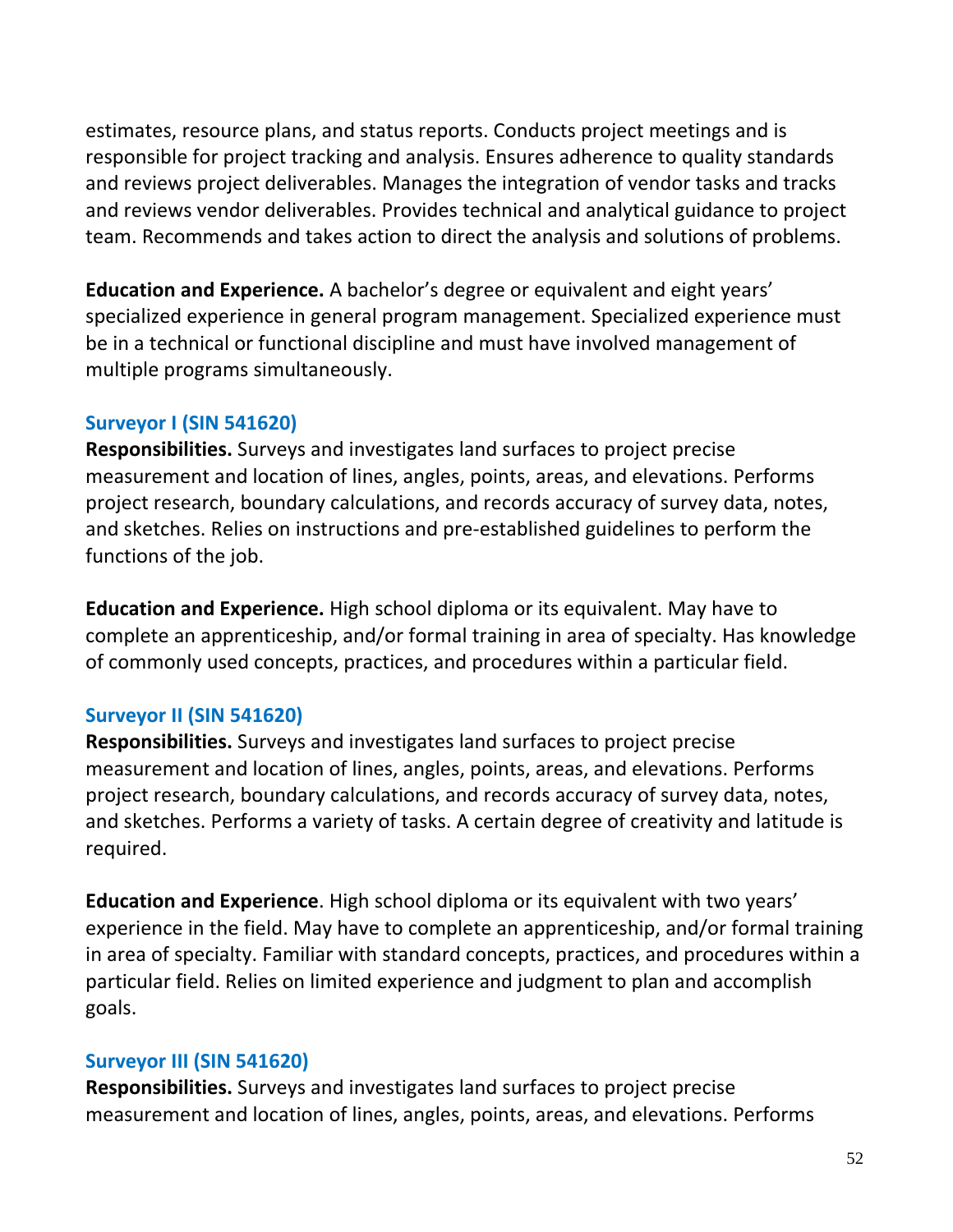estimates, resource plans, and status reports. Conducts project meetings and is responsible for project tracking and analysis. Ensures adherence to quality standards and reviews project deliverables. Manages the integration of vendor tasks and tracks and reviews vendor deliverables. Provides technical and analytical guidance to project team. Recommends and takes action to direct the analysis and solutions of problems.

**Education and Experience.** A bachelor's degree or equivalent and eight years' specialized experience in general program management. Specialized experience must be in a technical or functional discipline and must have involved management of multiple programs simultaneously.

### Surveyor I (SIN 541620)

**Responsibilities.** Surveys and investigates land surfaces to project precise measurement and location of lines, angles, points, areas, and elevations. Performs project research, boundary calculations, and records accuracy of survey data, notes, and sketches. Relies on instructions and pre-established guidelines to perform the functions of the job.

**Education and Experience.** High school diploma or its equivalent. May have to complete an apprenticeship, and/or formal training in area of specialty. Has knowledge of commonly used concepts, practices, and procedures within a particular field.

### Surveyor II (SIN 541620)

**Responsibilities.** Surveys and investigates land surfaces to project precise measurement and location of lines, angles, points, areas, and elevations. Performs project research, boundary calculations, and records accuracy of survey data, notes, and sketches. Performs a variety of tasks. A certain degree of creativity and latitude is required.

**Education and Experience**. High school diploma or its equivalent with two years' experience in the field. May have to complete an apprenticeship, and/or formal training in area of specialty. Familiar with standard concepts, practices, and procedures within a particular field. Relies on limited experience and judgment to plan and accomplish goals.

### Surveyor III (SIN 541620)

**Responsibilities.** Surveys and investigates land surfaces to project precise measurement and location of lines, angles, points, areas, and elevations. Performs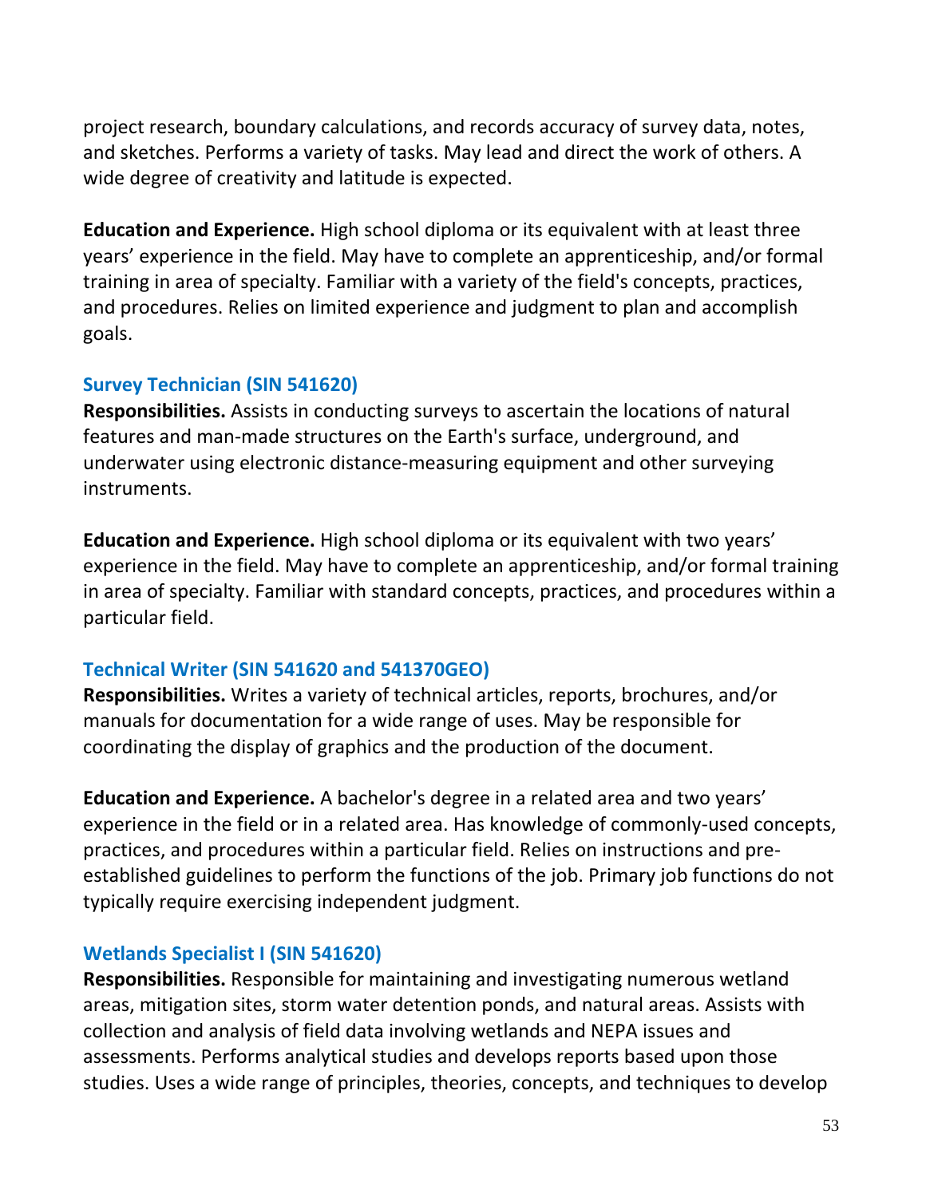project research, boundary calculations, and records accuracy of survey data, notes, and sketches. Performs a variety of tasks. May lead and direct the work of others. A wide degree of creativity and latitude is expected.

**Education and Experience.** High school diploma or its equivalent with at least three years' experience in the field. May have to complete an apprenticeship, and/or formal training in area of specialty. Familiar with a variety of the field's concepts, practices, and procedures. Relies on limited experience and judgment to plan and accomplish goals.

### Survey Technician (SIN 541620)

**Responsibilities.** Assists in conducting surveys to ascertain the locations of natural features and man-made structures on the Earth's surface, underground, and underwater using electronic distance-measuring equipment and other surveying instruments.

**Education and Experience.** High school diploma or its equivalent with two years' experience in the field. May have to complete an apprenticeship, and/or formal training in area of specialty. Familiar with standard concepts, practices, and procedures within a particular field.

### Technical Writer (SIN 541620 and 541370GEO)

**Responsibilities.** Writes a variety of technical articles, reports, brochures, and/or manuals for documentation for a wide range of uses. May be responsible for coordinating the display of graphics and the production of the document.

**Education and Experience.** A bachelor's degree in a related area and two years' experience in the field or in a related area. Has knowledge of commonly-used concepts, practices, and procedures within a particular field. Relies on instructions and pre-established guidelines to perform the functions of the job. Primary job functions do not typically require exercising independent judgment.

### Wetlands Specialist I (SIN 541620)

**Responsibilities.** Responsible for maintaining and investigating numerous wetland areas, mitigation sites, storm water detention ponds, and natural areas. Assists with collection and analysis of field data involving wetlands and NEPA issues and assessments. Performs analytical studies and develops reports based upon those studies. Uses a wide range of principles, theories, concepts, and techniques to develop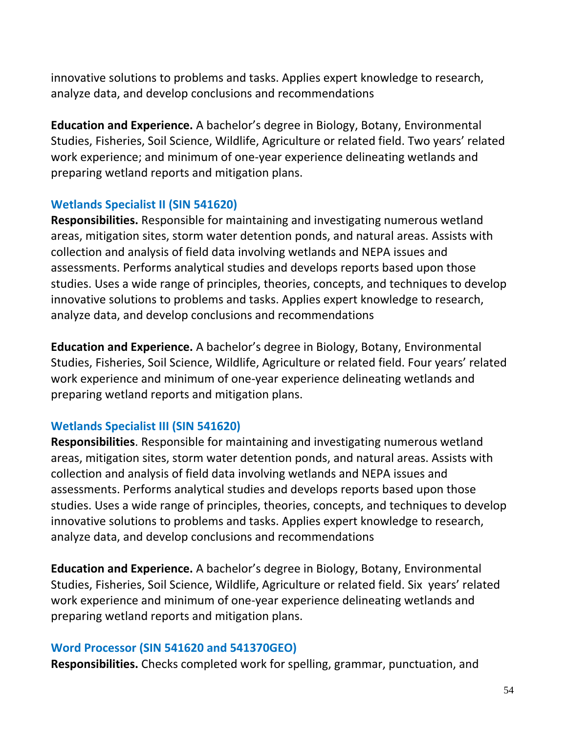innovative solutions to problems and tasks. Applies expert knowledge to research, analyze data, and develop conclusions and recommendations

**Education and Experience.** A bachelor's degree in Biology, Botany, Environmental Studies, Fisheries, Soil Science, Wildlife, Agriculture or related field. Two years' related work experience; and minimum of one-year experience delineating wetlands and preparing wetland reports and mitigation plans.

### Wetlands Specialist II (SIN 541620)

**Responsibilities.** Responsible for maintaining and investigating numerous wetland areas, mitigation sites, storm water detention ponds, and natural areas. Assists with collection and analysis of field data involving wetlands and NEPA issues and assessments. Performs analytical studies and develops reports based upon those studies. Uses a wide range of principles, theories, concepts, and techniques to develop innovative solutions to problems and tasks. Applies expert knowledge to research, analyze data, and develop conclusions and recommendations

**Education and Experience.** A bachelor's degree in Biology, Botany, Environmental Studies, Fisheries, Soil Science, Wildlife, Agriculture or related field. Four years' related work experience and minimum of one-year experience delineating wetlands and preparing wetland reports and mitigation plans.

### Wetlands Specialist III (SIN 541620)

**Responsibilities**. Responsible for maintaining and investigating numerous wetland areas, mitigation sites, storm water detention ponds, and natural areas. Assists with collection and analysis of field data involving wetlands and NEPA issues and assessments. Performs analytical studies and develops reports based upon those studies. Uses a wide range of principles, theories, concepts, and techniques to develop innovative solutions to problems and tasks. Applies expert knowledge to research, analyze data, and develop conclusions and recommendations

**Education and Experience.** A bachelor's degree in Biology, Botany, Environmental Studies, Fisheries, Soil Science, Wildlife, Agriculture or related field. Six years' related work experience and minimum of one-year experience delineating wetlands and preparing wetland reports and mitigation plans.

### Word Processor (SIN 541620 and 541370GEO)

**Responsibilities.** Checks completed work for spelling, grammar, punctuation, and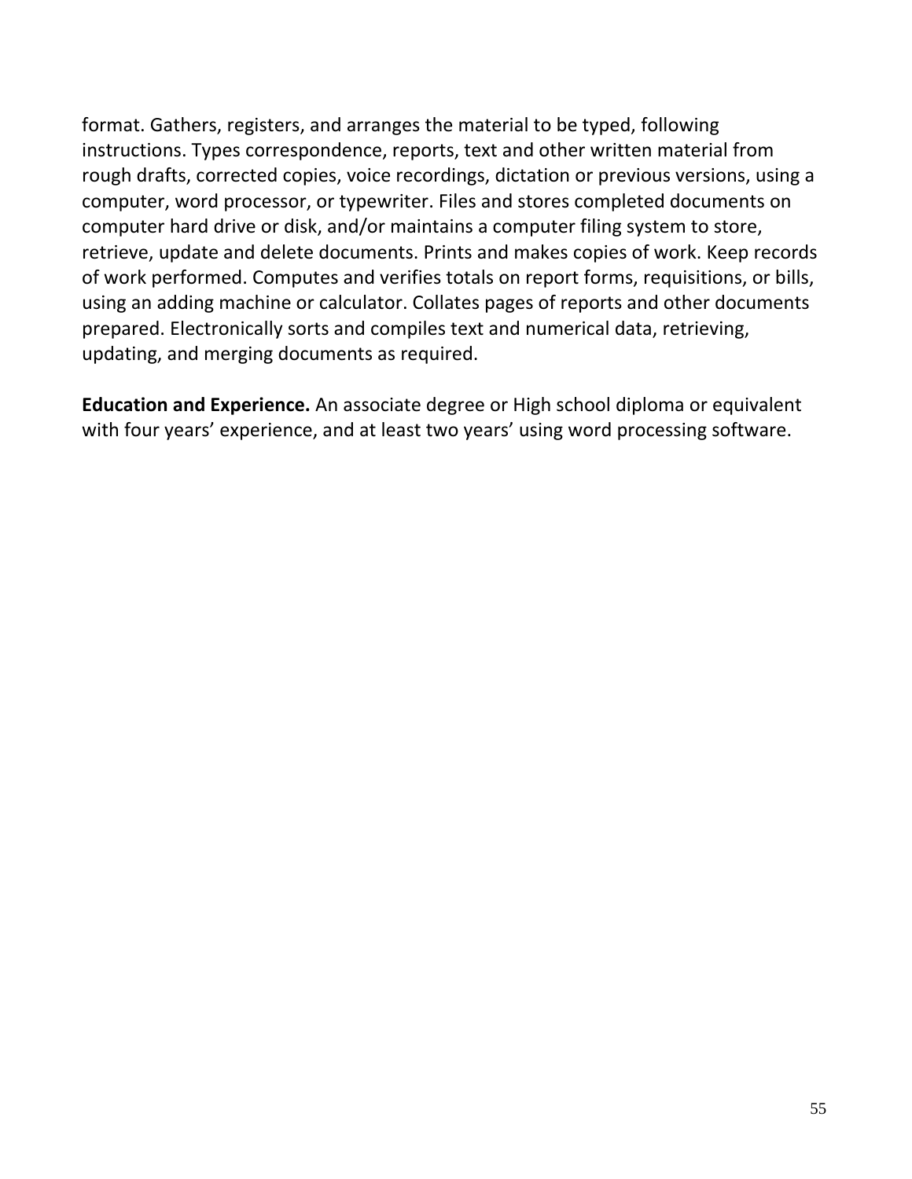format. Gathers, registers, and arranges the material to be typed, following instructions. Types correspondence, reports, text and other written material from rough drafts, corrected copies, voice recordings, dictation or previous versions, using a computer, word processor, or typewriter. Files and stores completed documents on computer hard drive or disk, and/or maintains a computer filing system to store, retrieve, update and delete documents. Prints and makes copies of work. Keep records of work performed. Computes and verifies totals on report forms, requisitions, or bills, using an adding machine or calculator. Collates pages of reports and other documents prepared. Electronically sorts and compiles text and numerical data, retrieving, updating, and merging documents as required.

**Education and Experience.** An associate degree or High school diploma or equivalent with four years' experience, and at least two years' using word processing software.